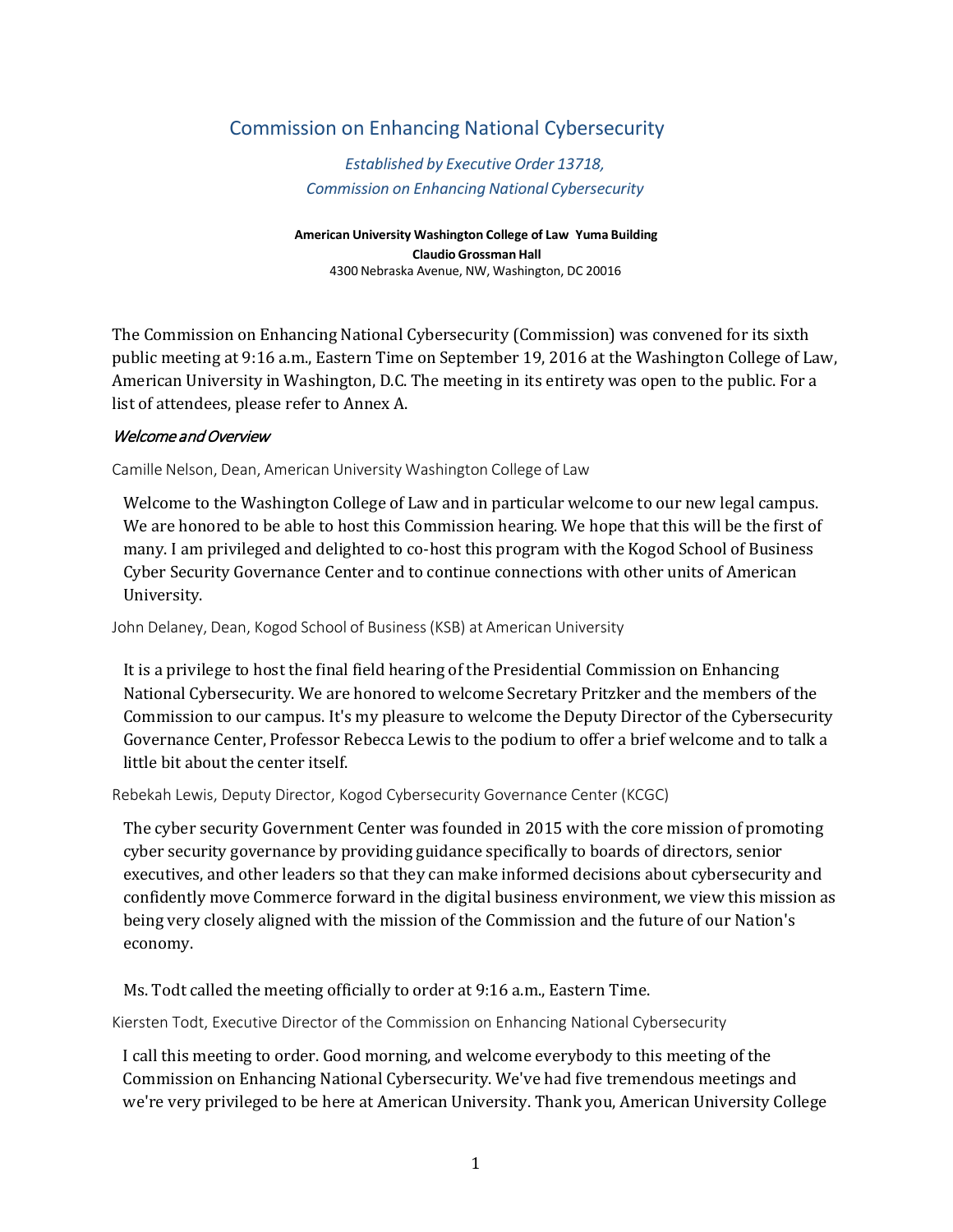# Commission on Enhancing National Cybersecurity

*Established by Executive Order 13718, Commission on Enhancing National Cybersecurity*

**American University Washington College of Law Yuma Building**
**Claudio Grossman Hall**
4300 Nebraska Avenue, NW, Washington, DC 20016

The Commission on Enhancing National Cybersecurity (Commission) was convened for its sixth public meeting at 9:16 a.m., Eastern Time on September 19, 2016 at the Washington College of Law, American University in Washington, D.C. The meeting in its entirety was open to the public. For a list of attendees, please refer to Annex A.

### *Welcome and Overview*

Camille Nelson, Dean, American University Washington College of Law

> Welcome to the Washington College of Law and in particular welcome to our new legal campus. We are honored to be able to host this Commission hearing. We hope that this will be the first of many. I am privileged and delighted to co-host this program with the Kogod School of Business Cyber Security Governance Center and to continue connections with other units of American University.

John Delaney, Dean, Kogod School of Business (KSB) at American University

> It is a privilege to host the final field hearing of the Presidential Commission on Enhancing National Cybersecurity. We are honored to welcome Secretary Pritzker and the members of the Commission to our campus. It's my pleasure to welcome the Deputy Director of the Cybersecurity Governance Center, Professor Rebecca Lewis to the podium to offer a brief welcome and to talk a little bit about the center itself.

Rebekah Lewis, Deputy Director, Kogod Cybersecurity Governance Center (KCGC)

> The cyber security Government Center was founded in 2015 with the core mission of promoting cyber security governance by providing guidance specifically to boards of directors, senior executives, and other leaders so that they can make informed decisions about cybersecurity and confidently move Commerce forward in the digital business environment, we view this mission as being very closely aligned with the mission of the Commission and the future of our Nation's economy.
>
> Ms. Todt called the meeting officially to order at 9:16 a.m., Eastern Time.

Kiersten Todt, Executive Director of the Commission on Enhancing National Cybersecurity

> I call this meeting to order. Good morning, and welcome everybody to this meeting of the Commission on Enhancing National Cybersecurity. We've had five tremendous meetings and we're very privileged to be here at American University. Thank you, American University College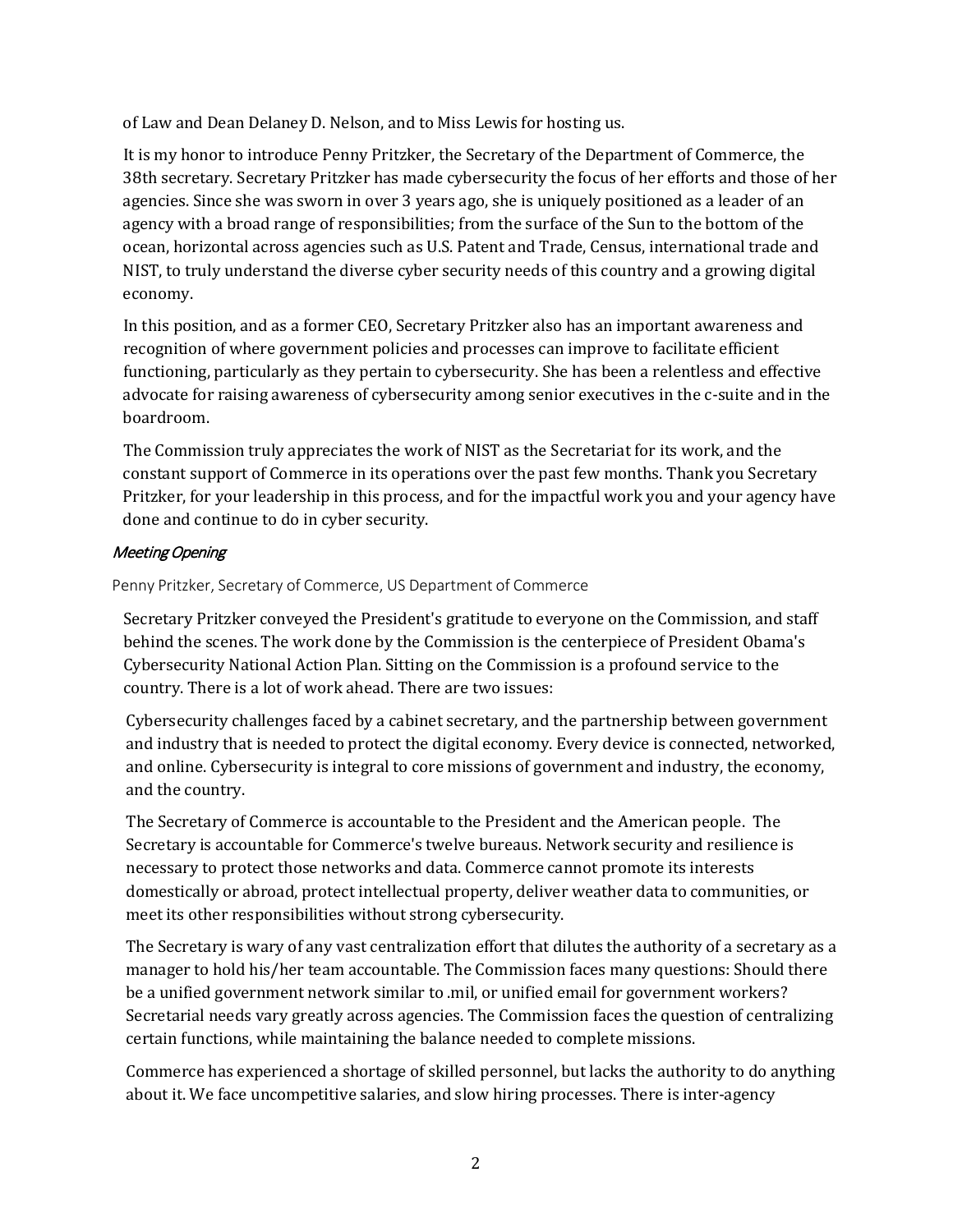of Law and Dean Delaney D. Nelson, and to Miss Lewis for hosting us.

It is my honor to introduce Penny Pritzker, the Secretary of the Department of Commerce, the 38th secretary. Secretary Pritzker has made cybersecurity the focus of her efforts and those of her agencies. Since she was sworn in over 3 years ago, she is uniquely positioned as a leader of an agency with a broad range of responsibilities; from the surface of the Sun to the bottom of the ocean, horizontal across agencies such as U.S. Patent and Trade, Census, international trade and NIST, to truly understand the diverse cyber security needs of this country and a growing digital economy.

In this position, and as a former CEO, Secretary Pritzker also has an important awareness and recognition of where government policies and processes can improve to facilitate efficient functioning, particularly as they pertain to cybersecurity. She has been a relentless and effective advocate for raising awareness of cybersecurity among senior executives in the c-suite and in the boardroom.

The Commission truly appreciates the work of NIST as the Secretariat for its work, and the constant support of Commerce in its operations over the past few months. Thank you Secretary Pritzker, for your leadership in this process, and for the impactful work you and your agency have done and continue to do in cyber security.

### *Meeting Opening*

Penny Pritzker, Secretary of Commerce, US Department of Commerce

Secretary Pritzker conveyed the President's gratitude to everyone on the Commission, and staff behind the scenes. The work done by the Commission is the centerpiece of President Obama's Cybersecurity National Action Plan. Sitting on the Commission is a profound service to the country. There is a lot of work ahead. There are two issues:

Cybersecurity challenges faced by a cabinet secretary, and the partnership between government and industry that is needed to protect the digital economy. Every device is connected, networked, and online. Cybersecurity is integral to core missions of government and industry, the economy, and the country.

The Secretary of Commerce is accountable to the President and the American people. The Secretary is accountable for Commerce's twelve bureaus. Network security and resilience is necessary to protect those networks and data. Commerce cannot promote its interests domestically or abroad, protect intellectual property, deliver weather data to communities, or meet its other responsibilities without strong cybersecurity.

The Secretary is wary of any vast centralization effort that dilutes the authority of a secretary as a manager to hold his/her team accountable. The Commission faces many questions: Should there be a unified government network similar to .mil, or unified email for government workers? Secretarial needs vary greatly across agencies. The Commission faces the question of centralizing certain functions, while maintaining the balance needed to complete missions.

Commerce has experienced a shortage of skilled personnel, but lacks the authority to do anything about it. We face uncompetitive salaries, and slow hiring processes. There is inter-agency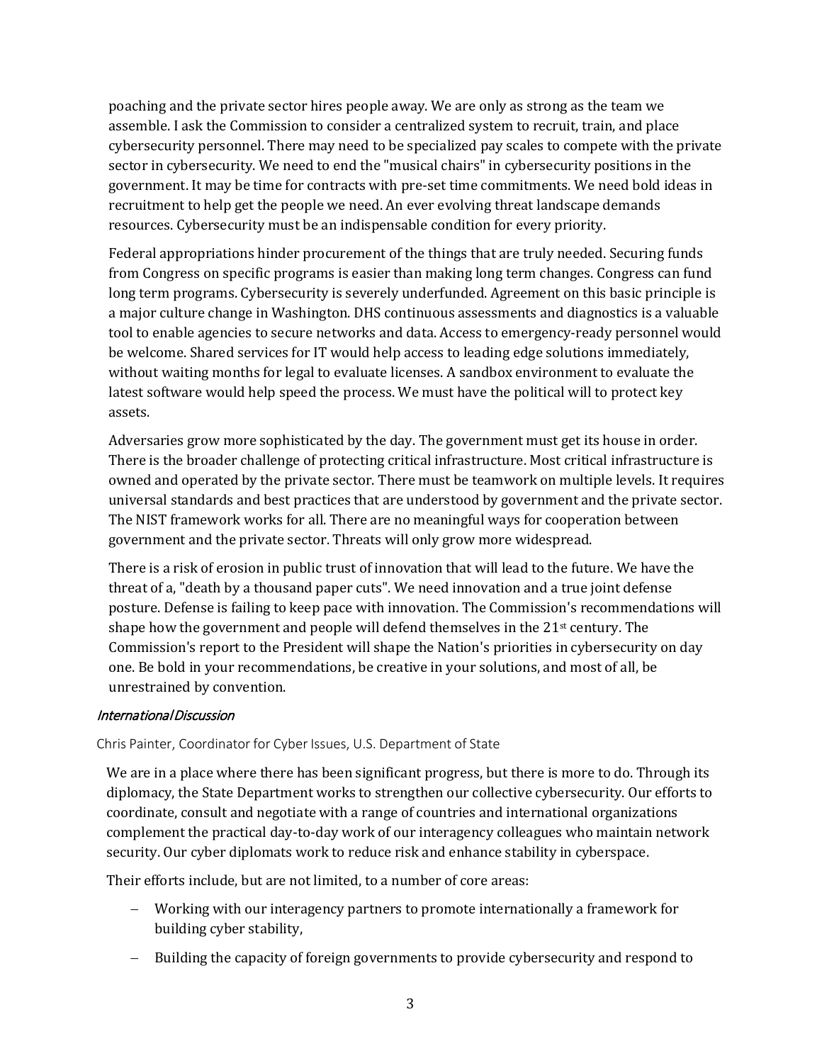poaching and the private sector hires people away. We are only as strong as the team we assemble. I ask the Commission to consider a centralized system to recruit, train, and place cybersecurity personnel. There may need to be specialized pay scales to compete with the private sector in cybersecurity. We need to end the "musical chairs" in cybersecurity positions in the government. It may be time for contracts with pre-set time commitments. We need bold ideas in recruitment to help get the people we need. An ever evolving threat landscape demands resources. Cybersecurity must be an indispensable condition for every priority.

Federal appropriations hinder procurement of the things that are truly needed. Securing funds from Congress on specific programs is easier than making long term changes. Congress can fund long term programs. Cybersecurity is severely underfunded. Agreement on this basic principle is a major culture change in Washington. DHS continuous assessments and diagnostics is a valuable tool to enable agencies to secure networks and data. Access to emergency-ready personnel would be welcome. Shared services for IT would help access to leading edge solutions immediately, without waiting months for legal to evaluate licenses. A sandbox environment to evaluate the latest software would help speed the process. We must have the political will to protect key assets.

Adversaries grow more sophisticated by the day. The government must get its house in order. There is the broader challenge of protecting critical infrastructure. Most critical infrastructure is owned and operated by the private sector. There must be teamwork on multiple levels. It requires universal standards and best practices that are understood by government and the private sector. The NIST framework works for all. There are no meaningful ways for cooperation between government and the private sector. Threats will only grow more widespread.

There is a risk of erosion in public trust of innovation that will lead to the future. We have the threat of a, "death by a thousand paper cuts". We need innovation and a true joint defense posture. Defense is failing to keep pace with innovation. The Commission's recommendations will shape how the government and people will defend themselves in the 21st century. The Commission's report to the President will shape the Nation's priorities in cybersecurity on day one. Be bold in your recommendations, be creative in your solutions, and most of all, be unrestrained by convention.

### *International Discussion*

Chris Painter, Coordinator for Cyber Issues, U.S. Department of State

We are in a place where there has been significant progress, but there is more to do. Through its diplomacy, the State Department works to strengthen our collective cybersecurity. Our efforts to coordinate, consult and negotiate with a range of countries and international organizations complement the practical day-to-day work of our interagency colleagues who maintain network security. Our cyber diplomats work to reduce risk and enhance stability in cyberspace.

Their efforts include, but are not limited, to a number of core areas:

- Working with our interagency partners to promote internationally a framework for building cyber stability,
- Building the capacity of foreign governments to provide cybersecurity and respond to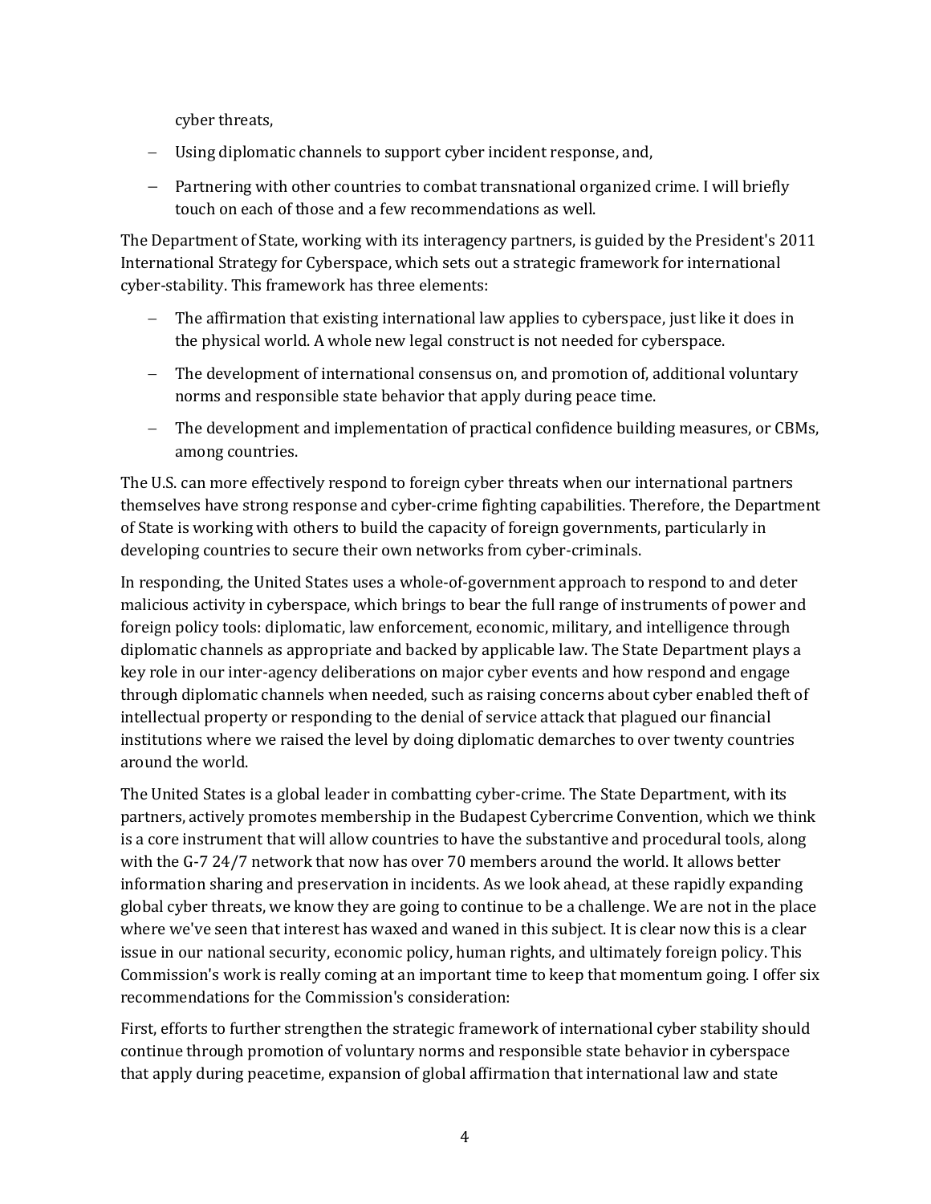cyber threats,

- Using diplomatic channels to support cyber incident response, and,
- Partnering with other countries to combat transnational organized crime. I will briefly touch on each of those and a few recommendations as well.

The Department of State, working with its interagency partners, is guided by the President's 2011 International Strategy for Cyberspace, which sets out a strategic framework for international cyber-stability. This framework has three elements:

- The affirmation that existing international law applies to cyberspace, just like it does in the physical world. A whole new legal construct is not needed for cyberspace.
- The development of international consensus on, and promotion of, additional voluntary norms and responsible state behavior that apply during peace time.
- The development and implementation of practical confidence building measures, or CBMs, among countries.

The U.S. can more effectively respond to foreign cyber threats when our international partners themselves have strong response and cyber-crime fighting capabilities. Therefore, the Department of State is working with others to build the capacity of foreign governments, particularly in developing countries to secure their own networks from cyber-criminals.

In responding, the United States uses a whole-of-government approach to respond to and deter malicious activity in cyberspace, which brings to bear the full range of instruments of power and foreign policy tools: diplomatic, law enforcement, economic, military, and intelligence through diplomatic channels as appropriate and backed by applicable law. The State Department plays a key role in our inter-agency deliberations on major cyber events and how respond and engage through diplomatic channels when needed, such as raising concerns about cyber enabled theft of intellectual property or responding to the denial of service attack that plagued our financial institutions where we raised the level by doing diplomatic demarches to over twenty countries around the world.

The United States is a global leader in combatting cyber-crime. The State Department, with its partners, actively promotes membership in the Budapest Cybercrime Convention, which we think is a core instrument that will allow countries to have the substantive and procedural tools, along with the G-7 24/7 network that now has over 70 members around the world. It allows better information sharing and preservation in incidents. As we look ahead, at these rapidly expanding global cyber threats, we know they are going to continue to be a challenge. We are not in the place where we've seen that interest has waxed and waned in this subject. It is clear now this is a clear issue in our national security, economic policy, human rights, and ultimately foreign policy. This Commission's work is really coming at an important time to keep that momentum going. I offer six recommendations for the Commission's consideration:

First, efforts to further strengthen the strategic framework of international cyber stability should continue through promotion of voluntary norms and responsible state behavior in cyberspace that apply during peacetime, expansion of global affirmation that international law and state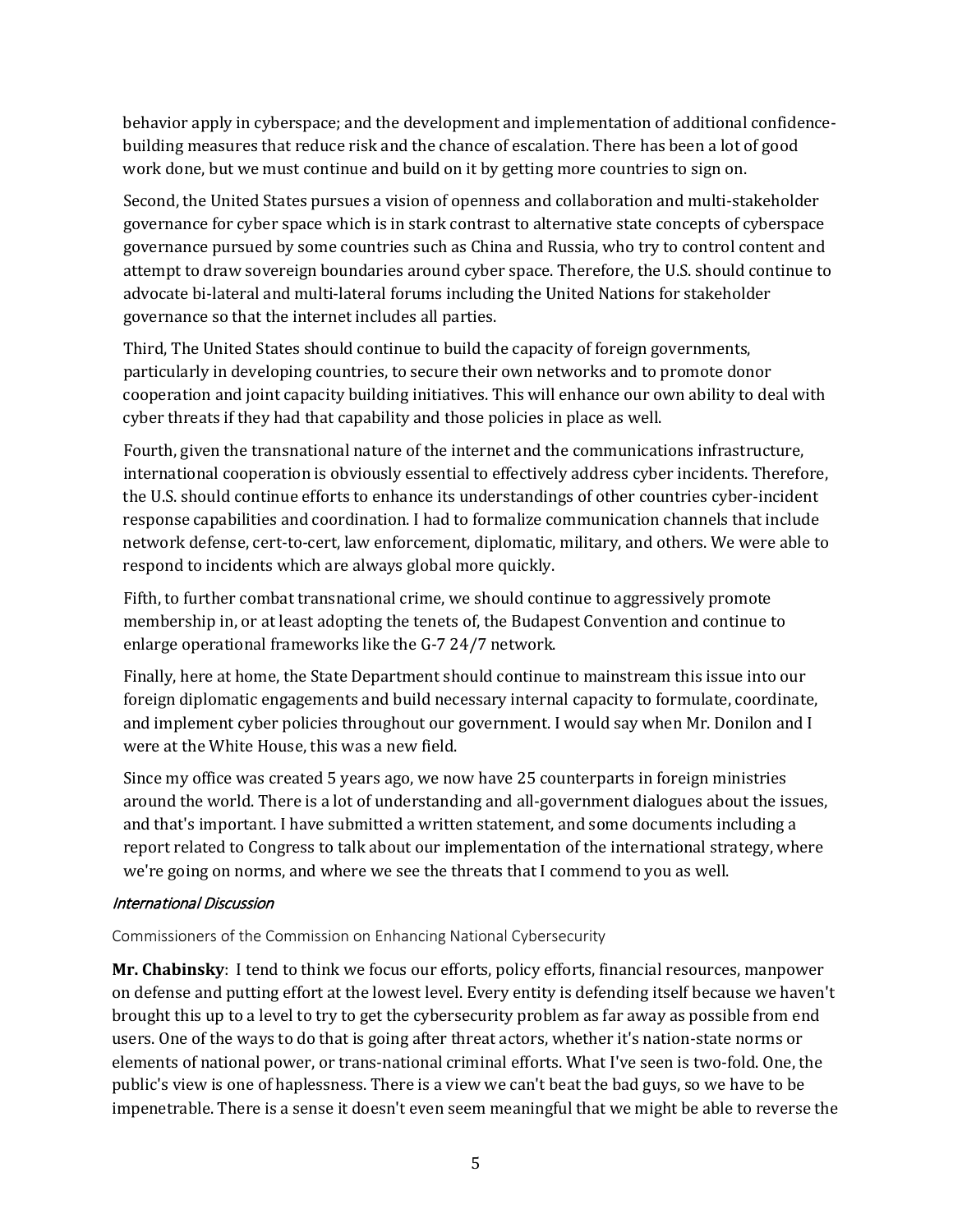behavior apply in cyberspace; and the development and implementation of additional confidence-building measures that reduce risk and the chance of escalation. There has been a lot of good work done, but we must continue and build on it by getting more countries to sign on.

Second, the United States pursues a vision of openness and collaboration and multi-stakeholder governance for cyber space which is in stark contrast to alternative state concepts of cyberspace governance pursued by some countries such as China and Russia, who try to control content and attempt to draw sovereign boundaries around cyber space. Therefore, the U.S. should continue to advocate bi-lateral and multi-lateral forums including the United Nations for stakeholder governance so that the internet includes all parties.

Third, The United States should continue to build the capacity of foreign governments, particularly in developing countries, to secure their own networks and to promote donor cooperation and joint capacity building initiatives. This will enhance our own ability to deal with cyber threats if they had that capability and those policies in place as well.

Fourth, given the transnational nature of the internet and the communications infrastructure, international cooperation is obviously essential to effectively address cyber incidents. Therefore, the U.S. should continue efforts to enhance its understandings of other countries cyber-incident response capabilities and coordination. I had to formalize communication channels that include network defense, cert-to-cert, law enforcement, diplomatic, military, and others. We were able to respond to incidents which are always global more quickly.

Fifth, to further combat transnational crime, we should continue to aggressively promote membership in, or at least adopting the tenets of, the Budapest Convention and continue to enlarge operational frameworks like the G-7 24/7 network.

Finally, here at home, the State Department should continue to mainstream this issue into our foreign diplomatic engagements and build necessary internal capacity to formulate, coordinate, and implement cyber policies throughout our government. I would say when Mr. Donilon and I were at the White House, this was a new field.

Since my office was created 5 years ago, we now have 25 counterparts in foreign ministries around the world. There is a lot of understanding and all-government dialogues about the issues, and that's important. I have submitted a written statement, and some documents including a report related to Congress to talk about our implementation of the international strategy, where we're going on norms, and where we see the threats that I commend to you as well.

### *International Discussion*

Commissioners of the Commission on Enhancing National Cybersecurity

**Mr. Chabinsky**: I tend to think we focus our efforts, policy efforts, financial resources, manpower on defense and putting effort at the lowest level. Every entity is defending itself because we haven't brought this up to a level to try to get the cybersecurity problem as far away as possible from end users. One of the ways to do that is going after threat actors, whether it's nation-state norms or elements of national power, or trans-national criminal efforts. What I've seen is two-fold. One, the public's view is one of haplessness. There is a view we can't beat the bad guys, so we have to be impenetrable. There is a sense it doesn't even seem meaningful that we might be able to reverse the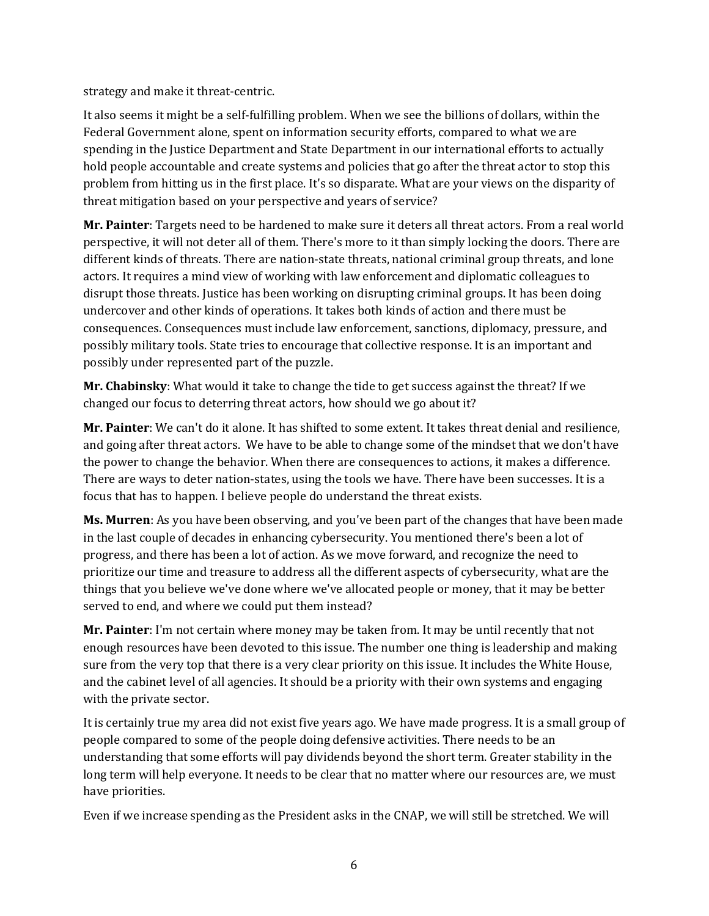strategy and make it threat-centric.

It also seems it might be a self-fulfilling problem. When we see the billions of dollars, within the Federal Government alone, spent on information security efforts, compared to what we are spending in the Justice Department and State Department in our international efforts to actually hold people accountable and create systems and policies that go after the threat actor to stop this problem from hitting us in the first place. It's so disparate. What are your views on the disparity of threat mitigation based on your perspective and years of service?

**Mr. Painter**: Targets need to be hardened to make sure it deters all threat actors. From a real world perspective, it will not deter all of them. There's more to it than simply locking the doors. There are different kinds of threats. There are nation-state threats, national criminal group threats, and lone actors. It requires a mind view of working with law enforcement and diplomatic colleagues to disrupt those threats. Justice has been working on disrupting criminal groups. It has been doing undercover and other kinds of operations. It takes both kinds of action and there must be consequences. Consequences must include law enforcement, sanctions, diplomacy, pressure, and possibly military tools. State tries to encourage that collective response. It is an important and possibly under represented part of the puzzle.

**Mr. Chabinsky**: What would it take to change the tide to get success against the threat? If we changed our focus to deterring threat actors, how should we go about it?

**Mr. Painter**: We can't do it alone. It has shifted to some extent. It takes threat denial and resilience, and going after threat actors. We have to be able to change some of the mindset that we don't have the power to change the behavior. When there are consequences to actions, it makes a difference. There are ways to deter nation-states, using the tools we have. There have been successes. It is a focus that has to happen. I believe people do understand the threat exists.

**Ms. Murren**: As you have been observing, and you've been part of the changes that have been made in the last couple of decades in enhancing cybersecurity. You mentioned there's been a lot of progress, and there has been a lot of action. As we move forward, and recognize the need to prioritize our time and treasure to address all the different aspects of cybersecurity, what are the things that you believe we've done where we've allocated people or money, that it may be better served to end, and where we could put them instead?

**Mr. Painter**: I'm not certain where money may be taken from. It may be until recently that not enough resources have been devoted to this issue. The number one thing is leadership and making sure from the very top that there is a very clear priority on this issue. It includes the White House, and the cabinet level of all agencies. It should be a priority with their own systems and engaging with the private sector.

It is certainly true my area did not exist five years ago. We have made progress. It is a small group of people compared to some of the people doing defensive activities. There needs to be an understanding that some efforts will pay dividends beyond the short term. Greater stability in the long term will help everyone. It needs to be clear that no matter where our resources are, we must have priorities.

Even if we increase spending as the President asks in the CNAP, we will still be stretched. We will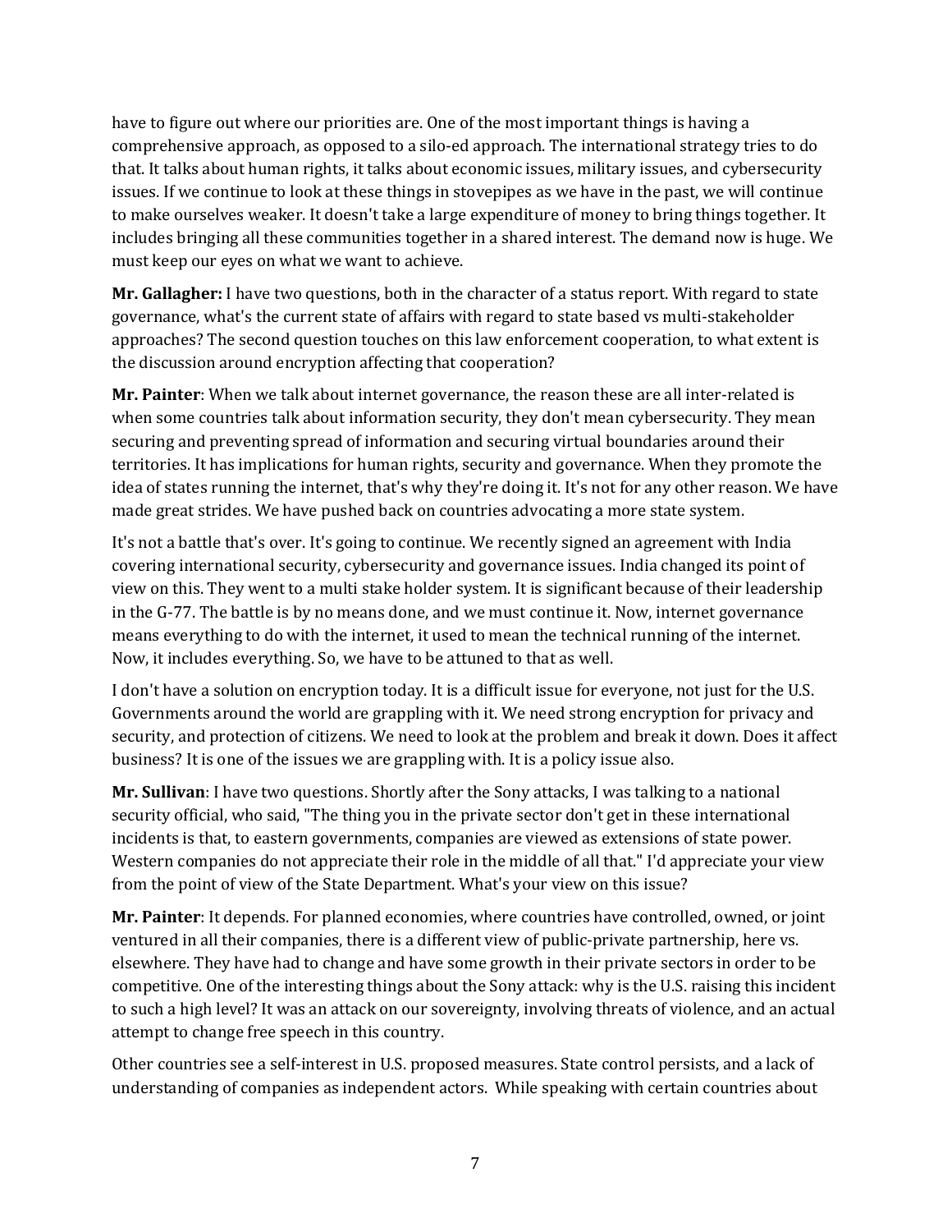have to figure out where our priorities are. One of the most important things is having a comprehensive approach, as opposed to a silo-ed approach. The international strategy tries to do that. It talks about human rights, it talks about economic issues, military issues, and cybersecurity issues. If we continue to look at these things in stovepipes as we have in the past, we will continue to make ourselves weaker. It doesn't take a large expenditure of money to bring things together. It includes bringing all these communities together in a shared interest. The demand now is huge. We must keep our eyes on what we want to achieve.

**Mr. Gallagher:** I have two questions, both in the character of a status report. With regard to state governance, what's the current state of affairs with regard to state based vs multi-stakeholder approaches? The second question touches on this law enforcement cooperation, to what extent is the discussion around encryption affecting that cooperation?

**Mr. Painter**: When we talk about internet governance, the reason these are all inter-related is when some countries talk about information security, they don't mean cybersecurity. They mean securing and preventing spread of information and securing virtual boundaries around their territories. It has implications for human rights, security and governance. When they promote the idea of states running the internet, that's why they're doing it. It's not for any other reason. We have made great strides. We have pushed back on countries advocating a more state system.

It's not a battle that's over. It's going to continue. We recently signed an agreement with India covering international security, cybersecurity and governance issues. India changed its point of view on this. They went to a multi stake holder system. It is significant because of their leadership in the G-77. The battle is by no means done, and we must continue it. Now, internet governance means everything to do with the internet, it used to mean the technical running of the internet. Now, it includes everything. So, we have to be attuned to that as well.

I don't have a solution on encryption today. It is a difficult issue for everyone, not just for the U.S. Governments around the world are grappling with it. We need strong encryption for privacy and security, and protection of citizens. We need to look at the problem and break it down. Does it affect business? It is one of the issues we are grappling with. It is a policy issue also.

**Mr. Sullivan**: I have two questions. Shortly after the Sony attacks, I was talking to a national security official, who said, "The thing you in the private sector don't get in these international incidents is that, to eastern governments, companies are viewed as extensions of state power. Western companies do not appreciate their role in the middle of all that." I'd appreciate your view from the point of view of the State Department. What's your view on this issue?

**Mr. Painter**: It depends. For planned economies, where countries have controlled, owned, or joint ventured in all their companies, there is a different view of public-private partnership, here vs. elsewhere. They have had to change and have some growth in their private sectors in order to be competitive. One of the interesting things about the Sony attack: why is the U.S. raising this incident to such a high level? It was an attack on our sovereignty, involving threats of violence, and an actual attempt to change free speech in this country.

Other countries see a self-interest in U.S. proposed measures. State control persists, and a lack of understanding of companies as independent actors. While speaking with certain countries about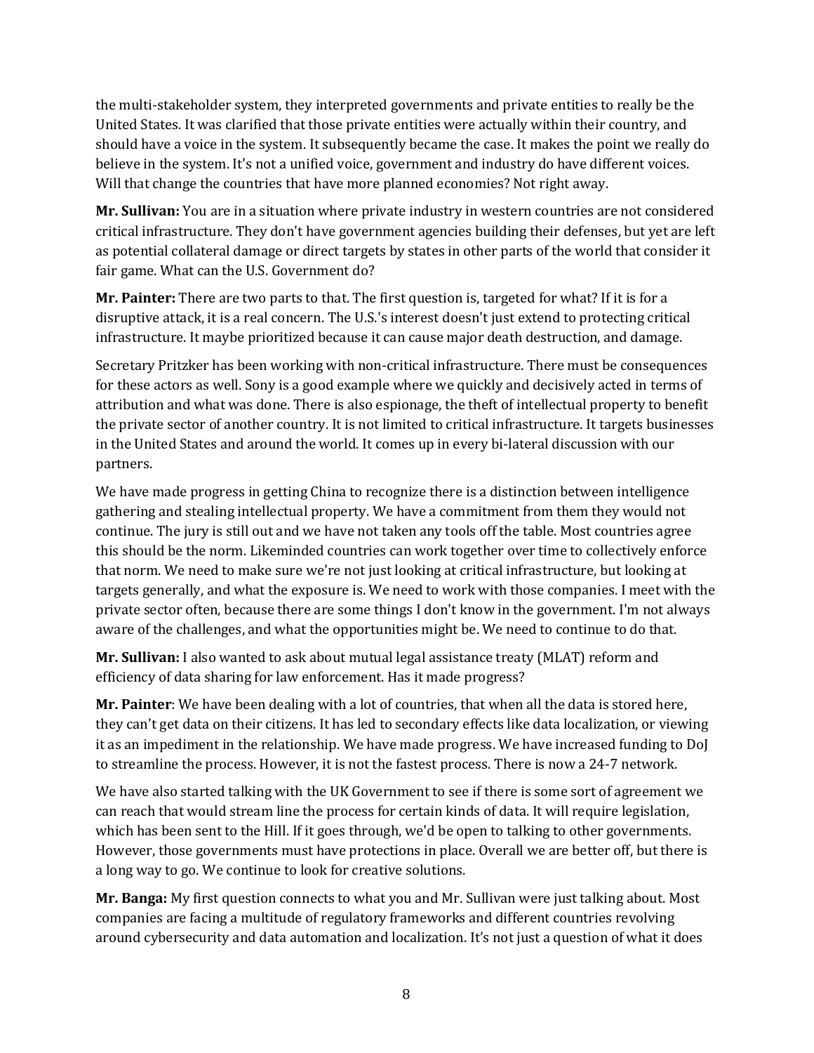the multi-stakeholder system, they interpreted governments and private entities to really be the United States. It was clarified that those private entities were actually within their country, and should have a voice in the system. It subsequently became the case. It makes the point we really do believe in the system. It's not a unified voice, government and industry do have different voices. Will that change the countries that have more planned economies? Not right away.

**Mr. Sullivan:** You are in a situation where private industry in western countries are not considered critical infrastructure. They don't have government agencies building their defenses, but yet are left as potential collateral damage or direct targets by states in other parts of the world that consider it fair game. What can the U.S. Government do?

**Mr. Painter:** There are two parts to that. The first question is, targeted for what? If it is for a disruptive attack, it is a real concern. The U.S.'s interest doesn't just extend to protecting critical infrastructure. It maybe prioritized because it can cause major death destruction, and damage.

Secretary Pritzker has been working with non-critical infrastructure. There must be consequences for these actors as well. Sony is a good example where we quickly and decisively acted in terms of attribution and what was done. There is also espionage, the theft of intellectual property to benefit the private sector of another country. It is not limited to critical infrastructure. It targets businesses in the United States and around the world. It comes up in every bi-lateral discussion with our partners.

We have made progress in getting China to recognize there is a distinction between intelligence gathering and stealing intellectual property. We have a commitment from them they would not continue. The jury is still out and we have not taken any tools off the table. Most countries agree this should be the norm. Likeminded countries can work together over time to collectively enforce that norm. We need to make sure we're not just looking at critical infrastructure, but looking at targets generally, and what the exposure is. We need to work with those companies. I meet with the private sector often, because there are some things I don't know in the government. I'm not always aware of the challenges, and what the opportunities might be. We need to continue to do that.

**Mr. Sullivan:** I also wanted to ask about mutual legal assistance treaty (MLAT) reform and efficiency of data sharing for law enforcement. Has it made progress?

**Mr. Painter**: We have been dealing with a lot of countries, that when all the data is stored here, they can't get data on their citizens. It has led to secondary effects like data localization, or viewing it as an impediment in the relationship. We have made progress. We have increased funding to DoJ to streamline the process. However, it is not the fastest process. There is now a 24-7 network.

We have also started talking with the UK Government to see if there is some sort of agreement we can reach that would stream line the process for certain kinds of data. It will require legislation, which has been sent to the Hill. If it goes through, we'd be open to talking to other governments. However, those governments must have protections in place. Overall we are better off, but there is a long way to go. We continue to look for creative solutions.

**Mr. Banga:** My first question connects to what you and Mr. Sullivan were just talking about. Most companies are facing a multitude of regulatory frameworks and different countries revolving around cybersecurity and data automation and localization. It's not just a question of what it does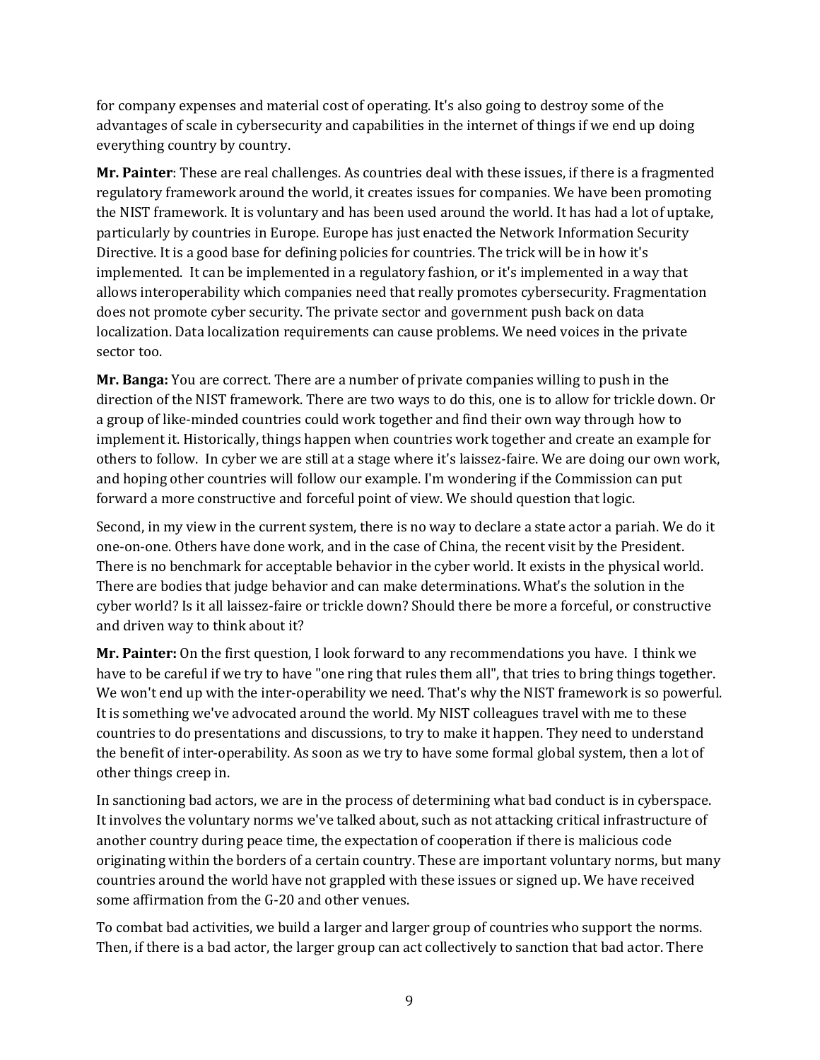for company expenses and material cost of operating. It's also going to destroy some of the advantages of scale in cybersecurity and capabilities in the internet of things if we end up doing everything country by country.

**Mr. Painter**: These are real challenges. As countries deal with these issues, if there is a fragmented regulatory framework around the world, it creates issues for companies. We have been promoting the NIST framework. It is voluntary and has been used around the world. It has had a lot of uptake, particularly by countries in Europe. Europe has just enacted the Network Information Security Directive. It is a good base for defining policies for countries. The trick will be in how it's implemented. It can be implemented in a regulatory fashion, or it's implemented in a way that allows interoperability which companies need that really promotes cybersecurity. Fragmentation does not promote cyber security. The private sector and government push back on data localization. Data localization requirements can cause problems. We need voices in the private sector too.

**Mr. Banga:** You are correct. There are a number of private companies willing to push in the direction of the NIST framework. There are two ways to do this, one is to allow for trickle down. Or a group of like-minded countries could work together and find their own way through how to implement it. Historically, things happen when countries work together and create an example for others to follow. In cyber we are still at a stage where it's laissez-faire. We are doing our own work, and hoping other countries will follow our example. I'm wondering if the Commission can put forward a more constructive and forceful point of view. We should question that logic.

Second, in my view in the current system, there is no way to declare a state actor a pariah. We do it one-on-one. Others have done work, and in the case of China, the recent visit by the President. There is no benchmark for acceptable behavior in the cyber world. It exists in the physical world. There are bodies that judge behavior and can make determinations. What's the solution in the cyber world? Is it all laissez-faire or trickle down? Should there be more a forceful, or constructive and driven way to think about it?

**Mr. Painter:** On the first question, I look forward to any recommendations you have. I think we have to be careful if we try to have "one ring that rules them all", that tries to bring things together. We won't end up with the inter-operability we need. That's why the NIST framework is so powerful. It is something we've advocated around the world. My NIST colleagues travel with me to these countries to do presentations and discussions, to try to make it happen. They need to understand the benefit of inter-operability. As soon as we try to have some formal global system, then a lot of other things creep in.

In sanctioning bad actors, we are in the process of determining what bad conduct is in cyberspace. It involves the voluntary norms we've talked about, such as not attacking critical infrastructure of another country during peace time, the expectation of cooperation if there is malicious code originating within the borders of a certain country. These are important voluntary norms, but many countries around the world have not grappled with these issues or signed up. We have received some affirmation from the G-20 and other venues.

To combat bad activities, we build a larger and larger group of countries who support the norms. Then, if there is a bad actor, the larger group can act collectively to sanction that bad actor. There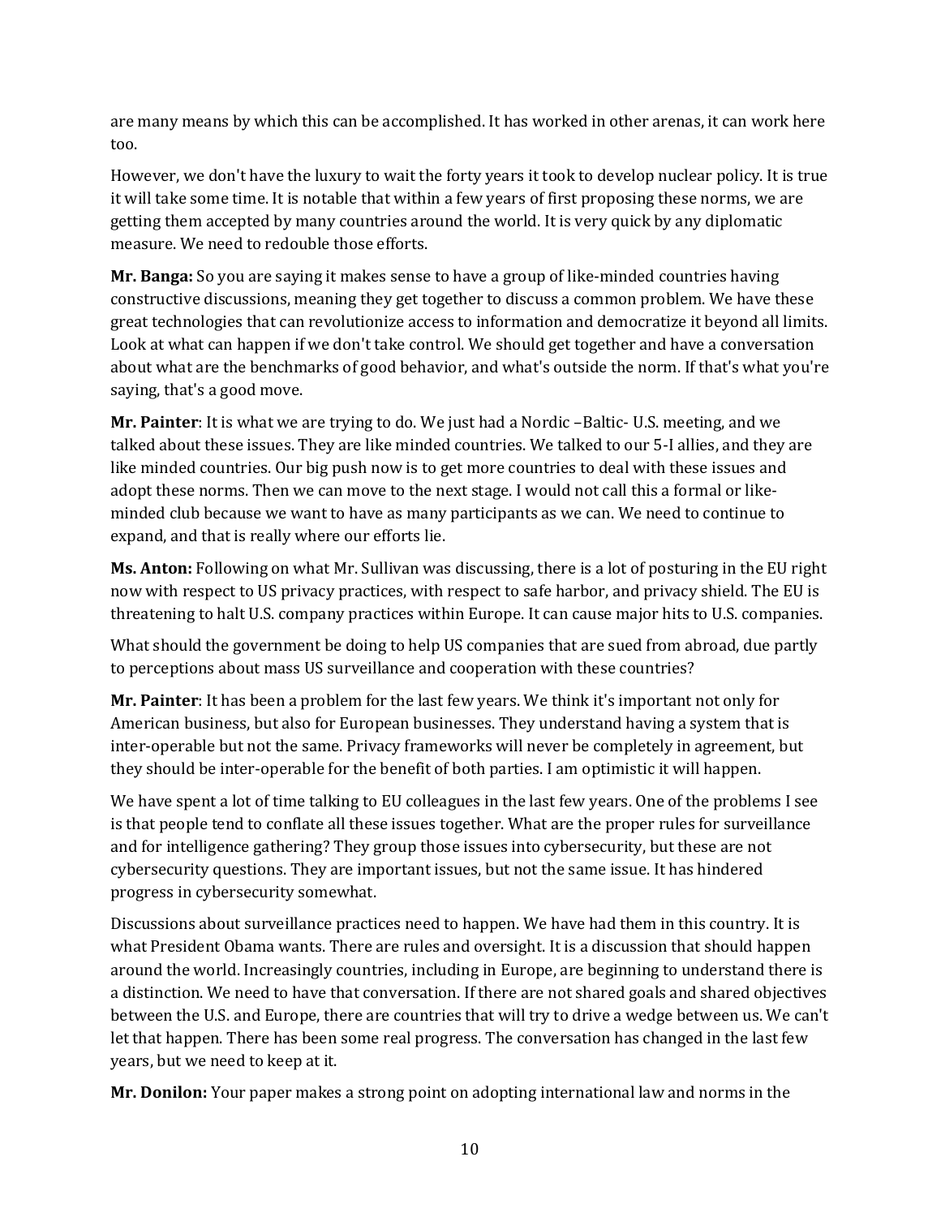are many means by which this can be accomplished. It has worked in other arenas, it can work here too.

However, we don't have the luxury to wait the forty years it took to develop nuclear policy. It is true it will take some time. It is notable that within a few years of first proposing these norms, we are getting them accepted by many countries around the world. It is very quick by any diplomatic measure. We need to redouble those efforts.

**Mr. Banga:** So you are saying it makes sense to have a group of like-minded countries having constructive discussions, meaning they get together to discuss a common problem. We have these great technologies that can revolutionize access to information and democratize it beyond all limits. Look at what can happen if we don't take control. We should get together and have a conversation about what are the benchmarks of good behavior, and what's outside the norm. If that's what you're saying, that's a good move.

**Mr. Painter**: It is what we are trying to do. We just had a Nordic –Baltic- U.S. meeting, and we talked about these issues. They are like minded countries. We talked to our 5-I allies, and they are like minded countries. Our big push now is to get more countries to deal with these issues and adopt these norms. Then we can move to the next stage. I would not call this a formal or like-minded club because we want to have as many participants as we can. We need to continue to expand, and that is really where our efforts lie.

**Ms. Anton:** Following on what Mr. Sullivan was discussing, there is a lot of posturing in the EU right now with respect to US privacy practices, with respect to safe harbor, and privacy shield. The EU is threatening to halt U.S. company practices within Europe. It can cause major hits to U.S. companies.

What should the government be doing to help US companies that are sued from abroad, due partly to perceptions about mass US surveillance and cooperation with these countries?

**Mr. Painter**: It has been a problem for the last few years. We think it's important not only for American business, but also for European businesses. They understand having a system that is inter-operable but not the same. Privacy frameworks will never be completely in agreement, but they should be inter-operable for the benefit of both parties. I am optimistic it will happen.

We have spent a lot of time talking to EU colleagues in the last few years. One of the problems I see is that people tend to conflate all these issues together. What are the proper rules for surveillance and for intelligence gathering? They group those issues into cybersecurity, but these are not cybersecurity questions. They are important issues, but not the same issue. It has hindered progress in cybersecurity somewhat.

Discussions about surveillance practices need to happen. We have had them in this country. It is what President Obama wants. There are rules and oversight. It is a discussion that should happen around the world. Increasingly countries, including in Europe, are beginning to understand there is a distinction. We need to have that conversation. If there are not shared goals and shared objectives between the U.S. and Europe, there are countries that will try to drive a wedge between us. We can't let that happen. There has been some real progress. The conversation has changed in the last few years, but we need to keep at it.

**Mr. Donilon:** Your paper makes a strong point on adopting international law and norms in the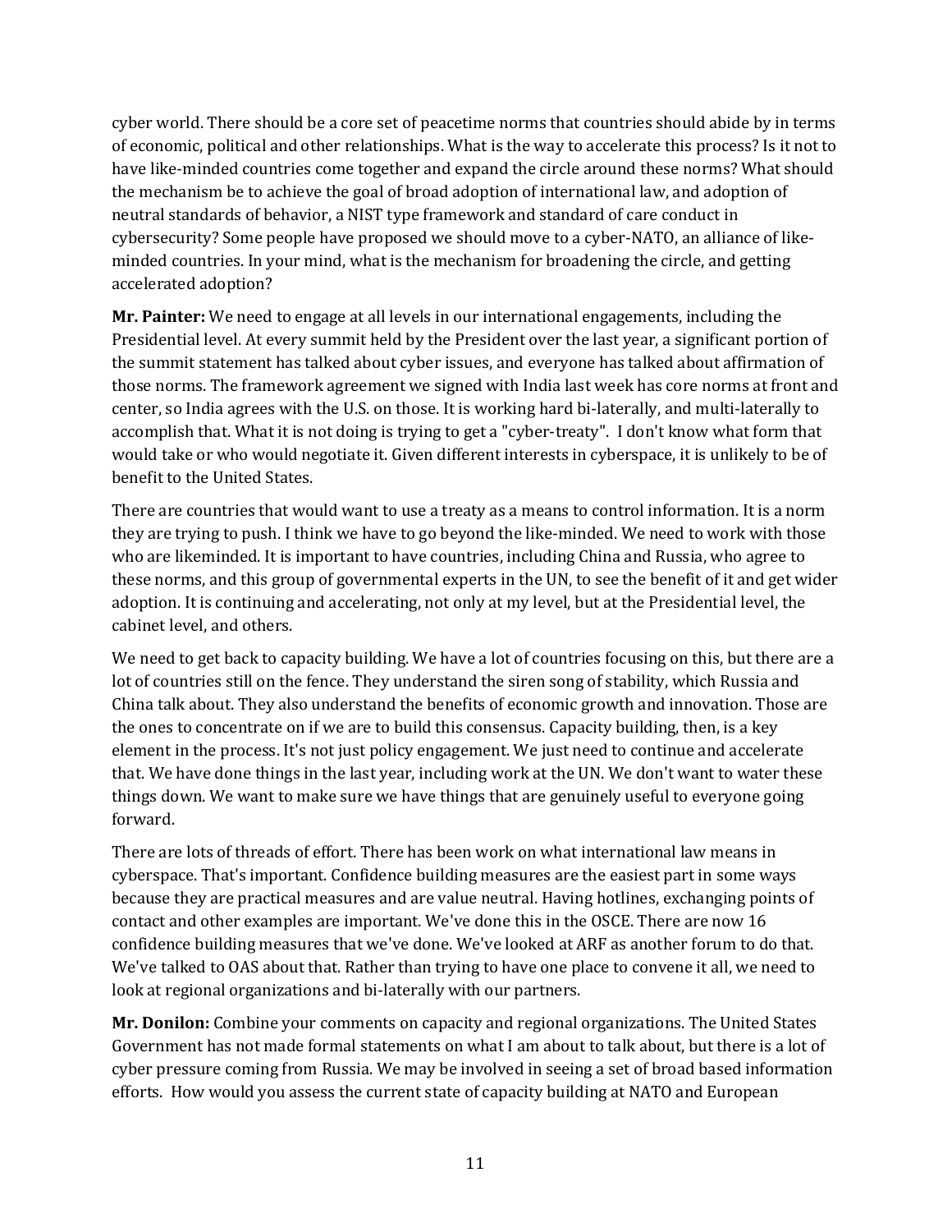cyber world. There should be a core set of peacetime norms that countries should abide by in terms of economic, political and other relationships. What is the way to accelerate this process? Is it not to have like-minded countries come together and expand the circle around these norms? What should the mechanism be to achieve the goal of broad adoption of international law, and adoption of neutral standards of behavior, a NIST type framework and standard of care conduct in cybersecurity? Some people have proposed we should move to a cyber-NATO, an alliance of like-minded countries. In your mind, what is the mechanism for broadening the circle, and getting accelerated adoption?

**Mr. Painter:** We need to engage at all levels in our international engagements, including the Presidential level. At every summit held by the President over the last year, a significant portion of the summit statement has talked about cyber issues, and everyone has talked about affirmation of those norms. The framework agreement we signed with India last week has core norms at front and center, so India agrees with the U.S. on those. It is working hard bi-laterally, and multi-laterally to accomplish that. What it is not doing is trying to get a "cyber-treaty". I don't know what form that would take or who would negotiate it. Given different interests in cyberspace, it is unlikely to be of benefit to the United States.

There are countries that would want to use a treaty as a means to control information. It is a norm they are trying to push. I think we have to go beyond the like-minded. We need to work with those who are likeminded. It is important to have countries, including China and Russia, who agree to these norms, and this group of governmental experts in the UN, to see the benefit of it and get wider adoption. It is continuing and accelerating, not only at my level, but at the Presidential level, the cabinet level, and others.

We need to get back to capacity building. We have a lot of countries focusing on this, but there are a lot of countries still on the fence. They understand the siren song of stability, which Russia and China talk about. They also understand the benefits of economic growth and innovation. Those are the ones to concentrate on if we are to build this consensus. Capacity building, then, is a key element in the process. It's not just policy engagement. We just need to continue and accelerate that. We have done things in the last year, including work at the UN. We don't want to water these things down. We want to make sure we have things that are genuinely useful to everyone going forward.

There are lots of threads of effort. There has been work on what international law means in cyberspace. That's important. Confidence building measures are the easiest part in some ways because they are practical measures and are value neutral. Having hotlines, exchanging points of contact and other examples are important. We've done this in the OSCE. There are now 16 confidence building measures that we've done. We've looked at ARF as another forum to do that. We've talked to OAS about that. Rather than trying to have one place to convene it all, we need to look at regional organizations and bi-laterally with our partners.

**Mr. Donilon:** Combine your comments on capacity and regional organizations. The United States Government has not made formal statements on what I am about to talk about, but there is a lot of cyber pressure coming from Russia. We may be involved in seeing a set of broad based information efforts. How would you assess the current state of capacity building at NATO and European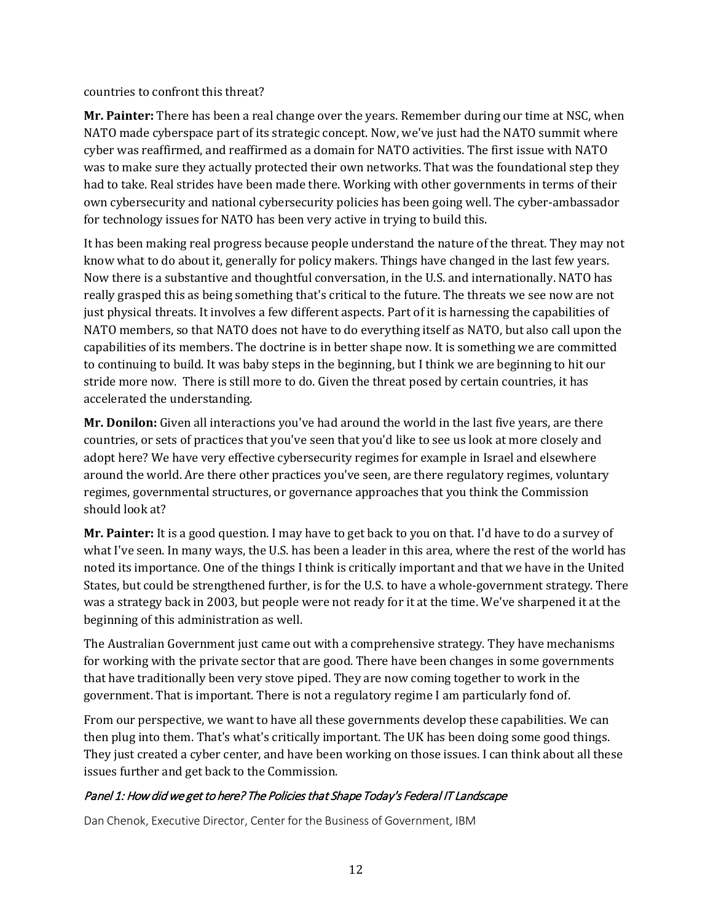countries to confront this threat?

**Mr. Painter:** There has been a real change over the years. Remember during our time at NSC, when NATO made cyberspace part of its strategic concept. Now, we've just had the NATO summit where cyber was reaffirmed, and reaffirmed as a domain for NATO activities. The first issue with NATO was to make sure they actually protected their own networks. That was the foundational step they had to take. Real strides have been made there. Working with other governments in terms of their own cybersecurity and national cybersecurity policies has been going well. The cyber-ambassador for technology issues for NATO has been very active in trying to build this.

It has been making real progress because people understand the nature of the threat. They may not know what to do about it, generally for policy makers. Things have changed in the last few years. Now there is a substantive and thoughtful conversation, in the U.S. and internationally. NATO has really grasped this as being something that's critical to the future. The threats we see now are not just physical threats. It involves a few different aspects. Part of it is harnessing the capabilities of NATO members, so that NATO does not have to do everything itself as NATO, but also call upon the capabilities of its members. The doctrine is in better shape now. It is something we are committed to continuing to build. It was baby steps in the beginning, but I think we are beginning to hit our stride more now. There is still more to do. Given the threat posed by certain countries, it has accelerated the understanding.

**Mr. Donilon:** Given all interactions you've had around the world in the last five years, are there countries, or sets of practices that you've seen that you'd like to see us look at more closely and adopt here? We have very effective cybersecurity regimes for example in Israel and elsewhere around the world. Are there other practices you've seen, are there regulatory regimes, voluntary regimes, governmental structures, or governance approaches that you think the Commission should look at?

**Mr. Painter:** It is a good question. I may have to get back to you on that. I'd have to do a survey of what I've seen. In many ways, the U.S. has been a leader in this area, where the rest of the world has noted its importance. One of the things I think is critically important and that we have in the United States, but could be strengthened further, is for the U.S. to have a whole-government strategy. There was a strategy back in 2003, but people were not ready for it at the time. We've sharpened it at the beginning of this administration as well.

The Australian Government just came out with a comprehensive strategy. They have mechanisms for working with the private sector that are good. There have been changes in some governments that have traditionally been very stove piped. They are now coming together to work in the government. That is important. There is not a regulatory regime I am particularly fond of.

From our perspective, we want to have all these governments develop these capabilities. We can then plug into them. That's what's critically important. The UK has been doing some good things. They just created a cyber center, and have been working on those issues. I can think about all these issues further and get back to the Commission.

### *Panel 1: How did we get to here? The Policies that Shape Today's Federal IT Landscape*

Dan Chenok, Executive Director, Center for the Business of Government, IBM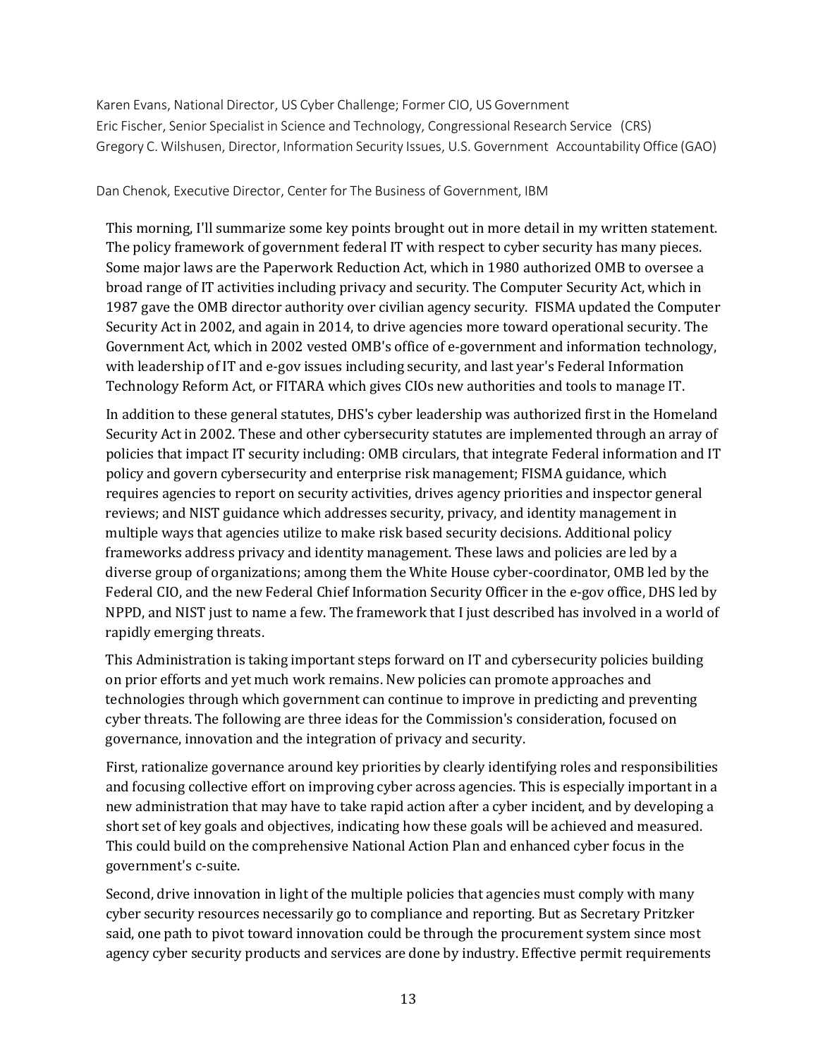Karen Evans, National Director, US Cyber Challenge; Former CIO, US Government
Eric Fischer, Senior Specialist in Science and Technology, Congressional Research Service (CRS)
Gregory C. Wilshusen, Director, Information Security Issues, U.S. Government Accountability Office (GAO)

Dan Chenok, Executive Director, Center for The Business of Government, IBM

This morning, I'll summarize some key points brought out in more detail in my written statement. The policy framework of government federal IT with respect to cyber security has many pieces. Some major laws are the Paperwork Reduction Act, which in 1980 authorized OMB to oversee a broad range of IT activities including privacy and security. The Computer Security Act, which in 1987 gave the OMB director authority over civilian agency security. FISMA updated the Computer Security Act in 2002, and again in 2014, to drive agencies more toward operational security. The Government Act, which in 2002 vested OMB's office of e-government and information technology, with leadership of IT and e-gov issues including security, and last year's Federal Information Technology Reform Act, or FITARA which gives CIOs new authorities and tools to manage IT.

In addition to these general statutes, DHS's cyber leadership was authorized first in the Homeland Security Act in 2002. These and other cybersecurity statutes are implemented through an array of policies that impact IT security including: OMB circulars, that integrate Federal information and IT policy and govern cybersecurity and enterprise risk management; FISMA guidance, which requires agencies to report on security activities, drives agency priorities and inspector general reviews; and NIST guidance which addresses security, privacy, and identity management in multiple ways that agencies utilize to make risk based security decisions. Additional policy frameworks address privacy and identity management. These laws and policies are led by a diverse group of organizations; among them the White House cyber-coordinator, OMB led by the Federal CIO, and the new Federal Chief Information Security Officer in the e-gov office, DHS led by NPPD, and NIST just to name a few. The framework that I just described has involved in a world of rapidly emerging threats.

This Administration is taking important steps forward on IT and cybersecurity policies building on prior efforts and yet much work remains. New policies can promote approaches and technologies through which government can continue to improve in predicting and preventing cyber threats. The following are three ideas for the Commission's consideration, focused on governance, innovation and the integration of privacy and security.

First, rationalize governance around key priorities by clearly identifying roles and responsibilities and focusing collective effort on improving cyber across agencies. This is especially important in a new administration that may have to take rapid action after a cyber incident, and by developing a short set of key goals and objectives, indicating how these goals will be achieved and measured. This could build on the comprehensive National Action Plan and enhanced cyber focus in the government's c-suite.

Second, drive innovation in light of the multiple policies that agencies must comply with many cyber security resources necessarily go to compliance and reporting. But as Secretary Pritzker said, one path to pivot toward innovation could be through the procurement system since most agency cyber security products and services are done by industry. Effective permit requirements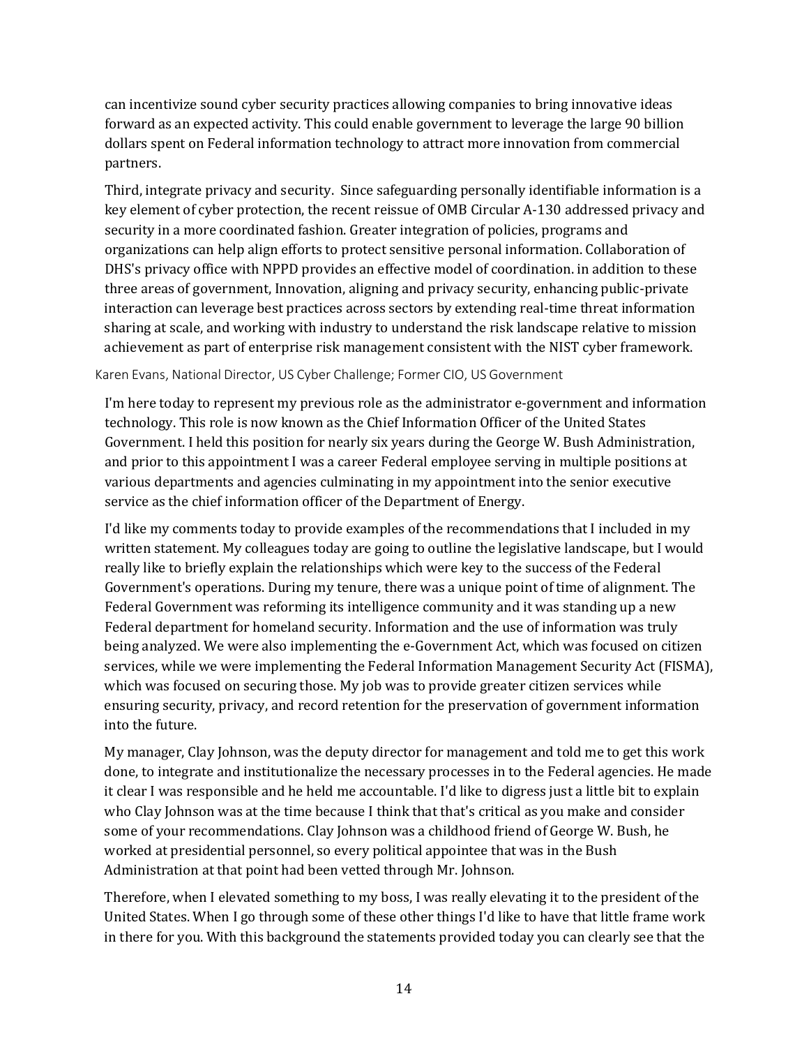can incentivize sound cyber security practices allowing companies to bring innovative ideas forward as an expected activity. This could enable government to leverage the large 90 billion dollars spent on Federal information technology to attract more innovation from commercial partners.

Third, integrate privacy and security. Since safeguarding personally identifiable information is a key element of cyber protection, the recent reissue of OMB Circular A-130 addressed privacy and security in a more coordinated fashion. Greater integration of policies, programs and organizations can help align efforts to protect sensitive personal information. Collaboration of DHS's privacy office with NPPD provides an effective model of coordination. in addition to these three areas of government, Innovation, aligning and privacy security, enhancing public-private interaction can leverage best practices across sectors by extending real-time threat information sharing at scale, and working with industry to understand the risk landscape relative to mission achievement as part of enterprise risk management consistent with the NIST cyber framework.

Karen Evans, National Director, US Cyber Challenge; Former CIO, US Government

I'm here today to represent my previous role as the administrator e-government and information technology. This role is now known as the Chief Information Officer of the United States Government. I held this position for nearly six years during the George W. Bush Administration, and prior to this appointment I was a career Federal employee serving in multiple positions at various departments and agencies culminating in my appointment into the senior executive service as the chief information officer of the Department of Energy.

I'd like my comments today to provide examples of the recommendations that I included in my written statement. My colleagues today are going to outline the legislative landscape, but I would really like to briefly explain the relationships which were key to the success of the Federal Government's operations. During my tenure, there was a unique point of time of alignment. The Federal Government was reforming its intelligence community and it was standing up a new Federal department for homeland security. Information and the use of information was truly being analyzed. We were also implementing the e-Government Act, which was focused on citizen services, while we were implementing the Federal Information Management Security Act (FISMA), which was focused on securing those. My job was to provide greater citizen services while ensuring security, privacy, and record retention for the preservation of government information into the future.

My manager, Clay Johnson, was the deputy director for management and told me to get this work done, to integrate and institutionalize the necessary processes in to the Federal agencies. He made it clear I was responsible and he held me accountable. I'd like to digress just a little bit to explain who Clay Johnson was at the time because I think that that's critical as you make and consider some of your recommendations. Clay Johnson was a childhood friend of George W. Bush, he worked at presidential personnel, so every political appointee that was in the Bush Administration at that point had been vetted through Mr. Johnson.

Therefore, when I elevated something to my boss, I was really elevating it to the president of the United States. When I go through some of these other things I'd like to have that little frame work in there for you. With this background the statements provided today you can clearly see that the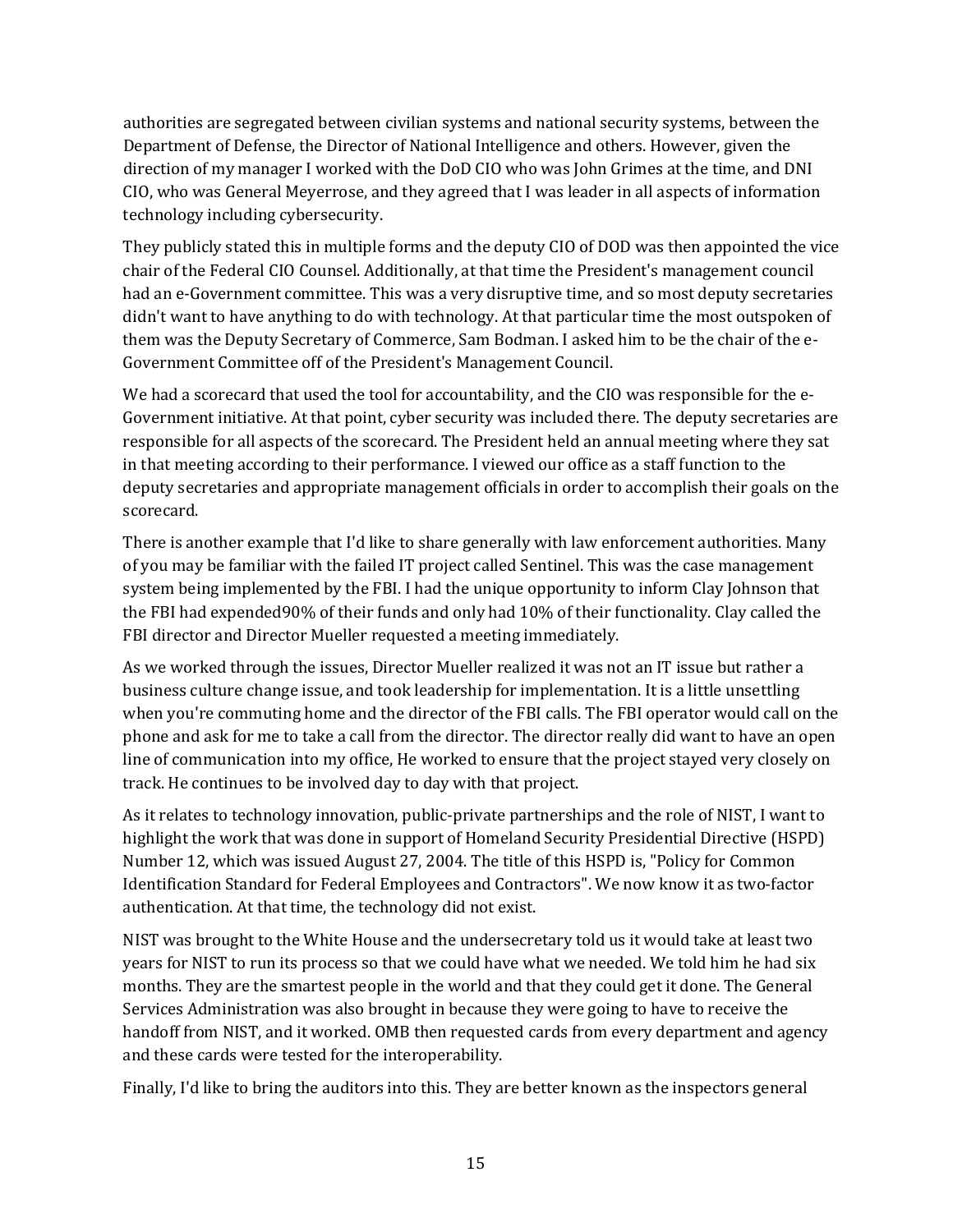authorities are segregated between civilian systems and national security systems, between the Department of Defense, the Director of National Intelligence and others. However, given the direction of my manager I worked with the DoD CIO who was John Grimes at the time, and DNI CIO, who was General Meyerrose, and they agreed that I was leader in all aspects of information technology including cybersecurity.

They publicly stated this in multiple forms and the deputy CIO of DOD was then appointed the vice chair of the Federal CIO Counsel. Additionally, at that time the President's management council had an e-Government committee. This was a very disruptive time, and so most deputy secretaries didn't want to have anything to do with technology. At that particular time the most outspoken of them was the Deputy Secretary of Commerce, Sam Bodman. I asked him to be the chair of the e-Government Committee off of the President's Management Council.

We had a scorecard that used the tool for accountability, and the CIO was responsible for the e-Government initiative. At that point, cyber security was included there. The deputy secretaries are responsible for all aspects of the scorecard. The President held an annual meeting where they sat in that meeting according to their performance. I viewed our office as a staff function to the deputy secretaries and appropriate management officials in order to accomplish their goals on the scorecard.

There is another example that I'd like to share generally with law enforcement authorities. Many of you may be familiar with the failed IT project called Sentinel. This was the case management system being implemented by the FBI. I had the unique opportunity to inform Clay Johnson that the FBI had expended90% of their funds and only had 10% of their functionality. Clay called the FBI director and Director Mueller requested a meeting immediately.

As we worked through the issues, Director Mueller realized it was not an IT issue but rather a business culture change issue, and took leadership for implementation. It is a little unsettling when you're commuting home and the director of the FBI calls. The FBI operator would call on the phone and ask for me to take a call from the director. The director really did want to have an open line of communication into my office, He worked to ensure that the project stayed very closely on track. He continues to be involved day to day with that project.

As it relates to technology innovation, public-private partnerships and the role of NIST, I want to highlight the work that was done in support of Homeland Security Presidential Directive (HSPD) Number 12, which was issued August 27, 2004. The title of this HSPD is, "Policy for Common Identification Standard for Federal Employees and Contractors". We now know it as two-factor authentication. At that time, the technology did not exist.

NIST was brought to the White House and the undersecretary told us it would take at least two years for NIST to run its process so that we could have what we needed. We told him he had six months. They are the smartest people in the world and that they could get it done. The General Services Administration was also brought in because they were going to have to receive the handoff from NIST, and it worked. OMB then requested cards from every department and agency and these cards were tested for the interoperability.

Finally, I'd like to bring the auditors into this. They are better known as the inspectors general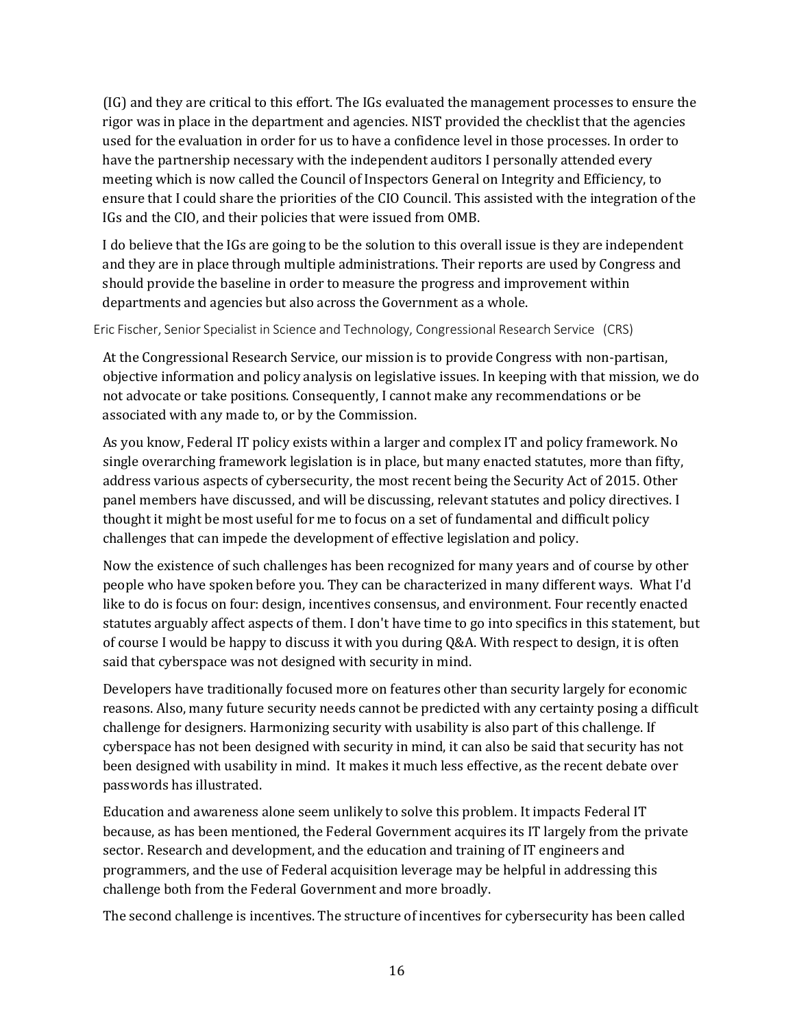(IG) and they are critical to this effort. The IGs evaluated the management processes to ensure the rigor was in place in the department and agencies. NIST provided the checklist that the agencies used for the evaluation in order for us to have a confidence level in those processes. In order to have the partnership necessary with the independent auditors I personally attended every meeting which is now called the Council of Inspectors General on Integrity and Efficiency, to ensure that I could share the priorities of the CIO Council. This assisted with the integration of the IGs and the CIO, and their policies that were issued from OMB.

I do believe that the IGs are going to be the solution to this overall issue is they are independent and they are in place through multiple administrations. Their reports are used by Congress and should provide the baseline in order to measure the progress and improvement within departments and agencies but also across the Government as a whole.

Eric Fischer, Senior Specialist in Science and Technology, Congressional Research Service (CRS)

At the Congressional Research Service, our mission is to provide Congress with non-partisan, objective information and policy analysis on legislative issues. In keeping with that mission, we do not advocate or take positions. Consequently, I cannot make any recommendations or be associated with any made to, or by the Commission.

As you know, Federal IT policy exists within a larger and complex IT and policy framework. No single overarching framework legislation is in place, but many enacted statutes, more than fifty, address various aspects of cybersecurity, the most recent being the Security Act of 2015. Other panel members have discussed, and will be discussing, relevant statutes and policy directives. I thought it might be most useful for me to focus on a set of fundamental and difficult policy challenges that can impede the development of effective legislation and policy.

Now the existence of such challenges has been recognized for many years and of course by other people who have spoken before you. They can be characterized in many different ways. What I'd like to do is focus on four: design, incentives consensus, and environment. Four recently enacted statutes arguably affect aspects of them. I don't have time to go into specifics in this statement, but of course I would be happy to discuss it with you during Q&A. With respect to design, it is often said that cyberspace was not designed with security in mind.

Developers have traditionally focused more on features other than security largely for economic reasons. Also, many future security needs cannot be predicted with any certainty posing a difficult challenge for designers. Harmonizing security with usability is also part of this challenge. If cyberspace has not been designed with security in mind, it can also be said that security has not been designed with usability in mind. It makes it much less effective, as the recent debate over passwords has illustrated.

Education and awareness alone seem unlikely to solve this problem. It impacts Federal IT because, as has been mentioned, the Federal Government acquires its IT largely from the private sector. Research and development, and the education and training of IT engineers and programmers, and the use of Federal acquisition leverage may be helpful in addressing this challenge both from the Federal Government and more broadly.

The second challenge is incentives. The structure of incentives for cybersecurity has been called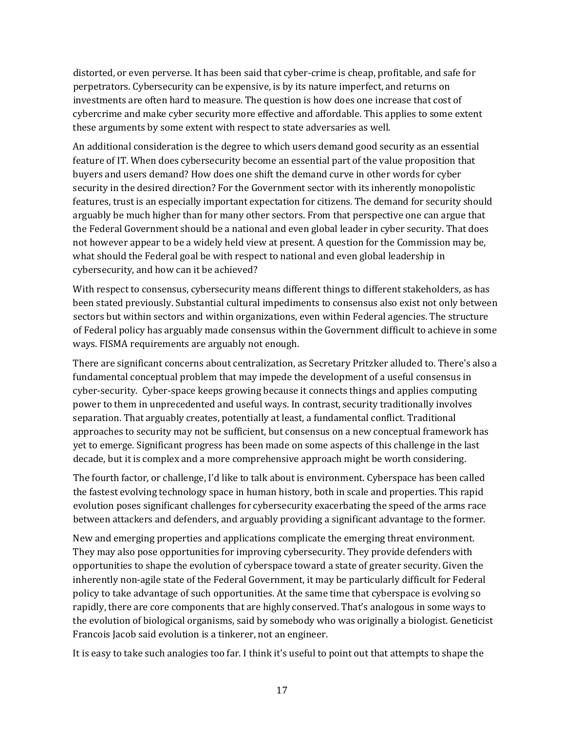distorted, or even perverse. It has been said that cyber-crime is cheap, profitable, and safe for perpetrators. Cybersecurity can be expensive, is by its nature imperfect, and returns on investments are often hard to measure. The question is how does one increase that cost of cybercrime and make cyber security more effective and affordable. This applies to some extent these arguments by some extent with respect to state adversaries as well.

An additional consideration is the degree to which users demand good security as an essential feature of IT. When does cybersecurity become an essential part of the value proposition that buyers and users demand? How does one shift the demand curve in other words for cyber security in the desired direction? For the Government sector with its inherently monopolistic features, trust is an especially important expectation for citizens. The demand for security should arguably be much higher than for many other sectors. From that perspective one can argue that the Federal Government should be a national and even global leader in cyber security. That does not however appear to be a widely held view at present. A question for the Commission may be, what should the Federal goal be with respect to national and even global leadership in cybersecurity, and how can it be achieved?

With respect to consensus, cybersecurity means different things to different stakeholders, as has been stated previously. Substantial cultural impediments to consensus also exist not only between sectors but within sectors and within organizations, even within Federal agencies. The structure of Federal policy has arguably made consensus within the Government difficult to achieve in some ways. FISMA requirements are arguably not enough.

There are significant concerns about centralization, as Secretary Pritzker alluded to. There's also a fundamental conceptual problem that may impede the development of a useful consensus in cyber-security. Cyber-space keeps growing because it connects things and applies computing power to them in unprecedented and useful ways. In contrast, security traditionally involves separation. That arguably creates, potentially at least, a fundamental conflict. Traditional approaches to security may not be sufficient, but consensus on a new conceptual framework has yet to emerge. Significant progress has been made on some aspects of this challenge in the last decade, but it is complex and a more comprehensive approach might be worth considering.

The fourth factor, or challenge, I'd like to talk about is environment. Cyberspace has been called the fastest evolving technology space in human history, both in scale and properties. This rapid evolution poses significant challenges for cybersecurity exacerbating the speed of the arms race between attackers and defenders, and arguably providing a significant advantage to the former.

New and emerging properties and applications complicate the emerging threat environment. They may also pose opportunities for improving cybersecurity. They provide defenders with opportunities to shape the evolution of cyberspace toward a state of greater security. Given the inherently non-agile state of the Federal Government, it may be particularly difficult for Federal policy to take advantage of such opportunities. At the same time that cyberspace is evolving so rapidly, there are core components that are highly conserved. That's analogous in some ways to the evolution of biological organisms, said by somebody who was originally a biologist. Geneticist Francois Jacob said evolution is a tinkerer, not an engineer.

It is easy to take such analogies too far. I think it's useful to point out that attempts to shape the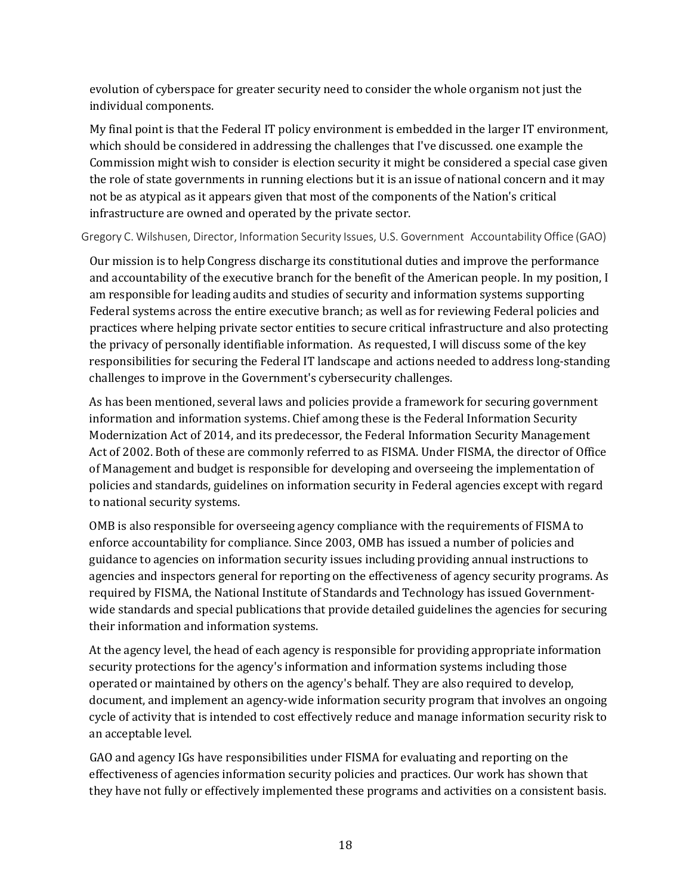evolution of cyberspace for greater security need to consider the whole organism not just the individual components.

My final point is that the Federal IT policy environment is embedded in the larger IT environment, which should be considered in addressing the challenges that I've discussed. one example the Commission might wish to consider is election security it might be considered a special case given the role of state governments in running elections but it is an issue of national concern and it may not be as atypical as it appears given that most of the components of the Nation's critical infrastructure are owned and operated by the private sector.

Gregory C. Wilshusen, Director, Information Security Issues, U.S. Government Accountability Office (GAO)

Our mission is to help Congress discharge its constitutional duties and improve the performance and accountability of the executive branch for the benefit of the American people. In my position, I am responsible for leading audits and studies of security and information systems supporting Federal systems across the entire executive branch; as well as for reviewing Federal policies and practices where helping private sector entities to secure critical infrastructure and also protecting the privacy of personally identifiable information. As requested, I will discuss some of the key responsibilities for securing the Federal IT landscape and actions needed to address long-standing challenges to improve in the Government's cybersecurity challenges.

As has been mentioned, several laws and policies provide a framework for securing government information and information systems. Chief among these is the Federal Information Security Modernization Act of 2014, and its predecessor, the Federal Information Security Management Act of 2002. Both of these are commonly referred to as FISMA. Under FISMA, the director of Office of Management and budget is responsible for developing and overseeing the implementation of policies and standards, guidelines on information security in Federal agencies except with regard to national security systems.

OMB is also responsible for overseeing agency compliance with the requirements of FISMA to enforce accountability for compliance. Since 2003, OMB has issued a number of policies and guidance to agencies on information security issues including providing annual instructions to agencies and inspectors general for reporting on the effectiveness of agency security programs. As required by FISMA, the National Institute of Standards and Technology has issued Government-wide standards and special publications that provide detailed guidelines the agencies for securing their information and information systems.

At the agency level, the head of each agency is responsible for providing appropriate information security protections for the agency's information and information systems including those operated or maintained by others on the agency's behalf. They are also required to develop, document, and implement an agency-wide information security program that involves an ongoing cycle of activity that is intended to cost effectively reduce and manage information security risk to an acceptable level.

GAO and agency IGs have responsibilities under FISMA for evaluating and reporting on the effectiveness of agencies information security policies and practices. Our work has shown that they have not fully or effectively implemented these programs and activities on a consistent basis.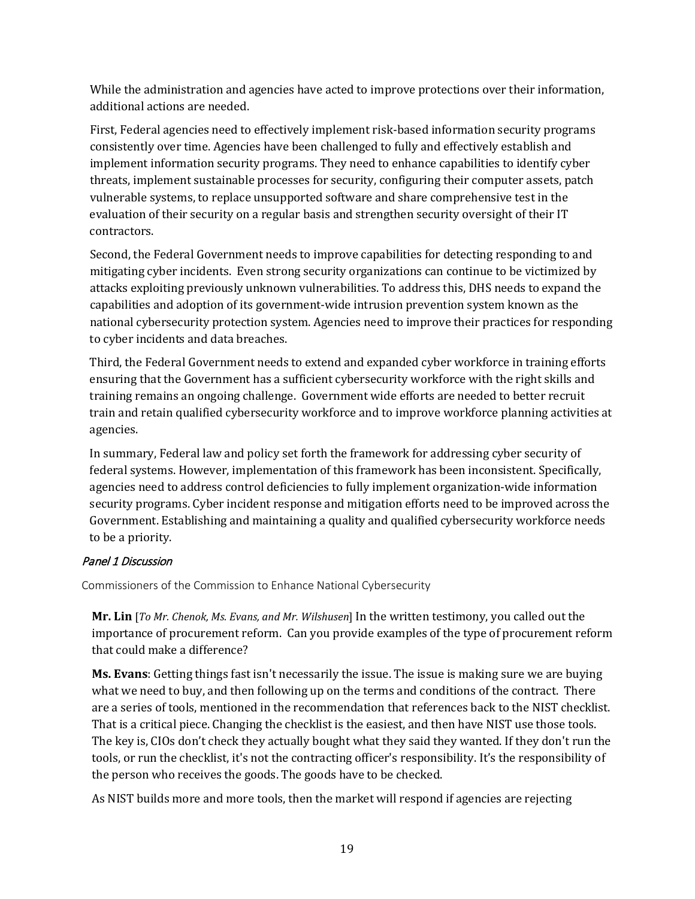While the administration and agencies have acted to improve protections over their information, additional actions are needed.

First, Federal agencies need to effectively implement risk-based information security programs consistently over time. Agencies have been challenged to fully and effectively establish and implement information security programs. They need to enhance capabilities to identify cyber threats, implement sustainable processes for security, configuring their computer assets, patch vulnerable systems, to replace unsupported software and share comprehensive test in the evaluation of their security on a regular basis and strengthen security oversight of their IT contractors.

Second, the Federal Government needs to improve capabilities for detecting responding to and mitigating cyber incidents. Even strong security organizations can continue to be victimized by attacks exploiting previously unknown vulnerabilities. To address this, DHS needs to expand the capabilities and adoption of its government-wide intrusion prevention system known as the national cybersecurity protection system. Agencies need to improve their practices for responding to cyber incidents and data breaches.

Third, the Federal Government needs to extend and expanded cyber workforce in training efforts ensuring that the Government has a sufficient cybersecurity workforce with the right skills and training remains an ongoing challenge. Government wide efforts are needed to better recruit train and retain qualified cybersecurity workforce and to improve workforce planning activities at agencies.

In summary, Federal law and policy set forth the framework for addressing cyber security of federal systems. However, implementation of this framework has been inconsistent. Specifically, agencies need to address control deficiencies to fully implement organization-wide information security programs. Cyber incident response and mitigation efforts need to be improved across the Government. Establishing and maintaining a quality and qualified cybersecurity workforce needs to be a priority.

### *Panel 1 Discussion*

Commissioners of the Commission to Enhance National Cybersecurity

**Mr. Lin** [*To Mr. Chenok, Ms. Evans, and Mr. Wilshusen*] In the written testimony, you called out the importance of procurement reform. Can you provide examples of the type of procurement reform that could make a difference?

**Ms. Evans**: Getting things fast isn't necessarily the issue. The issue is making sure we are buying what we need to buy, and then following up on the terms and conditions of the contract. There are a series of tools, mentioned in the recommendation that references back to the NIST checklist. That is a critical piece. Changing the checklist is the easiest, and then have NIST use those tools. The key is, CIOs don't check they actually bought what they said they wanted. If they don't run the tools, or run the checklist, it's not the contracting officer's responsibility. It's the responsibility of the person who receives the goods. The goods have to be checked.

As NIST builds more and more tools, then the market will respond if agencies are rejecting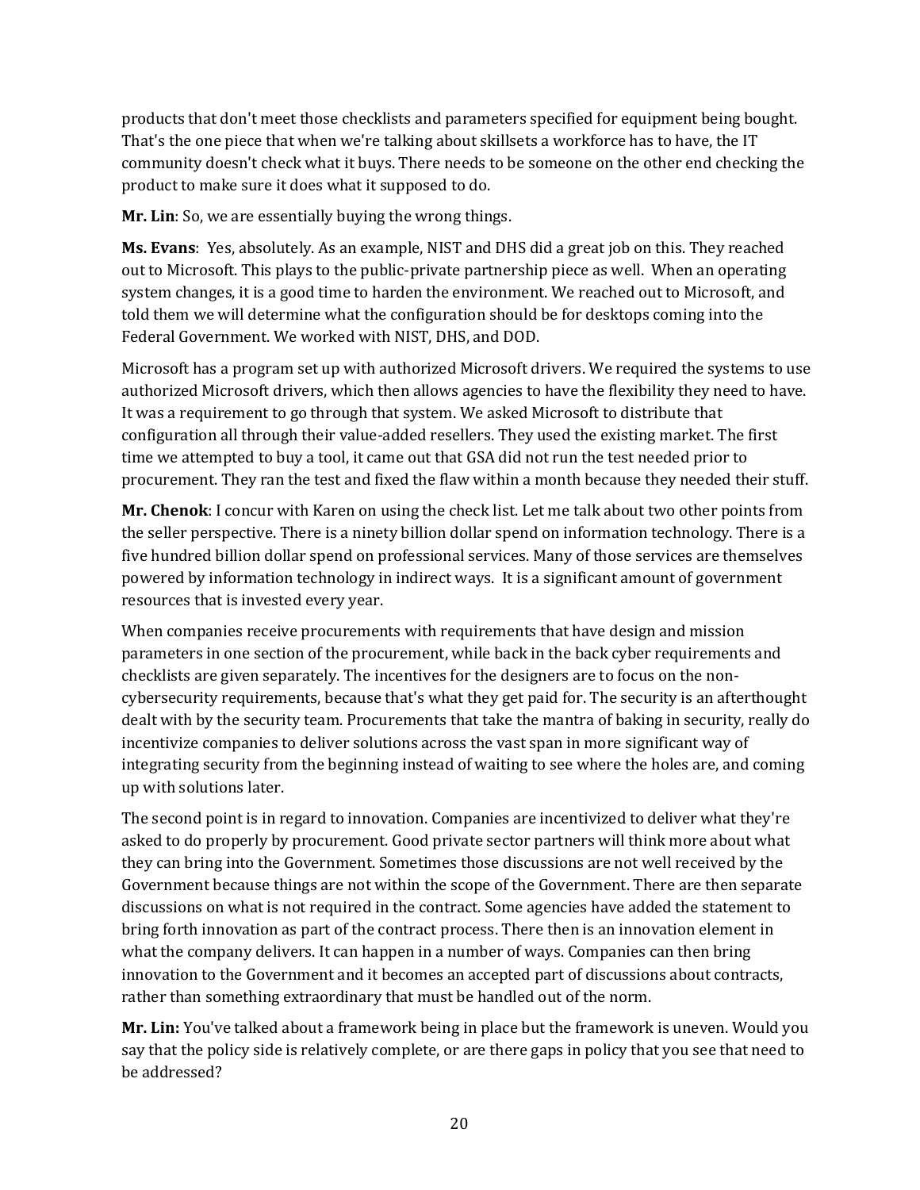products that don't meet those checklists and parameters specified for equipment being bought. That's the one piece that when we're talking about skillsets a workforce has to have, the IT community doesn't check what it buys. There needs to be someone on the other end checking the product to make sure it does what it supposed to do.

**Mr. Lin**: So, we are essentially buying the wrong things.

**Ms. Evans**: Yes, absolutely. As an example, NIST and DHS did a great job on this. They reached out to Microsoft. This plays to the public-private partnership piece as well. When an operating system changes, it is a good time to harden the environment. We reached out to Microsoft, and told them we will determine what the configuration should be for desktops coming into the Federal Government. We worked with NIST, DHS, and DOD.

Microsoft has a program set up with authorized Microsoft drivers. We required the systems to use authorized Microsoft drivers, which then allows agencies to have the flexibility they need to have. It was a requirement to go through that system. We asked Microsoft to distribute that configuration all through their value-added resellers. They used the existing market. The first time we attempted to buy a tool, it came out that GSA did not run the test needed prior to procurement. They ran the test and fixed the flaw within a month because they needed their stuff.

**Mr. Chenok**: I concur with Karen on using the check list. Let me talk about two other points from the seller perspective. There is a ninety billion dollar spend on information technology. There is a five hundred billion dollar spend on professional services. Many of those services are themselves powered by information technology in indirect ways. It is a significant amount of government resources that is invested every year.

When companies receive procurements with requirements that have design and mission parameters in one section of the procurement, while back in the back cyber requirements and checklists are given separately. The incentives for the designers are to focus on the non-cybersecurity requirements, because that's what they get paid for. The security is an afterthought dealt with by the security team. Procurements that take the mantra of baking in security, really do incentivize companies to deliver solutions across the vast span in more significant way of integrating security from the beginning instead of waiting to see where the holes are, and coming up with solutions later.

The second point is in regard to innovation. Companies are incentivized to deliver what they're asked to do properly by procurement. Good private sector partners will think more about what they can bring into the Government. Sometimes those discussions are not well received by the Government because things are not within the scope of the Government. There are then separate discussions on what is not required in the contract. Some agencies have added the statement to bring forth innovation as part of the contract process. There then is an innovation element in what the company delivers. It can happen in a number of ways. Companies can then bring innovation to the Government and it becomes an accepted part of discussions about contracts, rather than something extraordinary that must be handled out of the norm.

**Mr. Lin:** You've talked about a framework being in place but the framework is uneven. Would you say that the policy side is relatively complete, or are there gaps in policy that you see that need to be addressed?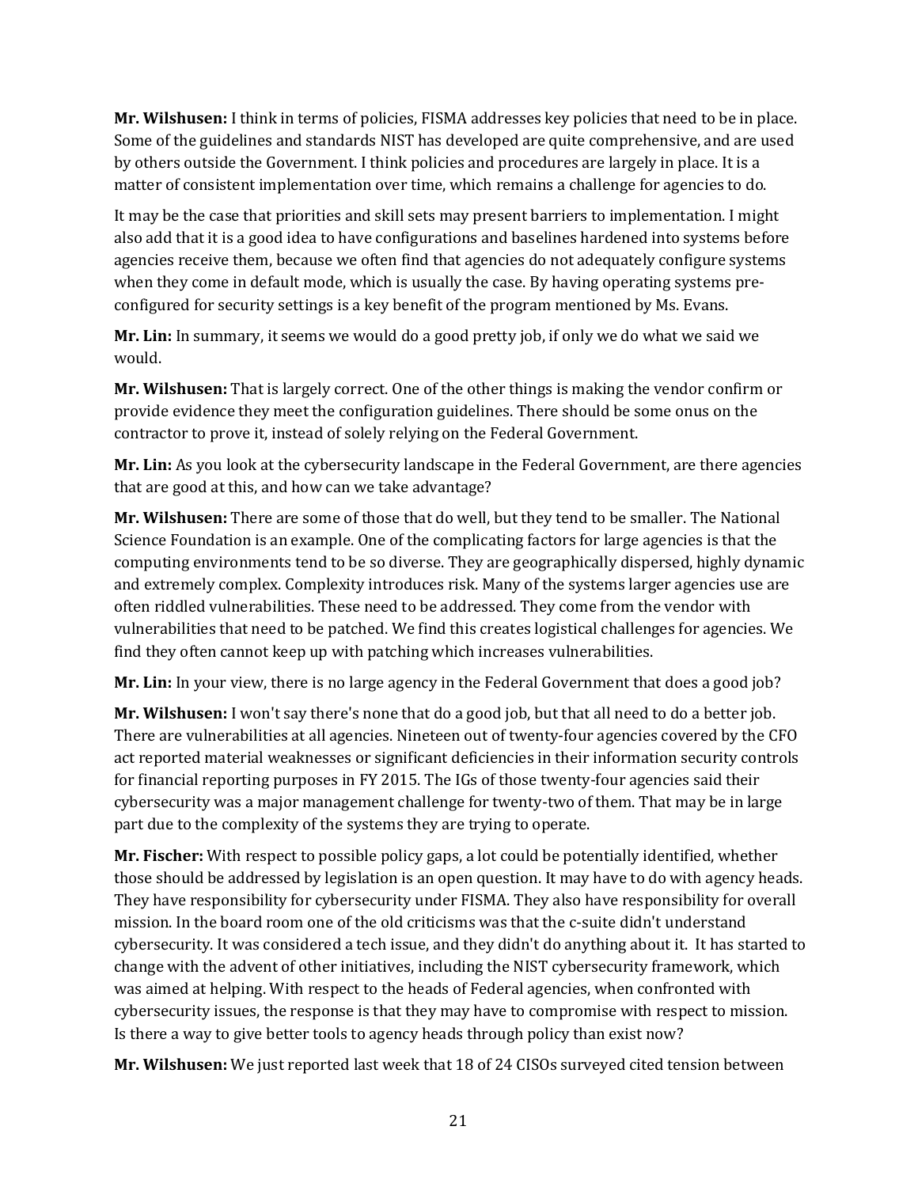**Mr. Wilshusen:** I think in terms of policies, FISMA addresses key policies that need to be in place. Some of the guidelines and standards NIST has developed are quite comprehensive, and are used by others outside the Government. I think policies and procedures are largely in place. It is a matter of consistent implementation over time, which remains a challenge for agencies to do.

It may be the case that priorities and skill sets may present barriers to implementation. I might also add that it is a good idea to have configurations and baselines hardened into systems before agencies receive them, because we often find that agencies do not adequately configure systems when they come in default mode, which is usually the case. By having operating systems pre-configured for security settings is a key benefit of the program mentioned by Ms. Evans.

**Mr. Lin:** In summary, it seems we would do a good pretty job, if only we do what we said we would.

**Mr. Wilshusen:** That is largely correct. One of the other things is making the vendor confirm or provide evidence they meet the configuration guidelines. There should be some onus on the contractor to prove it, instead of solely relying on the Federal Government.

**Mr. Lin:** As you look at the cybersecurity landscape in the Federal Government, are there agencies that are good at this, and how can we take advantage?

**Mr. Wilshusen:** There are some of those that do well, but they tend to be smaller. The National Science Foundation is an example. One of the complicating factors for large agencies is that the computing environments tend to be so diverse. They are geographically dispersed, highly dynamic and extremely complex. Complexity introduces risk. Many of the systems larger agencies use are often riddled vulnerabilities. These need to be addressed. They come from the vendor with vulnerabilities that need to be patched. We find this creates logistical challenges for agencies. We find they often cannot keep up with patching which increases vulnerabilities.

**Mr. Lin:** In your view, there is no large agency in the Federal Government that does a good job?

**Mr. Wilshusen:** I won't say there's none that do a good job, but that all need to do a better job. There are vulnerabilities at all agencies. Nineteen out of twenty-four agencies covered by the CFO act reported material weaknesses or significant deficiencies in their information security controls for financial reporting purposes in FY 2015. The IGs of those twenty-four agencies said their cybersecurity was a major management challenge for twenty-two of them. That may be in large part due to the complexity of the systems they are trying to operate.

**Mr. Fischer:** With respect to possible policy gaps, a lot could be potentially identified, whether those should be addressed by legislation is an open question. It may have to do with agency heads. They have responsibility for cybersecurity under FISMA. They also have responsibility for overall mission. In the board room one of the old criticisms was that the c-suite didn't understand cybersecurity. It was considered a tech issue, and they didn't do anything about it. It has started to change with the advent of other initiatives, including the NIST cybersecurity framework, which was aimed at helping. With respect to the heads of Federal agencies, when confronted with cybersecurity issues, the response is that they may have to compromise with respect to mission. Is there a way to give better tools to agency heads through policy than exist now?

**Mr. Wilshusen:** We just reported last week that 18 of 24 CISOs surveyed cited tension between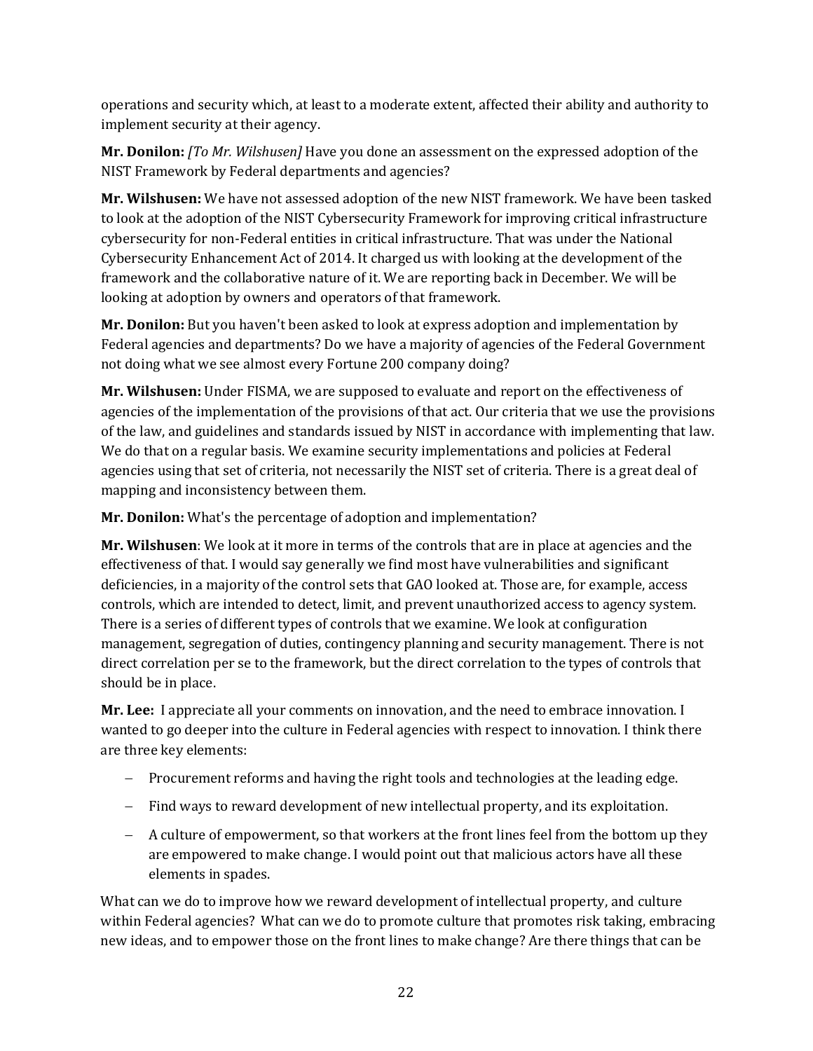operations and security which, at least to a moderate extent, affected their ability and authority to implement security at their agency.

**Mr. Donilon:** *[To Mr. Wilshusen]* Have you done an assessment on the expressed adoption of the NIST Framework by Federal departments and agencies?

**Mr. Wilshusen:** We have not assessed adoption of the new NIST framework. We have been tasked to look at the adoption of the NIST Cybersecurity Framework for improving critical infrastructure cybersecurity for non-Federal entities in critical infrastructure. That was under the National Cybersecurity Enhancement Act of 2014. It charged us with looking at the development of the framework and the collaborative nature of it. We are reporting back in December. We will be looking at adoption by owners and operators of that framework.

**Mr. Donilon:** But you haven't been asked to look at express adoption and implementation by Federal agencies and departments? Do we have a majority of agencies of the Federal Government not doing what we see almost every Fortune 200 company doing?

**Mr. Wilshusen:** Under FISMA, we are supposed to evaluate and report on the effectiveness of agencies of the implementation of the provisions of that act. Our criteria that we use the provisions of the law, and guidelines and standards issued by NIST in accordance with implementing that law. We do that on a regular basis. We examine security implementations and policies at Federal agencies using that set of criteria, not necessarily the NIST set of criteria. There is a great deal of mapping and inconsistency between them.

**Mr. Donilon:** What's the percentage of adoption and implementation?

**Mr. Wilshusen**: We look at it more in terms of the controls that are in place at agencies and the effectiveness of that. I would say generally we find most have vulnerabilities and significant deficiencies, in a majority of the control sets that GAO looked at. Those are, for example, access controls, which are intended to detect, limit, and prevent unauthorized access to agency system. There is a series of different types of controls that we examine. We look at configuration management, segregation of duties, contingency planning and security management. There is not direct correlation per se to the framework, but the direct correlation to the types of controls that should be in place.

**Mr. Lee:** I appreciate all your comments on innovation, and the need to embrace innovation. I wanted to go deeper into the culture in Federal agencies with respect to innovation. I think there are three key elements:

- Procurement reforms and having the right tools and technologies at the leading edge.
- Find ways to reward development of new intellectual property, and its exploitation.
- A culture of empowerment, so that workers at the front lines feel from the bottom up they are empowered to make change. I would point out that malicious actors have all these elements in spades.

What can we do to improve how we reward development of intellectual property, and culture within Federal agencies? What can we do to promote culture that promotes risk taking, embracing new ideas, and to empower those on the front lines to make change? Are there things that can be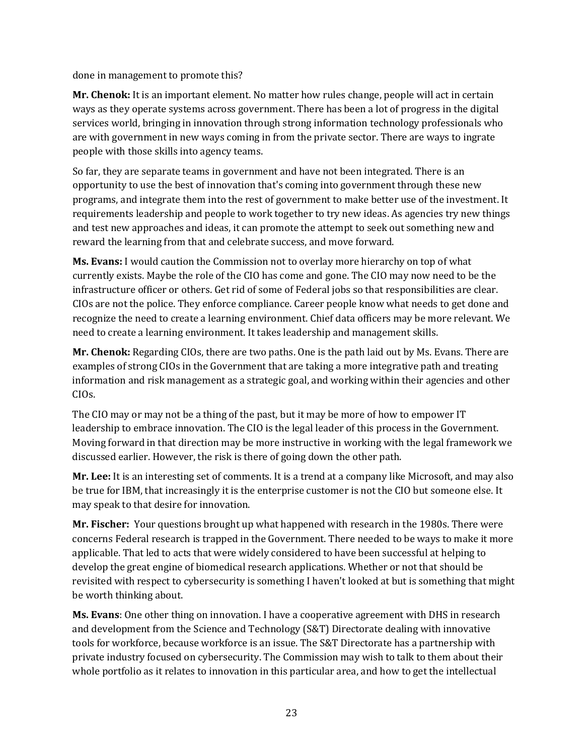done in management to promote this?

**Mr. Chenok:** It is an important element. No matter how rules change, people will act in certain ways as they operate systems across government. There has been a lot of progress in the digital services world, bringing in innovation through strong information technology professionals who are with government in new ways coming in from the private sector. There are ways to ingrate people with those skills into agency teams.

So far, they are separate teams in government and have not been integrated. There is an opportunity to use the best of innovation that's coming into government through these new programs, and integrate them into the rest of government to make better use of the investment. It requirements leadership and people to work together to try new ideas. As agencies try new things and test new approaches and ideas, it can promote the attempt to seek out something new and reward the learning from that and celebrate success, and move forward.

**Ms. Evans:** I would caution the Commission not to overlay more hierarchy on top of what currently exists. Maybe the role of the CIO has come and gone. The CIO may now need to be the infrastructure officer or others. Get rid of some of Federal jobs so that responsibilities are clear. CIOs are not the police. They enforce compliance. Career people know what needs to get done and recognize the need to create a learning environment. Chief data officers may be more relevant. We need to create a learning environment. It takes leadership and management skills.

**Mr. Chenok:** Regarding CIOs, there are two paths. One is the path laid out by Ms. Evans. There are examples of strong CIOs in the Government that are taking a more integrative path and treating information and risk management as a strategic goal, and working within their agencies and other CIOs.

The CIO may or may not be a thing of the past, but it may be more of how to empower IT leadership to embrace innovation. The CIO is the legal leader of this process in the Government. Moving forward in that direction may be more instructive in working with the legal framework we discussed earlier. However, the risk is there of going down the other path.

**Mr. Lee:** It is an interesting set of comments. It is a trend at a company like Microsoft, and may also be true for IBM, that increasingly it is the enterprise customer is not the CIO but someone else. It may speak to that desire for innovation.

**Mr. Fischer:** Your questions brought up what happened with research in the 1980s. There were concerns Federal research is trapped in the Government. There needed to be ways to make it more applicable. That led to acts that were widely considered to have been successful at helping to develop the great engine of biomedical research applications. Whether or not that should be revisited with respect to cybersecurity is something I haven't looked at but is something that might be worth thinking about.

**Ms. Evans**: One other thing on innovation. I have a cooperative agreement with DHS in research and development from the Science and Technology (S&T) Directorate dealing with innovative tools for workforce, because workforce is an issue. The S&T Directorate has a partnership with private industry focused on cybersecurity. The Commission may wish to talk to them about their whole portfolio as it relates to innovation in this particular area, and how to get the intellectual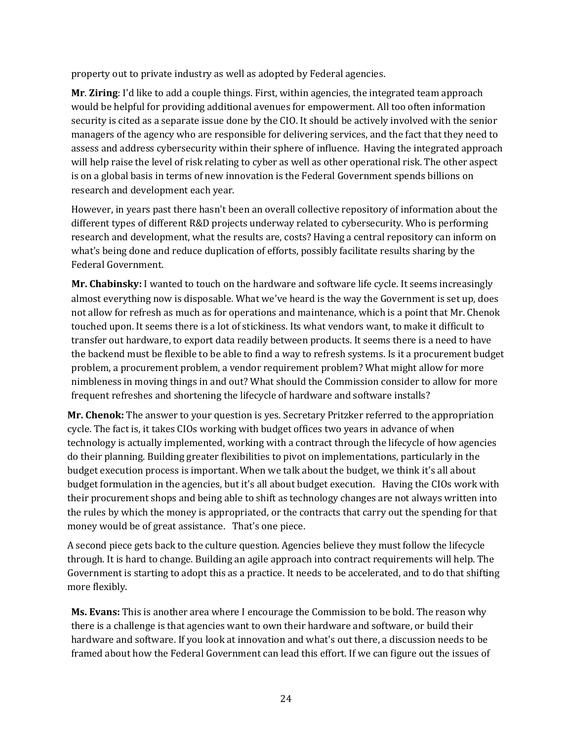property out to private industry as well as adopted by Federal agencies.

**Mr**. **Ziring**: I'd like to add a couple things. First, within agencies, the integrated team approach would be helpful for providing additional avenues for empowerment. All too often information security is cited as a separate issue done by the CIO. It should be actively involved with the senior managers of the agency who are responsible for delivering services, and the fact that they need to assess and address cybersecurity within their sphere of influence. Having the integrated approach will help raise the level of risk relating to cyber as well as other operational risk. The other aspect is on a global basis in terms of new innovation is the Federal Government spends billions on research and development each year.

However, in years past there hasn't been an overall collective repository of information about the different types of different R&D projects underway related to cybersecurity. Who is performing research and development, what the results are, costs? Having a central repository can inform on what's being done and reduce duplication of efforts, possibly facilitate results sharing by the Federal Government.

**Mr. Chabinsky:** I wanted to touch on the hardware and software life cycle. It seems increasingly almost everything now is disposable. What we've heard is the way the Government is set up, does not allow for refresh as much as for operations and maintenance, which is a point that Mr. Chenok touched upon. It seems there is a lot of stickiness. Its what vendors want, to make it difficult to transfer out hardware, to export data readily between products. It seems there is a need to have the backend must be flexible to be able to find a way to refresh systems. Is it a procurement budget problem, a procurement problem, a vendor requirement problem? What might allow for more nimbleness in moving things in and out? What should the Commission consider to allow for more frequent refreshes and shortening the lifecycle of hardware and software installs?

**Mr. Chenok:** The answer to your question is yes. Secretary Pritzker referred to the appropriation cycle. The fact is, it takes CIOs working with budget offices two years in advance of when technology is actually implemented, working with a contract through the lifecycle of how agencies do their planning. Building greater flexibilities to pivot on implementations, particularly in the budget execution process is important. When we talk about the budget, we think it's all about budget formulation in the agencies, but it's all about budget execution. Having the CIOs work with their procurement shops and being able to shift as technology changes are not always written into the rules by which the money is appropriated, or the contracts that carry out the spending for that money would be of great assistance. That's one piece.

A second piece gets back to the culture question. Agencies believe they must follow the lifecycle through. It is hard to change. Building an agile approach into contract requirements will help. The Government is starting to adopt this as a practice. It needs to be accelerated, and to do that shifting more flexibly.

**Ms. Evans:** This is another area where I encourage the Commission to be bold. The reason why there is a challenge is that agencies want to own their hardware and software, or build their hardware and software. If you look at innovation and what's out there, a discussion needs to be framed about how the Federal Government can lead this effort. If we can figure out the issues of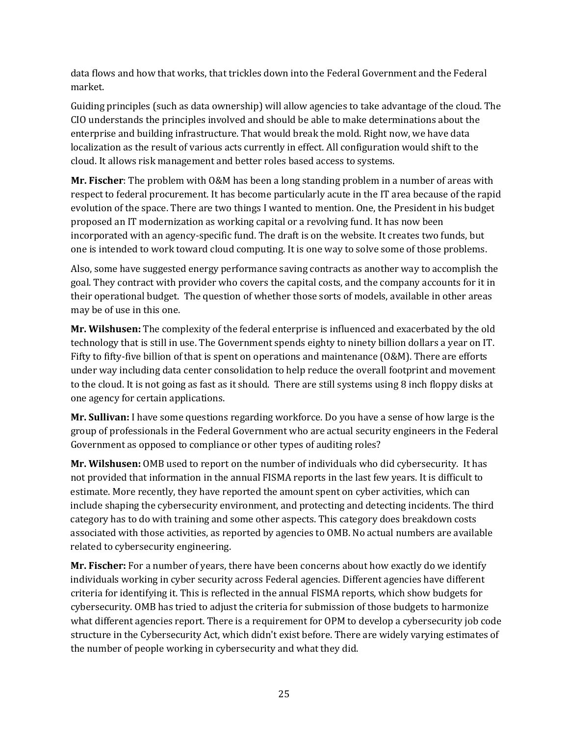data flows and how that works, that trickles down into the Federal Government and the Federal market.

Guiding principles (such as data ownership) will allow agencies to take advantage of the cloud. The CIO understands the principles involved and should be able to make determinations about the enterprise and building infrastructure. That would break the mold. Right now, we have data localization as the result of various acts currently in effect. All configuration would shift to the cloud. It allows risk management and better roles based access to systems.

**Mr. Fischer**: The problem with O&M has been a long standing problem in a number of areas with respect to federal procurement. It has become particularly acute in the IT area because of the rapid evolution of the space. There are two things I wanted to mention. One, the President in his budget proposed an IT modernization as working capital or a revolving fund. It has now been incorporated with an agency-specific fund. The draft is on the website. It creates two funds, but one is intended to work toward cloud computing. It is one way to solve some of those problems.

Also, some have suggested energy performance saving contracts as another way to accomplish the goal. They contract with provider who covers the capital costs, and the company accounts for it in their operational budget. The question of whether those sorts of models, available in other areas may be of use in this one.

**Mr. Wilshusen:** The complexity of the federal enterprise is influenced and exacerbated by the old technology that is still in use. The Government spends eighty to ninety billion dollars a year on IT. Fifty to fifty-five billion of that is spent on operations and maintenance (O&M). There are efforts under way including data center consolidation to help reduce the overall footprint and movement to the cloud. It is not going as fast as it should. There are still systems using 8 inch floppy disks at one agency for certain applications.

**Mr. Sullivan:** I have some questions regarding workforce. Do you have a sense of how large is the group of professionals in the Federal Government who are actual security engineers in the Federal Government as opposed to compliance or other types of auditing roles?

**Mr. Wilshusen:** OMB used to report on the number of individuals who did cybersecurity. It has not provided that information in the annual FISMA reports in the last few years. It is difficult to estimate. More recently, they have reported the amount spent on cyber activities, which can include shaping the cybersecurity environment, and protecting and detecting incidents. The third category has to do with training and some other aspects. This category does breakdown costs associated with those activities, as reported by agencies to OMB. No actual numbers are available related to cybersecurity engineering.

**Mr. Fischer:** For a number of years, there have been concerns about how exactly do we identify individuals working in cyber security across Federal agencies. Different agencies have different criteria for identifying it. This is reflected in the annual FISMA reports, which show budgets for cybersecurity. OMB has tried to adjust the criteria for submission of those budgets to harmonize what different agencies report. There is a requirement for OPM to develop a cybersecurity job code structure in the Cybersecurity Act, which didn't exist before. There are widely varying estimates of the number of people working in cybersecurity and what they did.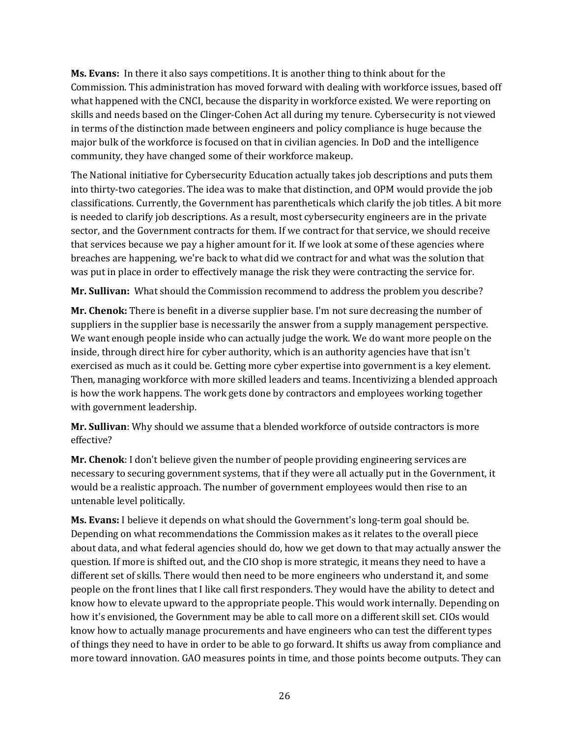**Ms. Evans:** In there it also says competitions. It is another thing to think about for the Commission. This administration has moved forward with dealing with workforce issues, based off what happened with the CNCI, because the disparity in workforce existed. We were reporting on skills and needs based on the Clinger-Cohen Act all during my tenure. Cybersecurity is not viewed in terms of the distinction made between engineers and policy compliance is huge because the major bulk of the workforce is focused on that in civilian agencies. In DoD and the intelligence community, they have changed some of their workforce makeup.

The National initiative for Cybersecurity Education actually takes job descriptions and puts them into thirty-two categories. The idea was to make that distinction, and OPM would provide the job classifications. Currently, the Government has parentheticals which clarify the job titles. A bit more is needed to clarify job descriptions. As a result, most cybersecurity engineers are in the private sector, and the Government contracts for them. If we contract for that service, we should receive that services because we pay a higher amount for it. If we look at some of these agencies where breaches are happening, we're back to what did we contract for and what was the solution that was put in place in order to effectively manage the risk they were contracting the service for.

**Mr. Sullivan:** What should the Commission recommend to address the problem you describe?

**Mr. Chenok:** There is benefit in a diverse supplier base. I'm not sure decreasing the number of suppliers in the supplier base is necessarily the answer from a supply management perspective. We want enough people inside who can actually judge the work. We do want more people on the inside, through direct hire for cyber authority, which is an authority agencies have that isn't exercised as much as it could be. Getting more cyber expertise into government is a key element. Then, managing workforce with more skilled leaders and teams. Incentivizing a blended approach is how the work happens. The work gets done by contractors and employees working together with government leadership.

**Mr. Sullivan**: Why should we assume that a blended workforce of outside contractors is more effective?

**Mr. Chenok**: I don't believe given the number of people providing engineering services are necessary to securing government systems, that if they were all actually put in the Government, it would be a realistic approach. The number of government employees would then rise to an untenable level politically.

**Ms. Evans:** I believe it depends on what should the Government's long-term goal should be. Depending on what recommendations the Commission makes as it relates to the overall piece about data, and what federal agencies should do, how we get down to that may actually answer the question. If more is shifted out, and the CIO shop is more strategic, it means they need to have a different set of skills. There would then need to be more engineers who understand it, and some people on the front lines that I like call first responders. They would have the ability to detect and know how to elevate upward to the appropriate people. This would work internally. Depending on how it's envisioned, the Government may be able to call more on a different skill set. CIOs would know how to actually manage procurements and have engineers who can test the different types of things they need to have in order to be able to go forward. It shifts us away from compliance and more toward innovation. GAO measures points in time, and those points become outputs. They can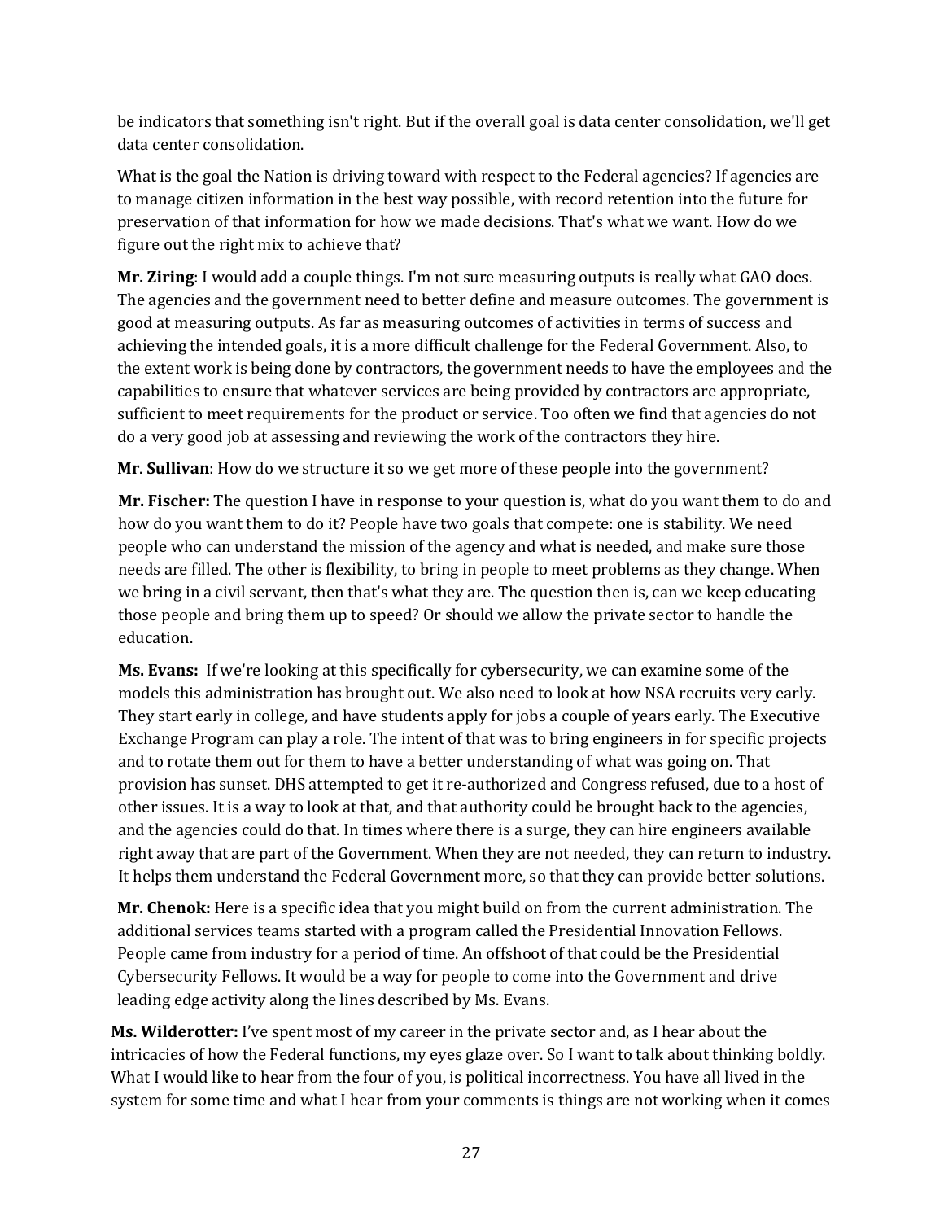be indicators that something isn't right. But if the overall goal is data center consolidation, we'll get data center consolidation.

What is the goal the Nation is driving toward with respect to the Federal agencies? If agencies are to manage citizen information in the best way possible, with record retention into the future for preservation of that information for how we made decisions. That's what we want. How do we figure out the right mix to achieve that?

**Mr. Ziring**: I would add a couple things. I'm not sure measuring outputs is really what GAO does. The agencies and the government need to better define and measure outcomes. The government is good at measuring outputs. As far as measuring outcomes of activities in terms of success and achieving the intended goals, it is a more difficult challenge for the Federal Government. Also, to the extent work is being done by contractors, the government needs to have the employees and the capabilities to ensure that whatever services are being provided by contractors are appropriate, sufficient to meet requirements for the product or service. Too often we find that agencies do not do a very good job at assessing and reviewing the work of the contractors they hire.

**Mr**. **Sullivan**: How do we structure it so we get more of these people into the government?

**Mr. Fischer:** The question I have in response to your question is, what do you want them to do and how do you want them to do it? People have two goals that compete: one is stability. We need people who can understand the mission of the agency and what is needed, and make sure those needs are filled. The other is flexibility, to bring in people to meet problems as they change. When we bring in a civil servant, then that's what they are. The question then is, can we keep educating those people and bring them up to speed? Or should we allow the private sector to handle the education.

**Ms. Evans:** If we're looking at this specifically for cybersecurity, we can examine some of the models this administration has brought out. We also need to look at how NSA recruits very early. They start early in college, and have students apply for jobs a couple of years early. The Executive Exchange Program can play a role. The intent of that was to bring engineers in for specific projects and to rotate them out for them to have a better understanding of what was going on. That provision has sunset. DHS attempted to get it re-authorized and Congress refused, due to a host of other issues. It is a way to look at that, and that authority could be brought back to the agencies, and the agencies could do that. In times where there is a surge, they can hire engineers available right away that are part of the Government. When they are not needed, they can return to industry. It helps them understand the Federal Government more, so that they can provide better solutions.

**Mr. Chenok:** Here is a specific idea that you might build on from the current administration. The additional services teams started with a program called the Presidential Innovation Fellows. People came from industry for a period of time. An offshoot of that could be the Presidential Cybersecurity Fellows. It would be a way for people to come into the Government and drive leading edge activity along the lines described by Ms. Evans.

**Ms. Wilderotter:** I've spent most of my career in the private sector and, as I hear about the intricacies of how the Federal functions, my eyes glaze over. So I want to talk about thinking boldly. What I would like to hear from the four of you, is political incorrectness. You have all lived in the system for some time and what I hear from your comments is things are not working when it comes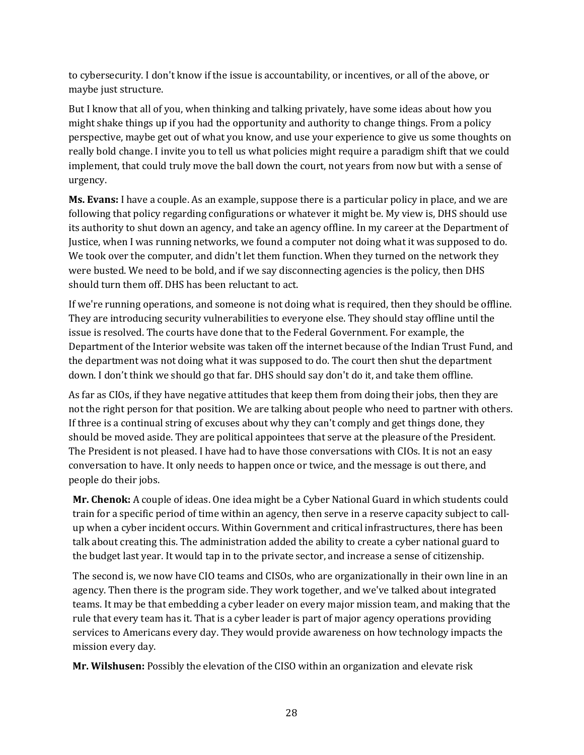to cybersecurity. I don't know if the issue is accountability, or incentives, or all of the above, or maybe just structure.

But I know that all of you, when thinking and talking privately, have some ideas about how you might shake things up if you had the opportunity and authority to change things. From a policy perspective, maybe get out of what you know, and use your experience to give us some thoughts on really bold change. I invite you to tell us what policies might require a paradigm shift that we could implement, that could truly move the ball down the court, not years from now but with a sense of urgency.

**Ms. Evans:** I have a couple. As an example, suppose there is a particular policy in place, and we are following that policy regarding configurations or whatever it might be. My view is, DHS should use its authority to shut down an agency, and take an agency offline. In my career at the Department of Justice, when I was running networks, we found a computer not doing what it was supposed to do. We took over the computer, and didn't let them function. When they turned on the network they were busted. We need to be bold, and if we say disconnecting agencies is the policy, then DHS should turn them off. DHS has been reluctant to act.

If we're running operations, and someone is not doing what is required, then they should be offline. They are introducing security vulnerabilities to everyone else. They should stay offline until the issue is resolved. The courts have done that to the Federal Government. For example, the Department of the Interior website was taken off the internet because of the Indian Trust Fund, and the department was not doing what it was supposed to do. The court then shut the department down. I don't think we should go that far. DHS should say don't do it, and take them offline.

As far as CIOs, if they have negative attitudes that keep them from doing their jobs, then they are not the right person for that position. We are talking about people who need to partner with others. If three is a continual string of excuses about why they can't comply and get things done, they should be moved aside. They are political appointees that serve at the pleasure of the President. The President is not pleased. I have had to have those conversations with CIOs. It is not an easy conversation to have. It only needs to happen once or twice, and the message is out there, and people do their jobs.

**Mr. Chenok:** A couple of ideas. One idea might be a Cyber National Guard in which students could train for a specific period of time within an agency, then serve in a reserve capacity subject to call-up when a cyber incident occurs. Within Government and critical infrastructures, there has been talk about creating this. The administration added the ability to create a cyber national guard to the budget last year. It would tap in to the private sector, and increase a sense of citizenship.

The second is, we now have CIO teams and CISOs, who are organizationally in their own line in an agency. Then there is the program side. They work together, and we've talked about integrated teams. It may be that embedding a cyber leader on every major mission team, and making that the rule that every team has it. That is a cyber leader is part of major agency operations providing services to Americans every day. They would provide awareness on how technology impacts the mission every day.

**Mr. Wilshusen:** Possibly the elevation of the CISO within an organization and elevate risk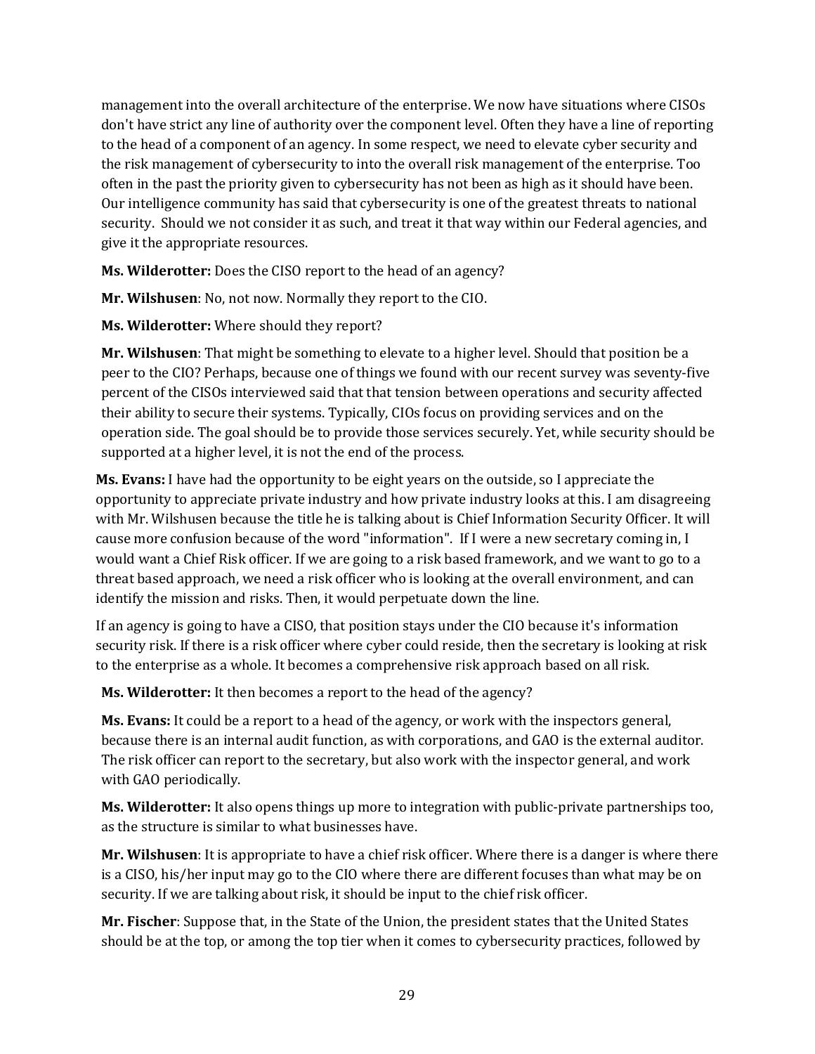management into the overall architecture of the enterprise. We now have situations where CISOs don't have strict any line of authority over the component level. Often they have a line of reporting to the head of a component of an agency. In some respect, we need to elevate cyber security and the risk management of cybersecurity to into the overall risk management of the enterprise. Too often in the past the priority given to cybersecurity has not been as high as it should have been. Our intelligence community has said that cybersecurity is one of the greatest threats to national security. Should we not consider it as such, and treat it that way within our Federal agencies, and give it the appropriate resources.

**Ms. Wilderotter:** Does the CISO report to the head of an agency?

**Mr. Wilshusen**: No, not now. Normally they report to the CIO.

**Ms. Wilderotter:** Where should they report?

**Mr. Wilshusen**: That might be something to elevate to a higher level. Should that position be a peer to the CIO? Perhaps, because one of things we found with our recent survey was seventy-five percent of the CISOs interviewed said that that tension between operations and security affected their ability to secure their systems. Typically, CIOs focus on providing services and on the operation side. The goal should be to provide those services securely. Yet, while security should be supported at a higher level, it is not the end of the process.

**Ms. Evans:** I have had the opportunity to be eight years on the outside, so I appreciate the opportunity to appreciate private industry and how private industry looks at this. I am disagreeing with Mr. Wilshusen because the title he is talking about is Chief Information Security Officer. It will cause more confusion because of the word "information". If I were a new secretary coming in, I would want a Chief Risk officer. If we are going to a risk based framework, and we want to go to a threat based approach, we need a risk officer who is looking at the overall environment, and can identify the mission and risks. Then, it would perpetuate down the line.

If an agency is going to have a CISO, that position stays under the CIO because it's information security risk. If there is a risk officer where cyber could reside, then the secretary is looking at risk to the enterprise as a whole. It becomes a comprehensive risk approach based on all risk.

**Ms. Wilderotter:** It then becomes a report to the head of the agency?

**Ms. Evans:** It could be a report to a head of the agency, or work with the inspectors general, because there is an internal audit function, as with corporations, and GAO is the external auditor. The risk officer can report to the secretary, but also work with the inspector general, and work with GAO periodically.

**Ms. Wilderotter:** It also opens things up more to integration with public-private partnerships too, as the structure is similar to what businesses have.

**Mr. Wilshusen**: It is appropriate to have a chief risk officer. Where there is a danger is where there is a CISO, his/her input may go to the CIO where there are different focuses than what may be on security. If we are talking about risk, it should be input to the chief risk officer.

**Mr. Fischer**: Suppose that, in the State of the Union, the president states that the United States should be at the top, or among the top tier when it comes to cybersecurity practices, followed by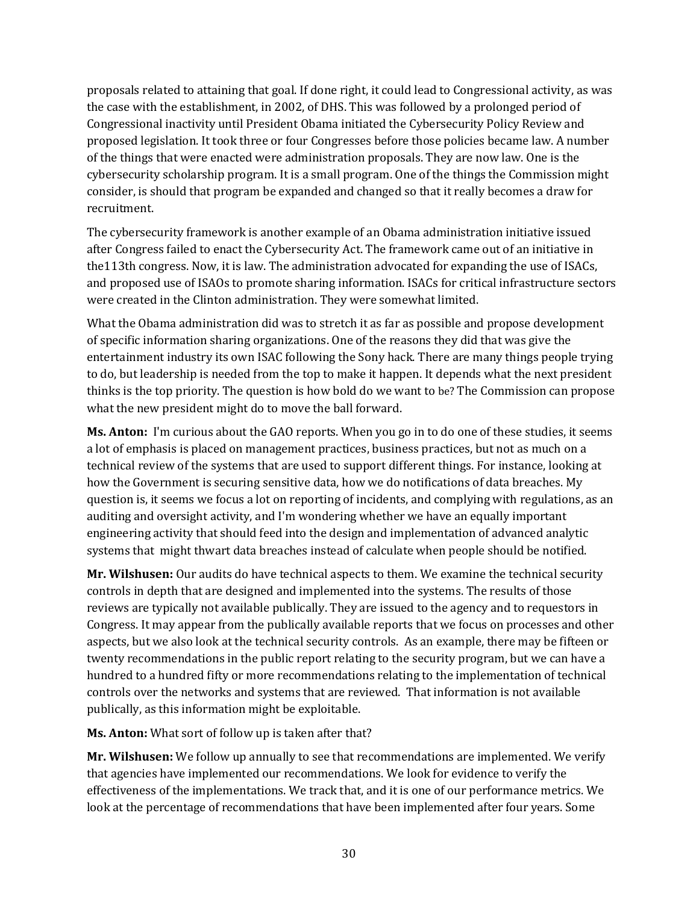proposals related to attaining that goal. If done right, it could lead to Congressional activity, as was the case with the establishment, in 2002, of DHS. This was followed by a prolonged period of Congressional inactivity until President Obama initiated the Cybersecurity Policy Review and proposed legislation. It took three or four Congresses before those policies became law. A number of the things that were enacted were administration proposals. They are now law. One is the cybersecurity scholarship program. It is a small program. One of the things the Commission might consider, is should that program be expanded and changed so that it really becomes a draw for recruitment.

The cybersecurity framework is another example of an Obama administration initiative issued after Congress failed to enact the Cybersecurity Act. The framework came out of an initiative in the113th congress. Now, it is law. The administration advocated for expanding the use of ISACs, and proposed use of ISAOs to promote sharing information. ISACs for critical infrastructure sectors were created in the Clinton administration. They were somewhat limited.

What the Obama administration did was to stretch it as far as possible and propose development of specific information sharing organizations. One of the reasons they did that was give the entertainment industry its own ISAC following the Sony hack. There are many things people trying to do, but leadership is needed from the top to make it happen. It depends what the next president thinks is the top priority. The question is how bold do we want to be? The Commission can propose what the new president might do to move the ball forward.

**Ms. Anton:** I'm curious about the GAO reports. When you go in to do one of these studies, it seems a lot of emphasis is placed on management practices, business practices, but not as much on a technical review of the systems that are used to support different things. For instance, looking at how the Government is securing sensitive data, how we do notifications of data breaches. My question is, it seems we focus a lot on reporting of incidents, and complying with regulations, as an auditing and oversight activity, and I'm wondering whether we have an equally important engineering activity that should feed into the design and implementation of advanced analytic systems that might thwart data breaches instead of calculate when people should be notified.

**Mr. Wilshusen:** Our audits do have technical aspects to them. We examine the technical security controls in depth that are designed and implemented into the systems. The results of those reviews are typically not available publically. They are issued to the agency and to requestors in Congress. It may appear from the publically available reports that we focus on processes and other aspects, but we also look at the technical security controls. As an example, there may be fifteen or twenty recommendations in the public report relating to the security program, but we can have a hundred to a hundred fifty or more recommendations relating to the implementation of technical controls over the networks and systems that are reviewed. That information is not available publically, as this information might be exploitable.

**Ms. Anton:** What sort of follow up is taken after that?

**Mr. Wilshusen:** We follow up annually to see that recommendations are implemented. We verify that agencies have implemented our recommendations. We look for evidence to verify the effectiveness of the implementations. We track that, and it is one of our performance metrics. We look at the percentage of recommendations that have been implemented after four years. Some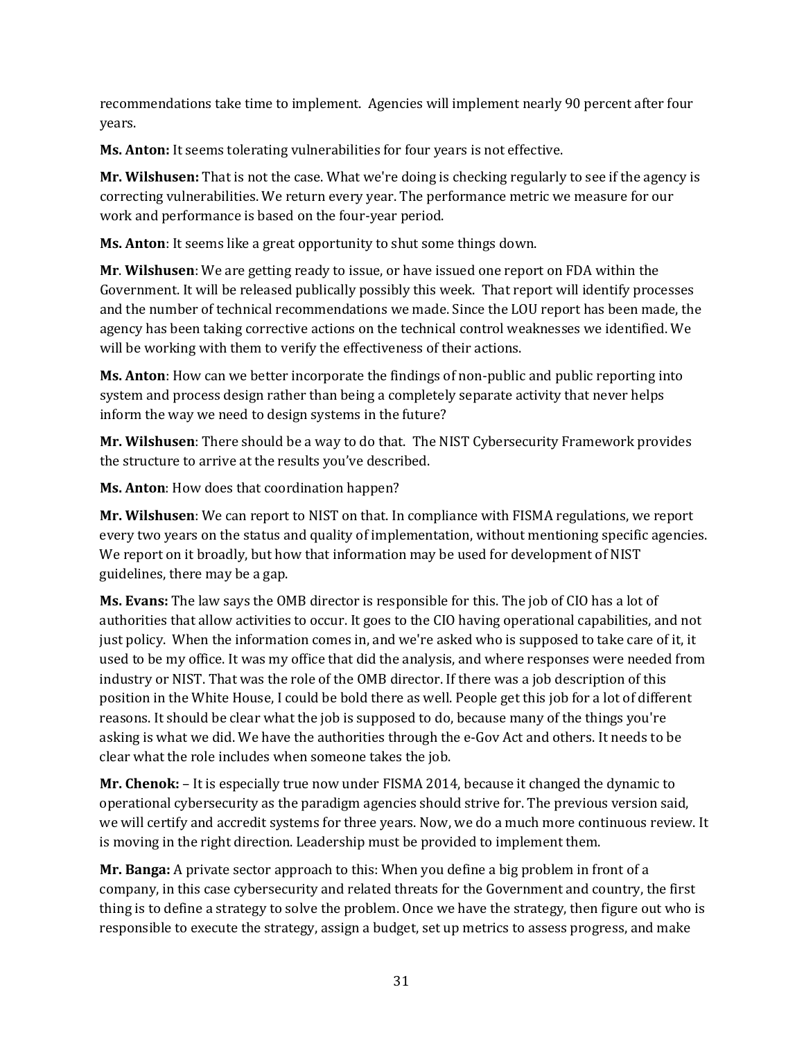recommendations take time to implement. Agencies will implement nearly 90 percent after four years.

**Ms. Anton:** It seems tolerating vulnerabilities for four years is not effective.

**Mr. Wilshusen:** That is not the case. What we're doing is checking regularly to see if the agency is correcting vulnerabilities. We return every year. The performance metric we measure for our work and performance is based on the four-year period.

**Ms. Anton**: It seems like a great opportunity to shut some things down.

**Mr**. **Wilshusen**: We are getting ready to issue, or have issued one report on FDA within the Government. It will be released publically possibly this week. That report will identify processes and the number of technical recommendations we made. Since the LOU report has been made, the agency has been taking corrective actions on the technical control weaknesses we identified. We will be working with them to verify the effectiveness of their actions.

**Ms. Anton**: How can we better incorporate the findings of non-public and public reporting into system and process design rather than being a completely separate activity that never helps inform the way we need to design systems in the future?

**Mr. Wilshusen**: There should be a way to do that. The NIST Cybersecurity Framework provides the structure to arrive at the results you've described.

**Ms. Anton**: How does that coordination happen?

**Mr. Wilshusen**: We can report to NIST on that. In compliance with FISMA regulations, we report every two years on the status and quality of implementation, without mentioning specific agencies. We report on it broadly, but how that information may be used for development of NIST guidelines, there may be a gap.

**Ms. Evans:** The law says the OMB director is responsible for this. The job of CIO has a lot of authorities that allow activities to occur. It goes to the CIO having operational capabilities, and not just policy. When the information comes in, and we're asked who is supposed to take care of it, it used to be my office. It was my office that did the analysis, and where responses were needed from industry or NIST. That was the role of the OMB director. If there was a job description of this position in the White House, I could be bold there as well. People get this job for a lot of different reasons. It should be clear what the job is supposed to do, because many of the things you're asking is what we did. We have the authorities through the e-Gov Act and others. It needs to be clear what the role includes when someone takes the job.

**Mr. Chenok:** – It is especially true now under FISMA 2014, because it changed the dynamic to operational cybersecurity as the paradigm agencies should strive for. The previous version said, we will certify and accredit systems for three years. Now, we do a much more continuous review. It is moving in the right direction. Leadership must be provided to implement them.

**Mr. Banga:** A private sector approach to this: When you define a big problem in front of a company, in this case cybersecurity and related threats for the Government and country, the first thing is to define a strategy to solve the problem. Once we have the strategy, then figure out who is responsible to execute the strategy, assign a budget, set up metrics to assess progress, and make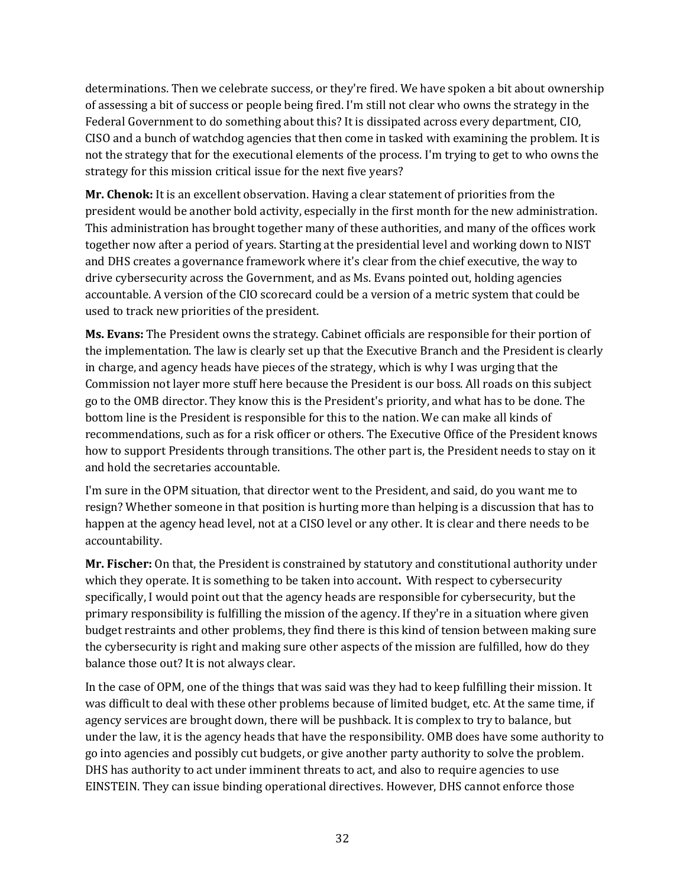determinations. Then we celebrate success, or they're fired. We have spoken a bit about ownership of assessing a bit of success or people being fired. I'm still not clear who owns the strategy in the Federal Government to do something about this? It is dissipated across every department, CIO, CISO and a bunch of watchdog agencies that then come in tasked with examining the problem. It is not the strategy that for the executional elements of the process. I'm trying to get to who owns the strategy for this mission critical issue for the next five years?

**Mr. Chenok:** It is an excellent observation. Having a clear statement of priorities from the president would be another bold activity, especially in the first month for the new administration. This administration has brought together many of these authorities, and many of the offices work together now after a period of years. Starting at the presidential level and working down to NIST and DHS creates a governance framework where it's clear from the chief executive, the way to drive cybersecurity across the Government, and as Ms. Evans pointed out, holding agencies accountable. A version of the CIO scorecard could be a version of a metric system that could be used to track new priorities of the president.

**Ms. Evans:** The President owns the strategy. Cabinet officials are responsible for their portion of the implementation. The law is clearly set up that the Executive Branch and the President is clearly in charge, and agency heads have pieces of the strategy, which is why I was urging that the Commission not layer more stuff here because the President is our boss. All roads on this subject go to the OMB director. They know this is the President's priority, and what has to be done. The bottom line is the President is responsible for this to the nation. We can make all kinds of recommendations, such as for a risk officer or others. The Executive Office of the President knows how to support Presidents through transitions. The other part is, the President needs to stay on it and hold the secretaries accountable.

I'm sure in the OPM situation, that director went to the President, and said, do you want me to resign? Whether someone in that position is hurting more than helping is a discussion that has to happen at the agency head level, not at a CISO level or any other. It is clear and there needs to be accountability.

**Mr. Fischer:** On that, the President is constrained by statutory and constitutional authority under which they operate. It is something to be taken into account. With respect to cybersecurity specifically, I would point out that the agency heads are responsible for cybersecurity, but the primary responsibility is fulfilling the mission of the agency. If they're in a situation where given budget restraints and other problems, they find there is this kind of tension between making sure the cybersecurity is right and making sure other aspects of the mission are fulfilled, how do they balance those out? It is not always clear.

In the case of OPM, one of the things that was said was they had to keep fulfilling their mission. It was difficult to deal with these other problems because of limited budget, etc. At the same time, if agency services are brought down, there will be pushback. It is complex to try to balance, but under the law, it is the agency heads that have the responsibility. OMB does have some authority to go into agencies and possibly cut budgets, or give another party authority to solve the problem. DHS has authority to act under imminent threats to act, and also to require agencies to use EINSTEIN. They can issue binding operational directives. However, DHS cannot enforce those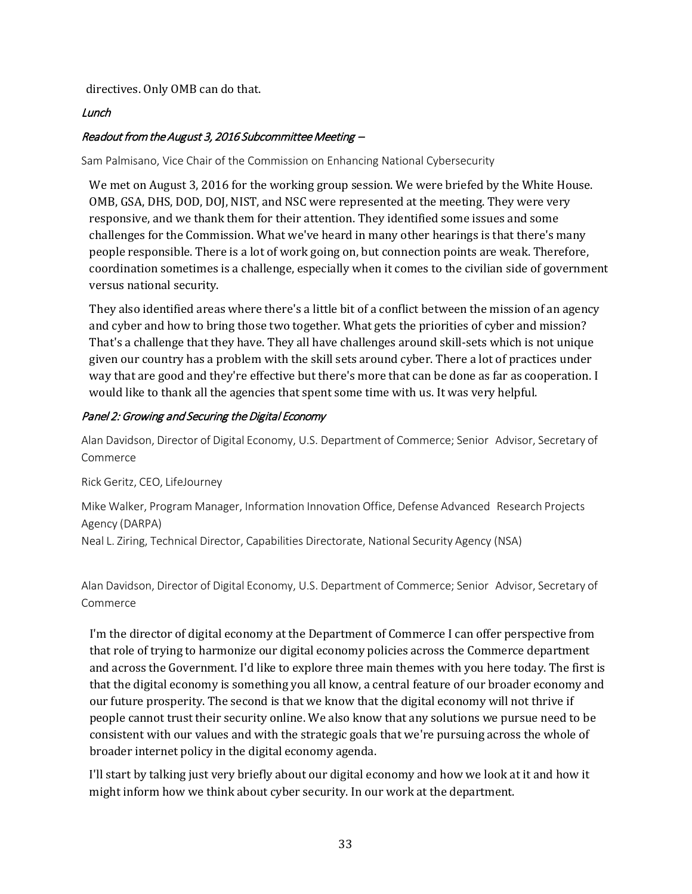directives. Only OMB can do that.

*Lunch*

*Readout from the August 3, 2016 Subcommittee Meeting –*

Sam Palmisano, Vice Chair of the Commission on Enhancing National Cybersecurity

We met on August 3, 2016 for the working group session. We were briefed by the White House. OMB, GSA, DHS, DOD, DOJ, NIST, and NSC were represented at the meeting. They were very responsive, and we thank them for their attention. They identified some issues and some challenges for the Commission. What we've heard in many other hearings is that there's many people responsible. There is a lot of work going on, but connection points are weak. Therefore, coordination sometimes is a challenge, especially when it comes to the civilian side of government versus national security.

They also identified areas where there's a little bit of a conflict between the mission of an agency and cyber and how to bring those two together. What gets the priorities of cyber and mission? That's a challenge that they have. They all have challenges around skill-sets which is not unique given our country has a problem with the skill sets around cyber. There a lot of practices under way that are good and they're effective but there's more that can be done as far as cooperation. I would like to thank all the agencies that spent some time with us. It was very helpful.

*Panel 2: Growing and Securing the Digital Economy*

Alan Davidson, Director of Digital Economy, U.S. Department of Commerce; Senior Advisor, Secretary of Commerce

Rick Geritz, CEO, LifeJourney

Mike Walker, Program Manager, Information Innovation Office, Defense Advanced Research Projects Agency (DARPA)

Neal L. Ziring, Technical Director, Capabilities Directorate, National Security Agency (NSA)

Alan Davidson, Director of Digital Economy, U.S. Department of Commerce; Senior Advisor, Secretary of Commerce

I'm the director of digital economy at the Department of Commerce I can offer perspective from that role of trying to harmonize our digital economy policies across the Commerce department and across the Government. I'd like to explore three main themes with you here today. The first is that the digital economy is something you all know, a central feature of our broader economy and our future prosperity. The second is that we know that the digital economy will not thrive if people cannot trust their security online. We also know that any solutions we pursue need to be consistent with our values and with the strategic goals that we're pursuing across the whole of broader internet policy in the digital economy agenda.

I'll start by talking just very briefly about our digital economy and how we look at it and how it might inform how we think about cyber security. In our work at the department.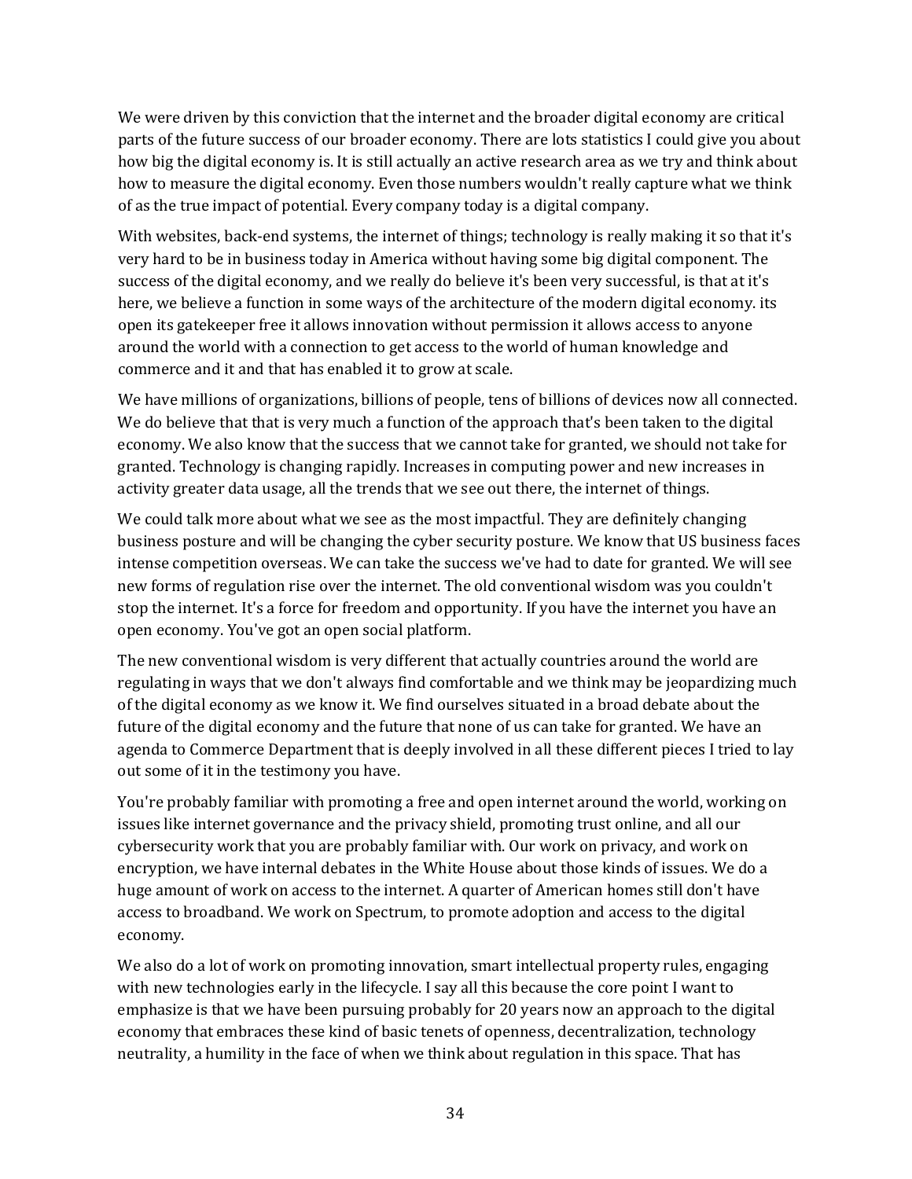We were driven by this conviction that the internet and the broader digital economy are critical parts of the future success of our broader economy. There are lots statistics I could give you about how big the digital economy is. It is still actually an active research area as we try and think about how to measure the digital economy. Even those numbers wouldn't really capture what we think of as the true impact of potential. Every company today is a digital company.

With websites, back-end systems, the internet of things; technology is really making it so that it's very hard to be in business today in America without having some big digital component. The success of the digital economy, and we really do believe it's been very successful, is that at it's here, we believe a function in some ways of the architecture of the modern digital economy. its open its gatekeeper free it allows innovation without permission it allows access to anyone around the world with a connection to get access to the world of human knowledge and commerce and it and that has enabled it to grow at scale.

We have millions of organizations, billions of people, tens of billions of devices now all connected. We do believe that that is very much a function of the approach that's been taken to the digital economy. We also know that the success that we cannot take for granted, we should not take for granted. Technology is changing rapidly. Increases in computing power and new increases in activity greater data usage, all the trends that we see out there, the internet of things.

We could talk more about what we see as the most impactful. They are definitely changing business posture and will be changing the cyber security posture. We know that US business faces intense competition overseas. We can take the success we've had to date for granted. We will see new forms of regulation rise over the internet. The old conventional wisdom was you couldn't stop the internet. It's a force for freedom and opportunity. If you have the internet you have an open economy. You've got an open social platform.

The new conventional wisdom is very different that actually countries around the world are regulating in ways that we don't always find comfortable and we think may be jeopardizing much of the digital economy as we know it. We find ourselves situated in a broad debate about the future of the digital economy and the future that none of us can take for granted. We have an agenda to Commerce Department that is deeply involved in all these different pieces I tried to lay out some of it in the testimony you have.

You're probably familiar with promoting a free and open internet around the world, working on issues like internet governance and the privacy shield, promoting trust online, and all our cybersecurity work that you are probably familiar with. Our work on privacy, and work on encryption, we have internal debates in the White House about those kinds of issues. We do a huge amount of work on access to the internet. A quarter of American homes still don't have access to broadband. We work on Spectrum, to promote adoption and access to the digital economy.

We also do a lot of work on promoting innovation, smart intellectual property rules, engaging with new technologies early in the lifecycle. I say all this because the core point I want to emphasize is that we have been pursuing probably for 20 years now an approach to the digital economy that embraces these kind of basic tenets of openness, decentralization, technology neutrality, a humility in the face of when we think about regulation in this space. That has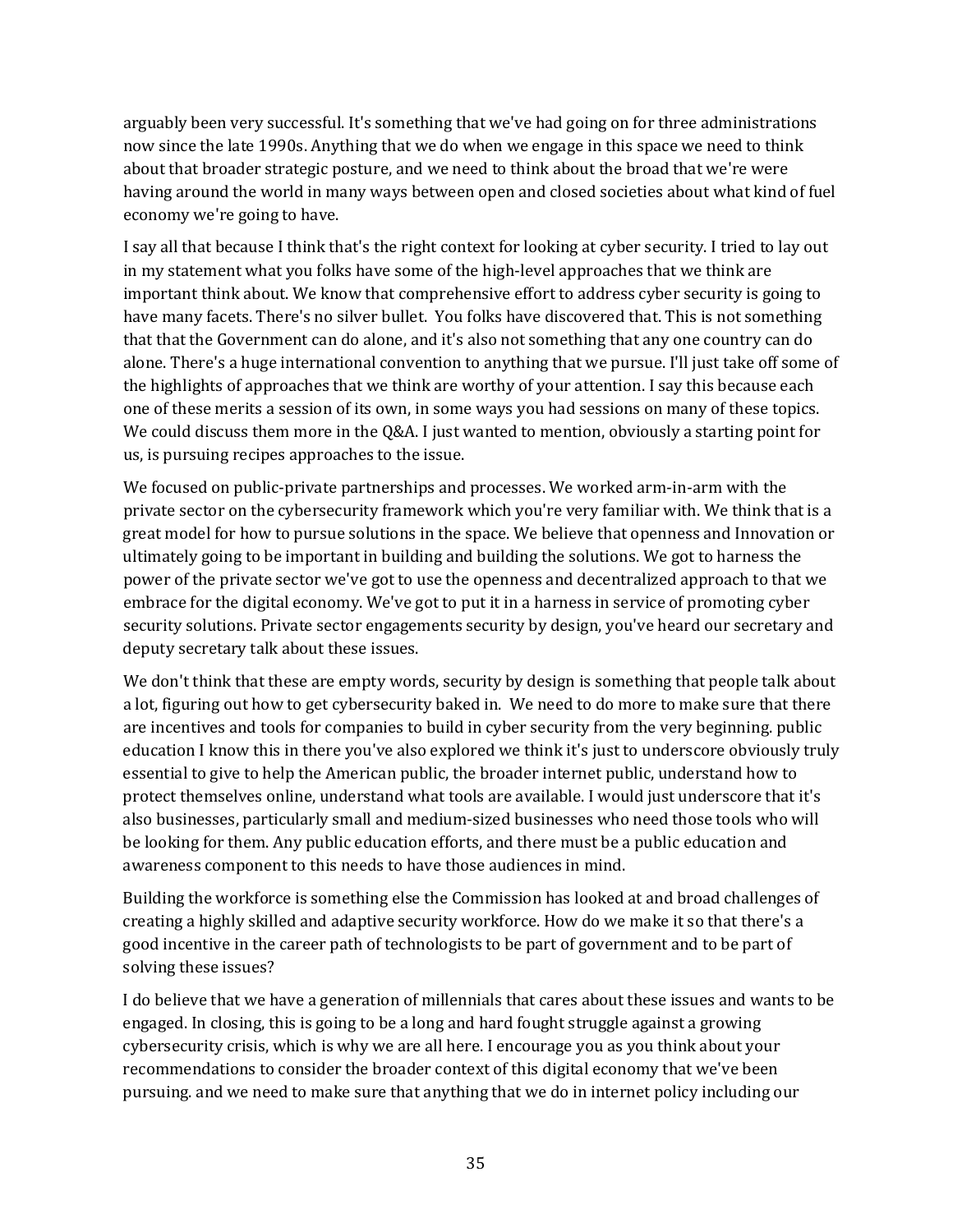arguably been very successful. It's something that we've had going on for three administrations now since the late 1990s. Anything that we do when we engage in this space we need to think about that broader strategic posture, and we need to think about the broad that we're were having around the world in many ways between open and closed societies about what kind of fuel economy we're going to have.

I say all that because I think that's the right context for looking at cyber security. I tried to lay out in my statement what you folks have some of the high-level approaches that we think are important think about. We know that comprehensive effort to address cyber security is going to have many facets. There's no silver bullet. You folks have discovered that. This is not something that that the Government can do alone, and it's also not something that any one country can do alone. There's a huge international convention to anything that we pursue. I'll just take off some of the highlights of approaches that we think are worthy of your attention. I say this because each one of these merits a session of its own, in some ways you had sessions on many of these topics. We could discuss them more in the Q&A. I just wanted to mention, obviously a starting point for us, is pursuing recipes approaches to the issue.

We focused on public-private partnerships and processes. We worked arm-in-arm with the private sector on the cybersecurity framework which you're very familiar with. We think that is a great model for how to pursue solutions in the space. We believe that openness and Innovation or ultimately going to be important in building and building the solutions. We got to harness the power of the private sector we've got to use the openness and decentralized approach to that we embrace for the digital economy. We've got to put it in a harness in service of promoting cyber security solutions. Private sector engagements security by design, you've heard our secretary and deputy secretary talk about these issues.

We don't think that these are empty words, security by design is something that people talk about a lot, figuring out how to get cybersecurity baked in. We need to do more to make sure that there are incentives and tools for companies to build in cyber security from the very beginning. public education I know this in there you've also explored we think it's just to underscore obviously truly essential to give to help the American public, the broader internet public, understand how to protect themselves online, understand what tools are available. I would just underscore that it's also businesses, particularly small and medium-sized businesses who need those tools who will be looking for them. Any public education efforts, and there must be a public education and awareness component to this needs to have those audiences in mind.

Building the workforce is something else the Commission has looked at and broad challenges of creating a highly skilled and adaptive security workforce. How do we make it so that there's a good incentive in the career path of technologists to be part of government and to be part of solving these issues?

I do believe that we have a generation of millennials that cares about these issues and wants to be engaged. In closing, this is going to be a long and hard fought struggle against a growing cybersecurity crisis, which is why we are all here. I encourage you as you think about your recommendations to consider the broader context of this digital economy that we've been pursuing. and we need to make sure that anything that we do in internet policy including our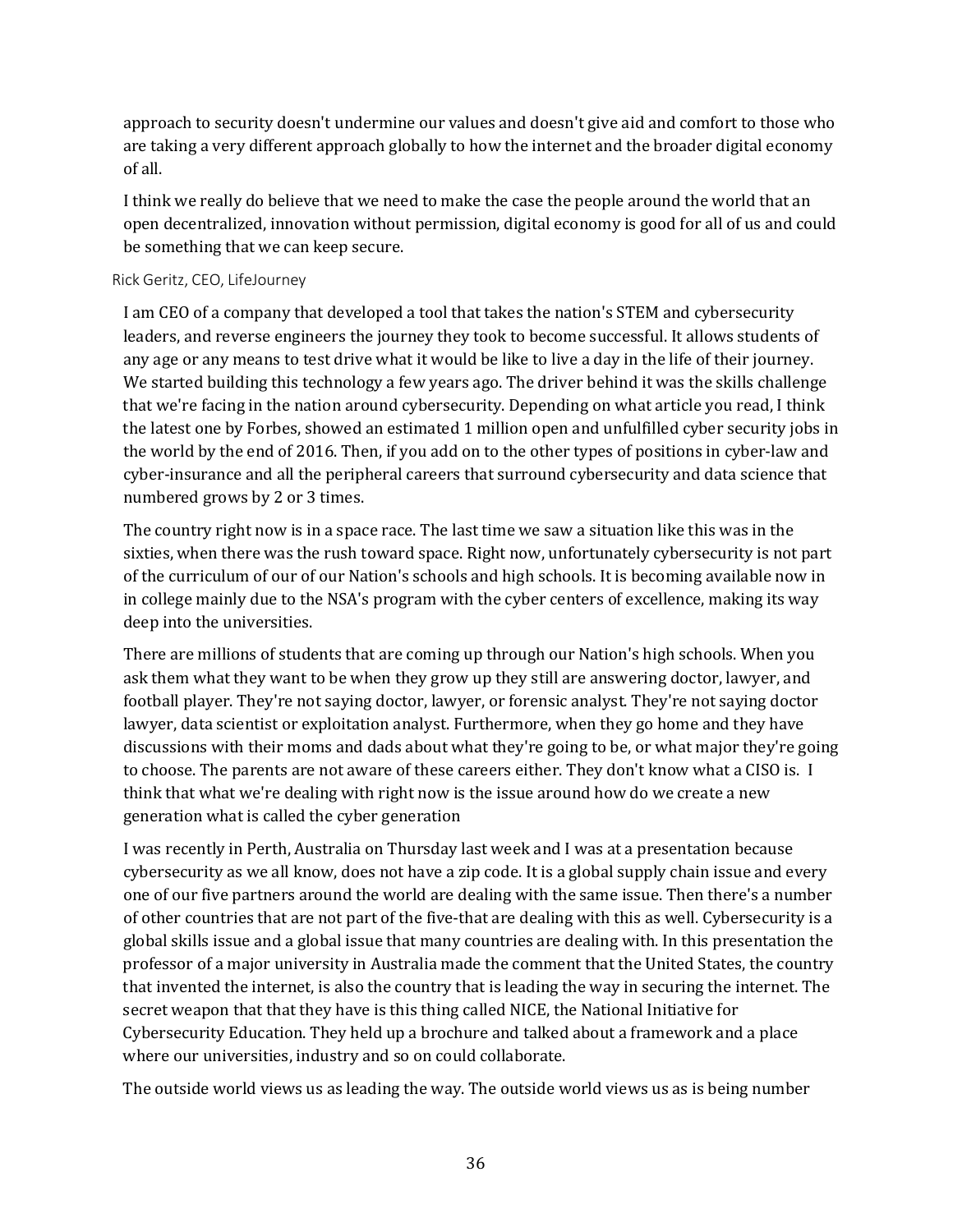approach to security doesn't undermine our values and doesn't give aid and comfort to those who are taking a very different approach globally to how the internet and the broader digital economy of all.

I think we really do believe that we need to make the case the people around the world that an open decentralized, innovation without permission, digital economy is good for all of us and could be something that we can keep secure.

Rick Geritz, CEO, LifeJourney

I am CEO of a company that developed a tool that takes the nation's STEM and cybersecurity leaders, and reverse engineers the journey they took to become successful. It allows students of any age or any means to test drive what it would be like to live a day in the life of their journey. We started building this technology a few years ago. The driver behind it was the skills challenge that we're facing in the nation around cybersecurity. Depending on what article you read, I think the latest one by Forbes, showed an estimated 1 million open and unfulfilled cyber security jobs in the world by the end of 2016. Then, if you add on to the other types of positions in cyber-law and cyber-insurance and all the peripheral careers that surround cybersecurity and data science that numbered grows by 2 or 3 times.

The country right now is in a space race. The last time we saw a situation like this was in the sixties, when there was the rush toward space. Right now, unfortunately cybersecurity is not part of the curriculum of our of our Nation's schools and high schools. It is becoming available now in in college mainly due to the NSA's program with the cyber centers of excellence, making its way deep into the universities.

There are millions of students that are coming up through our Nation's high schools. When you ask them what they want to be when they grow up they still are answering doctor, lawyer, and football player. They're not saying doctor, lawyer, or forensic analyst. They're not saying doctor lawyer, data scientist or exploitation analyst. Furthermore, when they go home and they have discussions with their moms and dads about what they're going to be, or what major they're going to choose. The parents are not aware of these careers either. They don't know what a CISO is.  I think that what we're dealing with right now is the issue around how do we create a new generation what is called the cyber generation

I was recently in Perth, Australia on Thursday last week and I was at a presentation because cybersecurity as we all know, does not have a zip code. It is a global supply chain issue and every one of our five partners around the world are dealing with the same issue. Then there's a number of other countries that are not part of the five-that are dealing with this as well. Cybersecurity is a global skills issue and a global issue that many countries are dealing with. In this presentation the professor of a major university in Australia made the comment that the United States, the country that invented the internet, is also the country that is leading the way in securing the internet. The secret weapon that that they have is this thing called NICE, the National Initiative for Cybersecurity Education. They held up a brochure and talked about a framework and a place where our universities, industry and so on could collaborate.

The outside world views us as leading the way. The outside world views us as is being number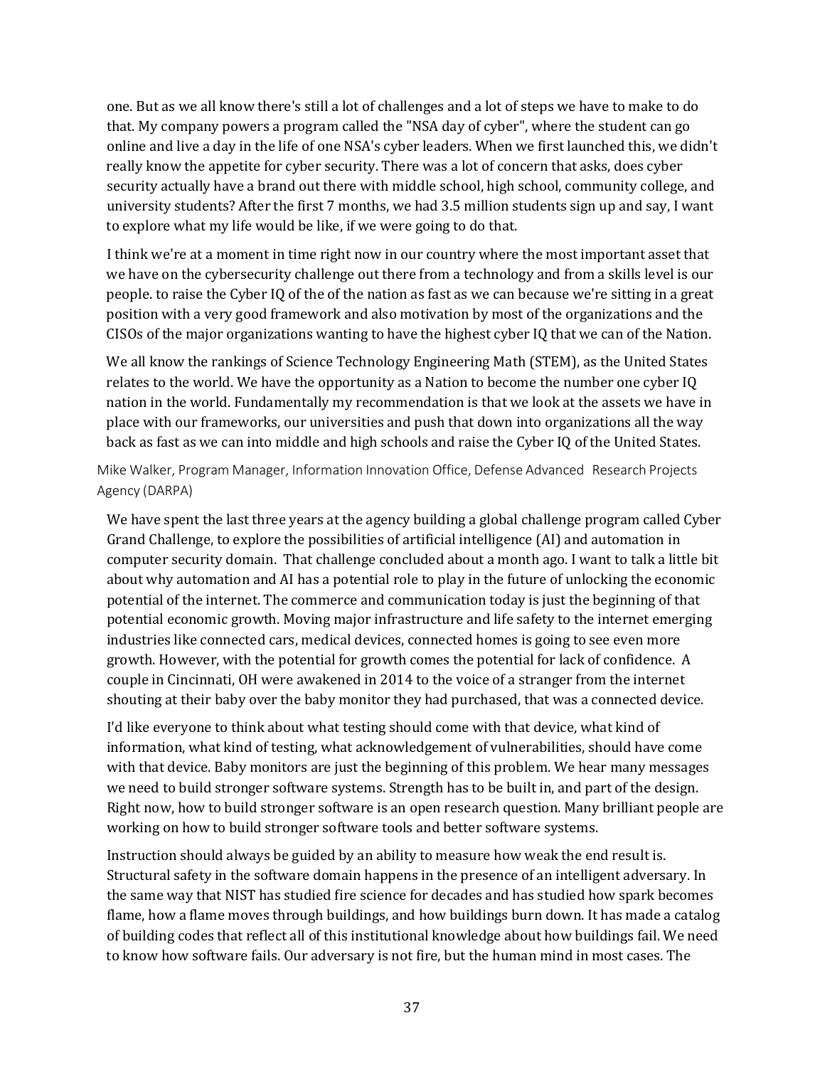one. But as we all know there's still a lot of challenges and a lot of steps we have to make to do that. My company powers a program called the "NSA day of cyber", where the student can go online and live a day in the life of one NSA's cyber leaders. When we first launched this, we didn't really know the appetite for cyber security. There was a lot of concern that asks, does cyber security actually have a brand out there with middle school, high school, community college, and university students? After the first 7 months, we had 3.5 million students sign up and say, I want to explore what my life would be like, if we were going to do that.

I think we're at a moment in time right now in our country where the most important asset that we have on the cybersecurity challenge out there from a technology and from a skills level is our people. to raise the Cyber IQ of the of the nation as fast as we can because we're sitting in a great position with a very good framework and also motivation by most of the organizations and the CISOs of the major organizations wanting to have the highest cyber IQ that we can of the Nation.

We all know the rankings of Science Technology Engineering Math (STEM), as the United States relates to the world. We have the opportunity as a Nation to become the number one cyber IQ nation in the world. Fundamentally my recommendation is that we look at the assets we have in place with our frameworks, our universities and push that down into organizations all the way back as fast as we can into middle and high schools and raise the Cyber IQ of the United States.

Mike Walker, Program Manager, Information Innovation Office, Defense Advanced Research Projects Agency (DARPA)

We have spent the last three years at the agency building a global challenge program called Cyber Grand Challenge, to explore the possibilities of artificial intelligence (AI) and automation in computer security domain. That challenge concluded about a month ago. I want to talk a little bit about why automation and AI has a potential role to play in the future of unlocking the economic potential of the internet. The commerce and communication today is just the beginning of that potential economic growth. Moving major infrastructure and life safety to the internet emerging industries like connected cars, medical devices, connected homes is going to see even more growth. However, with the potential for growth comes the potential for lack of confidence. A couple in Cincinnati, OH were awakened in 2014 to the voice of a stranger from the internet shouting at their baby over the baby monitor they had purchased, that was a connected device.

I'd like everyone to think about what testing should come with that device, what kind of information, what kind of testing, what acknowledgement of vulnerabilities, should have come with that device. Baby monitors are just the beginning of this problem. We hear many messages we need to build stronger software systems. Strength has to be built in, and part of the design. Right now, how to build stronger software is an open research question. Many brilliant people are working on how to build stronger software tools and better software systems.

Instruction should always be guided by an ability to measure how weak the end result is. Structural safety in the software domain happens in the presence of an intelligent adversary. In the same way that NIST has studied fire science for decades and has studied how spark becomes flame, how a flame moves through buildings, and how buildings burn down. It has made a catalog of building codes that reflect all of this institutional knowledge about how buildings fail. We need to know how software fails. Our adversary is not fire, but the human mind in most cases. The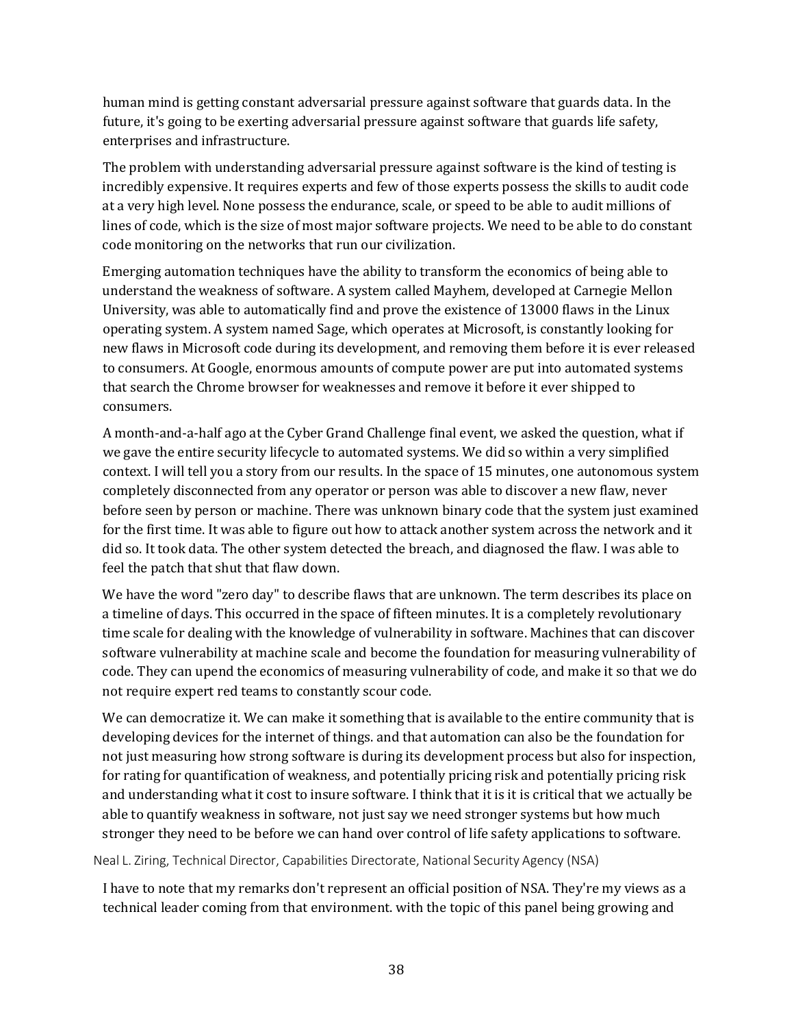human mind is getting constant adversarial pressure against software that guards data. In the future, it's going to be exerting adversarial pressure against software that guards life safety, enterprises and infrastructure.

The problem with understanding adversarial pressure against software is the kind of testing is incredibly expensive. It requires experts and few of those experts possess the skills to audit code at a very high level. None possess the endurance, scale, or speed to be able to audit millions of lines of code, which is the size of most major software projects. We need to be able to do constant code monitoring on the networks that run our civilization.

Emerging automation techniques have the ability to transform the economics of being able to understand the weakness of software. A system called Mayhem, developed at Carnegie Mellon University, was able to automatically find and prove the existence of 13000 flaws in the Linux operating system. A system named Sage, which operates at Microsoft, is constantly looking for new flaws in Microsoft code during its development, and removing them before it is ever released to consumers. At Google, enormous amounts of compute power are put into automated systems that search the Chrome browser for weaknesses and remove it before it ever shipped to consumers.

A month-and-a-half ago at the Cyber Grand Challenge final event, we asked the question, what if we gave the entire security lifecycle to automated systems. We did so within a very simplified context. I will tell you a story from our results. In the space of 15 minutes, one autonomous system completely disconnected from any operator or person was able to discover a new flaw, never before seen by person or machine. There was unknown binary code that the system just examined for the first time. It was able to figure out how to attack another system across the network and it did so. It took data. The other system detected the breach, and diagnosed the flaw. I was able to feel the patch that shut that flaw down.

We have the word "zero day" to describe flaws that are unknown. The term describes its place on a timeline of days. This occurred in the space of fifteen minutes. It is a completely revolutionary time scale for dealing with the knowledge of vulnerability in software. Machines that can discover software vulnerability at machine scale and become the foundation for measuring vulnerability of code. They can upend the economics of measuring vulnerability of code, and make it so that we do not require expert red teams to constantly scour code.

We can democratize it. We can make it something that is available to the entire community that is developing devices for the internet of things. and that automation can also be the foundation for not just measuring how strong software is during its development process but also for inspection, for rating for quantification of weakness, and potentially pricing risk and potentially pricing risk and understanding what it cost to insure software. I think that it is it is it is critical that we actually be able to quantify weakness in software, not just say we need stronger systems but how much stronger they need to be before we can hand over control of life safety applications to software.

Neal L. Ziring, Technical Director, Capabilities Directorate, National Security Agency (NSA)

I have to note that my remarks don't represent an official position of NSA. They're my views as a technical leader coming from that environment. with the topic of this panel being growing and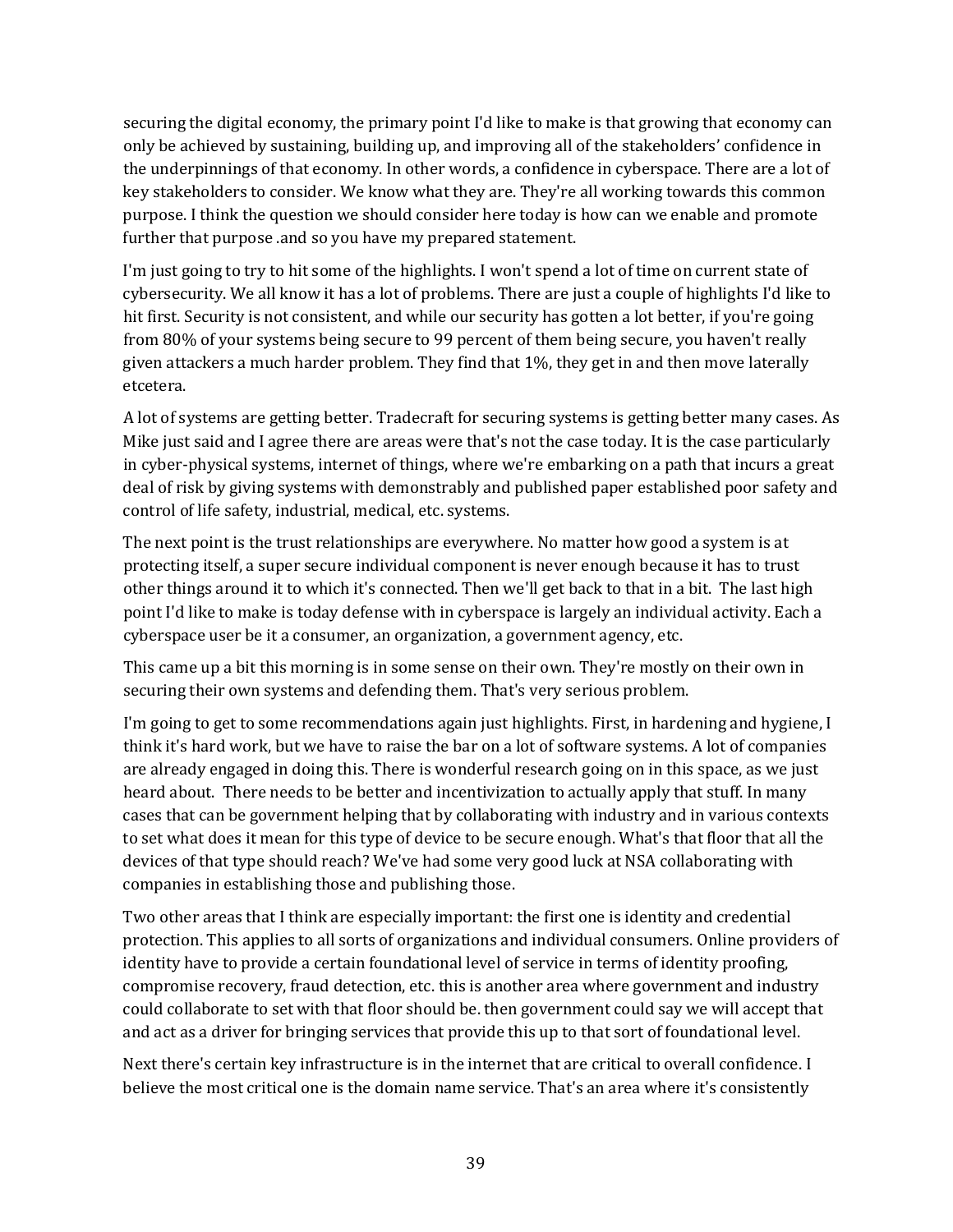securing the digital economy, the primary point I'd like to make is that growing that economy can only be achieved by sustaining, building up, and improving all of the stakeholders' confidence in the underpinnings of that economy. In other words, a confidence in cyberspace. There are a lot of key stakeholders to consider. We know what they are. They're all working towards this common purpose. I think the question we should consider here today is how can we enable and promote further that purpose .and so you have my prepared statement.

I'm just going to try to hit some of the highlights. I won't spend a lot of time on current state of cybersecurity. We all know it has a lot of problems. There are just a couple of highlights I'd like to hit first. Security is not consistent, and while our security has gotten a lot better, if you're going from 80% of your systems being secure to 99 percent of them being secure, you haven't really given attackers a much harder problem. They find that 1%, they get in and then move laterally etcetera.

A lot of systems are getting better. Tradecraft for securing systems is getting better many cases. As Mike just said and I agree there are areas were that's not the case today. It is the case particularly in cyber-physical systems, internet of things, where we're embarking on a path that incurs a great deal of risk by giving systems with demonstrably and published paper established poor safety and control of life safety, industrial, medical, etc. systems.

The next point is the trust relationships are everywhere. No matter how good a system is at protecting itself, a super secure individual component is never enough because it has to trust other things around it to which it's connected. Then we'll get back to that in a bit. The last high point I'd like to make is today defense with in cyberspace is largely an individual activity. Each a cyberspace user be it a consumer, an organization, a government agency, etc.

This came up a bit this morning is in some sense on their own. They're mostly on their own in securing their own systems and defending them. That's very serious problem.

I'm going to get to some recommendations again just highlights. First, in hardening and hygiene, I think it's hard work, but we have to raise the bar on a lot of software systems. A lot of companies are already engaged in doing this. There is wonderful research going on in this space, as we just heard about. There needs to be better and incentivization to actually apply that stuff. In many cases that can be government helping that by collaborating with industry and in various contexts to set what does it mean for this type of device to be secure enough. What's that floor that all the devices of that type should reach? We've had some very good luck at NSA collaborating with companies in establishing those and publishing those.

Two other areas that I think are especially important: the first one is identity and credential protection. This applies to all sorts of organizations and individual consumers. Online providers of identity have to provide a certain foundational level of service in terms of identity proofing, compromise recovery, fraud detection, etc. this is another area where government and industry could collaborate to set with that floor should be. then government could say we will accept that and act as a driver for bringing services that provide this up to that sort of foundational level.

Next there's certain key infrastructure is in the internet that are critical to overall confidence. I believe the most critical one is the domain name service. That's an area where it's consistently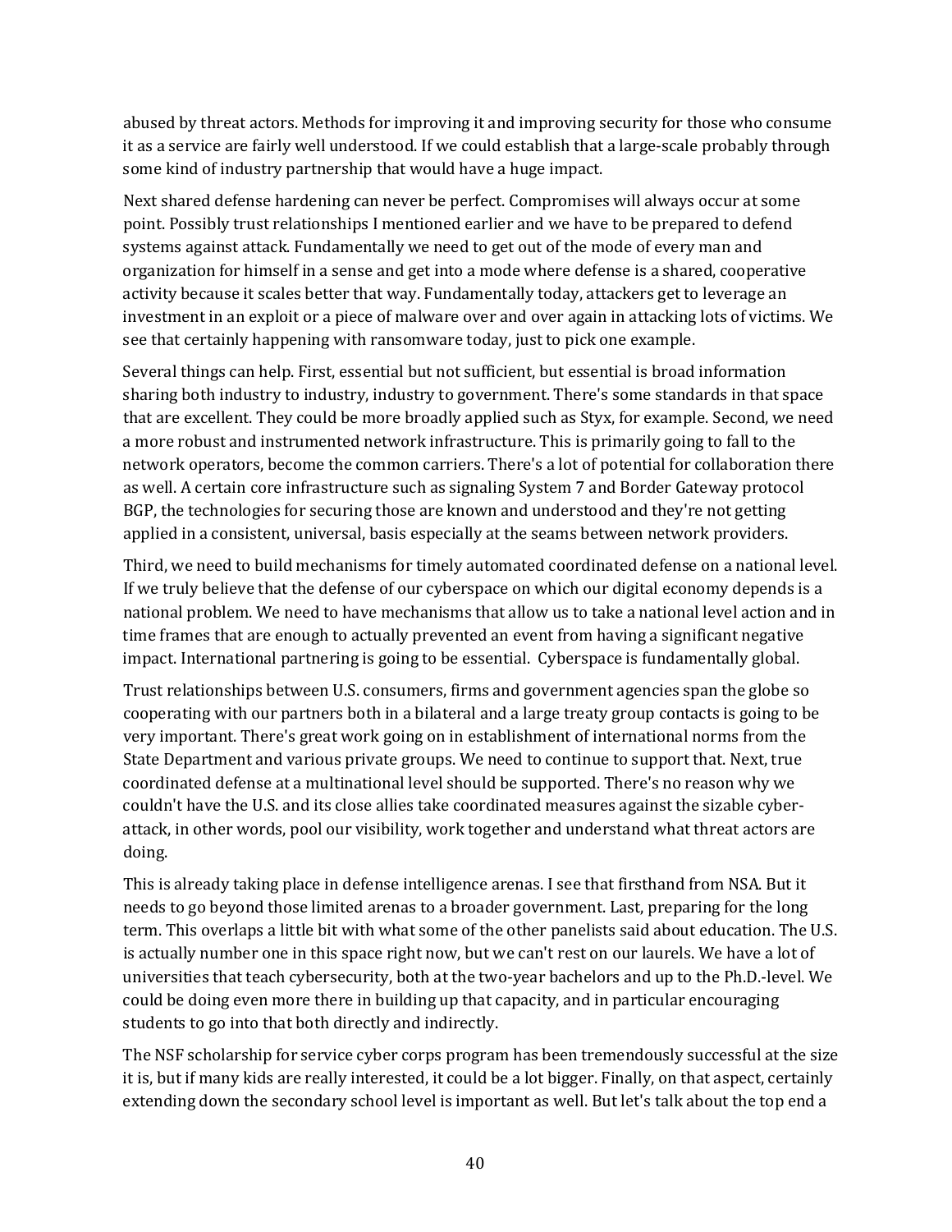abused by threat actors. Methods for improving it and improving security for those who consume it as a service are fairly well understood. If we could establish that a large-scale probably through some kind of industry partnership that would have a huge impact.

Next shared defense hardening can never be perfect. Compromises will always occur at some point. Possibly trust relationships I mentioned earlier and we have to be prepared to defend systems against attack. Fundamentally we need to get out of the mode of every man and organization for himself in a sense and get into a mode where defense is a shared, cooperative activity because it scales better that way. Fundamentally today, attackers get to leverage an investment in an exploit or a piece of malware over and over again in attacking lots of victims. We see that certainly happening with ransomware today, just to pick one example.

Several things can help. First, essential but not sufficient, but essential is broad information sharing both industry to industry, industry to government. There's some standards in that space that are excellent. They could be more broadly applied such as Styx, for example. Second, we need a more robust and instrumented network infrastructure. This is primarily going to fall to the network operators, become the common carriers. There's a lot of potential for collaboration there as well. A certain core infrastructure such as signaling System 7 and Border Gateway protocol BGP, the technologies for securing those are known and understood and they're not getting applied in a consistent, universal, basis especially at the seams between network providers.

Third, we need to build mechanisms for timely automated coordinated defense on a national level. If we truly believe that the defense of our cyberspace on which our digital economy depends is a national problem. We need to have mechanisms that allow us to take a national level action and in time frames that are enough to actually prevented an event from having a significant negative impact. International partnering is going to be essential. Cyberspace is fundamentally global.

Trust relationships between U.S. consumers, firms and government agencies span the globe so cooperating with our partners both in a bilateral and a large treaty group contacts is going to be very important. There's great work going on in establishment of international norms from the State Department and various private groups. We need to continue to support that. Next, true coordinated defense at a multinational level should be supported. There's no reason why we couldn't have the U.S. and its close allies take coordinated measures against the sizable cyber-attack, in other words, pool our visibility, work together and understand what threat actors are doing.

This is already taking place in defense intelligence arenas. I see that firsthand from NSA. But it needs to go beyond those limited arenas to a broader government. Last, preparing for the long term. This overlaps a little bit with what some of the other panelists said about education. The U.S. is actually number one in this space right now, but we can't rest on our laurels. We have a lot of universities that teach cybersecurity, both at the two-year bachelors and up to the Ph.D.-level. We could be doing even more there in building up that capacity, and in particular encouraging students to go into that both directly and indirectly.

The NSF scholarship for service cyber corps program has been tremendously successful at the size it is, but if many kids are really interested, it could be a lot bigger. Finally, on that aspect, certainly extending down the secondary school level is important as well. But let's talk about the top end a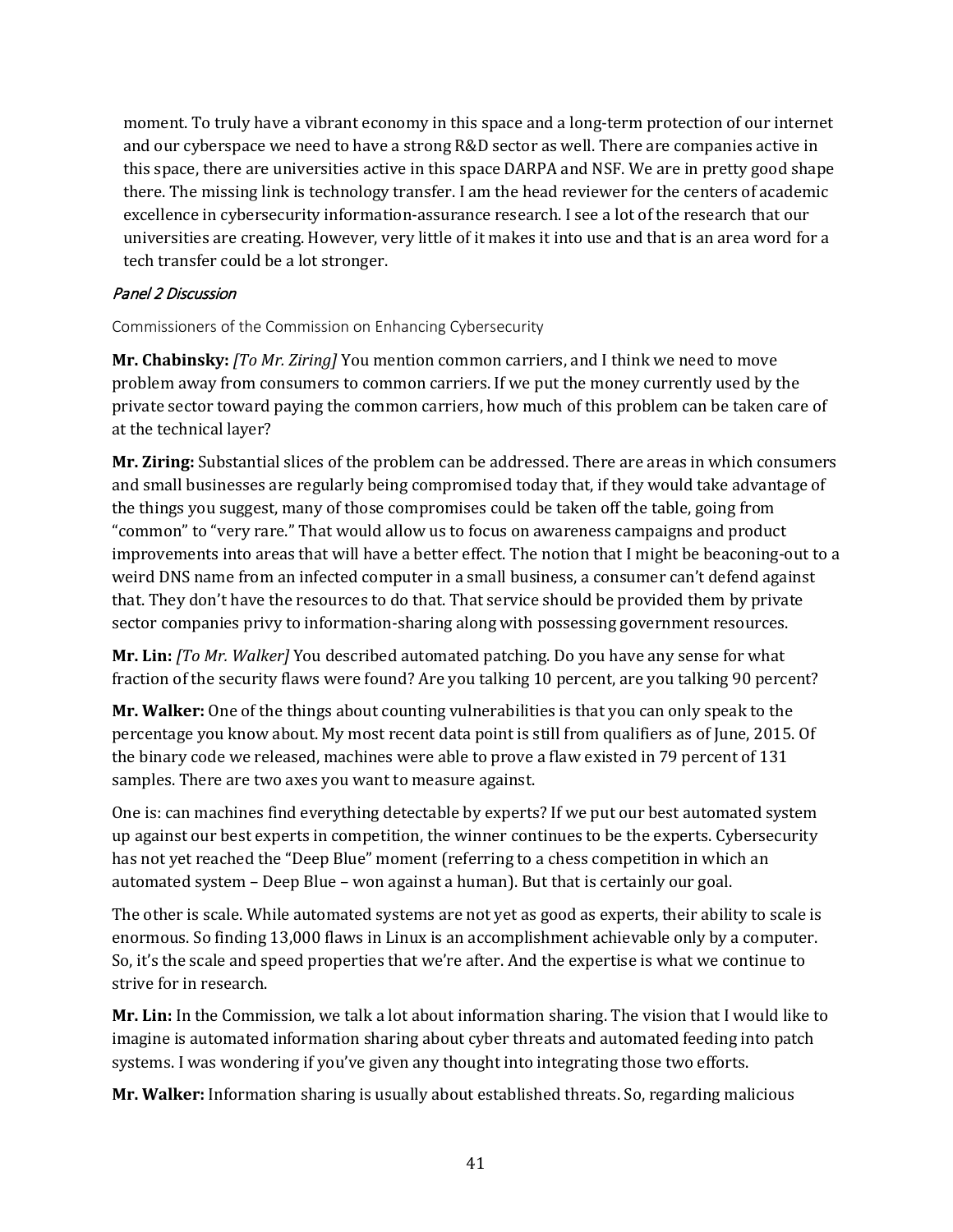moment. To truly have a vibrant economy in this space and a long-term protection of our internet and our cyberspace we need to have a strong R&D sector as well. There are companies active in this space, there are universities active in this space DARPA and NSF. We are in pretty good shape there. The missing link is technology transfer. I am the head reviewer for the centers of academic excellence in cybersecurity information-assurance research. I see a lot of the research that our universities are creating. However, very little of it makes it into use and that is an area word for a tech transfer could be a lot stronger.

### *Panel 2 Discussion*

Commissioners of the Commission on Enhancing Cybersecurity

**Mr. Chabinsky:** *[To Mr. Ziring]* You mention common carriers, and I think we need to move problem away from consumers to common carriers. If we put the money currently used by the private sector toward paying the common carriers, how much of this problem can be taken care of at the technical layer?

**Mr. Ziring:** Substantial slices of the problem can be addressed. There are areas in which consumers and small businesses are regularly being compromised today that, if they would take advantage of the things you suggest, many of those compromises could be taken off the table, going from "common" to "very rare." That would allow us to focus on awareness campaigns and product improvements into areas that will have a better effect. The notion that I might be beaconing-out to a weird DNS name from an infected computer in a small business, a consumer can't defend against that. They don't have the resources to do that. That service should be provided them by private sector companies privy to information-sharing along with possessing government resources.

**Mr. Lin:** *[To Mr. Walker]* You described automated patching. Do you have any sense for what fraction of the security flaws were found? Are you talking 10 percent, are you talking 90 percent?

**Mr. Walker:** One of the things about counting vulnerabilities is that you can only speak to the percentage you know about. My most recent data point is still from qualifiers as of June, 2015. Of the binary code we released, machines were able to prove a flaw existed in 79 percent of 131 samples. There are two axes you want to measure against.

One is: can machines find everything detectable by experts? If we put our best automated system up against our best experts in competition, the winner continues to be the experts. Cybersecurity has not yet reached the "Deep Blue" moment (referring to a chess competition in which an automated system – Deep Blue – won against a human). But that is certainly our goal.

The other is scale. While automated systems are not yet as good as experts, their ability to scale is enormous. So finding 13,000 flaws in Linux is an accomplishment achievable only by a computer. So, it's the scale and speed properties that we're after. And the expertise is what we continue to strive for in research.

**Mr. Lin:** In the Commission, we talk a lot about information sharing. The vision that I would like to imagine is automated information sharing about cyber threats and automated feeding into patch systems. I was wondering if you've given any thought into integrating those two efforts.

**Mr. Walker:** Information sharing is usually about established threats. So, regarding malicious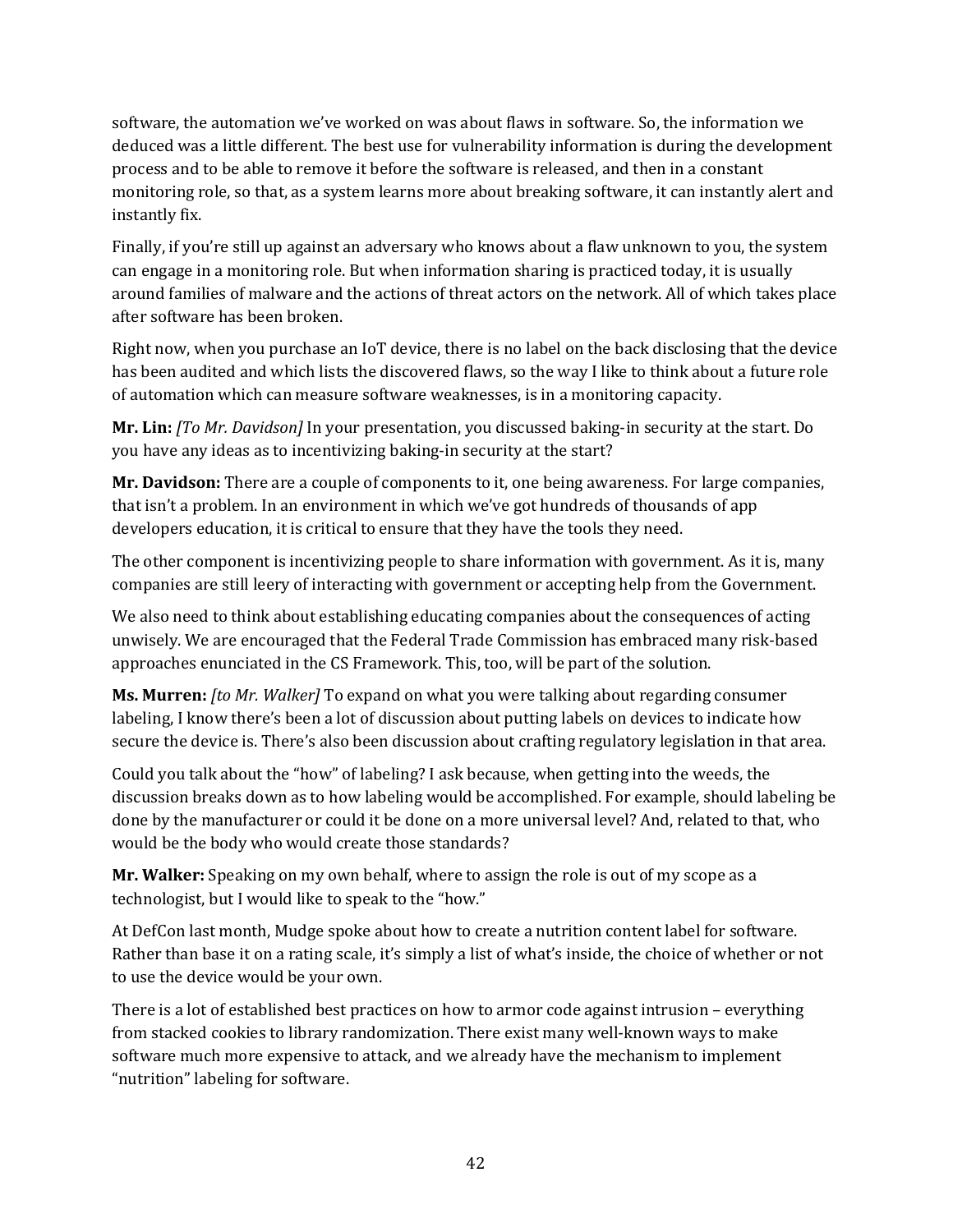software, the automation we've worked on was about flaws in software. So, the information we deduced was a little different. The best use for vulnerability information is during the development process and to be able to remove it before the software is released, and then in a constant monitoring role, so that, as a system learns more about breaking software, it can instantly alert and instantly fix.

Finally, if you're still up against an adversary who knows about a flaw unknown to you, the system can engage in a monitoring role. But when information sharing is practiced today, it is usually around families of malware and the actions of threat actors on the network. All of which takes place after software has been broken.

Right now, when you purchase an IoT device, there is no label on the back disclosing that the device has been audited and which lists the discovered flaws, so the way I like to think about a future role of automation which can measure software weaknesses, is in a monitoring capacity.

**Mr. Lin:** *[To Mr. Davidson]* In your presentation, you discussed baking-in security at the start. Do you have any ideas as to incentivizing baking-in security at the start?

**Mr. Davidson:** There are a couple of components to it, one being awareness. For large companies, that isn't a problem. In an environment in which we've got hundreds of thousands of app developers education, it is critical to ensure that they have the tools they need.

The other component is incentivizing people to share information with government. As it is, many companies are still leery of interacting with government or accepting help from the Government.

We also need to think about establishing educating companies about the consequences of acting unwisely. We are encouraged that the Federal Trade Commission has embraced many risk-based approaches enunciated in the CS Framework. This, too, will be part of the solution.

**Ms. Murren:** *[to Mr. Walker]* To expand on what you were talking about regarding consumer labeling, I know there's been a lot of discussion about putting labels on devices to indicate how secure the device is. There's also been discussion about crafting regulatory legislation in that area.

Could you talk about the "how" of labeling? I ask because, when getting into the weeds, the discussion breaks down as to how labeling would be accomplished. For example, should labeling be done by the manufacturer or could it be done on a more universal level? And, related to that, who would be the body who would create those standards?

**Mr. Walker:** Speaking on my own behalf, where to assign the role is out of my scope as a technologist, but I would like to speak to the "how."

At DefCon last month, Mudge spoke about how to create a nutrition content label for software. Rather than base it on a rating scale, it's simply a list of what's inside, the choice of whether or not to use the device would be your own.

There is a lot of established best practices on how to armor code against intrusion – everything from stacked cookies to library randomization. There exist many well-known ways to make software much more expensive to attack, and we already have the mechanism to implement "nutrition" labeling for software.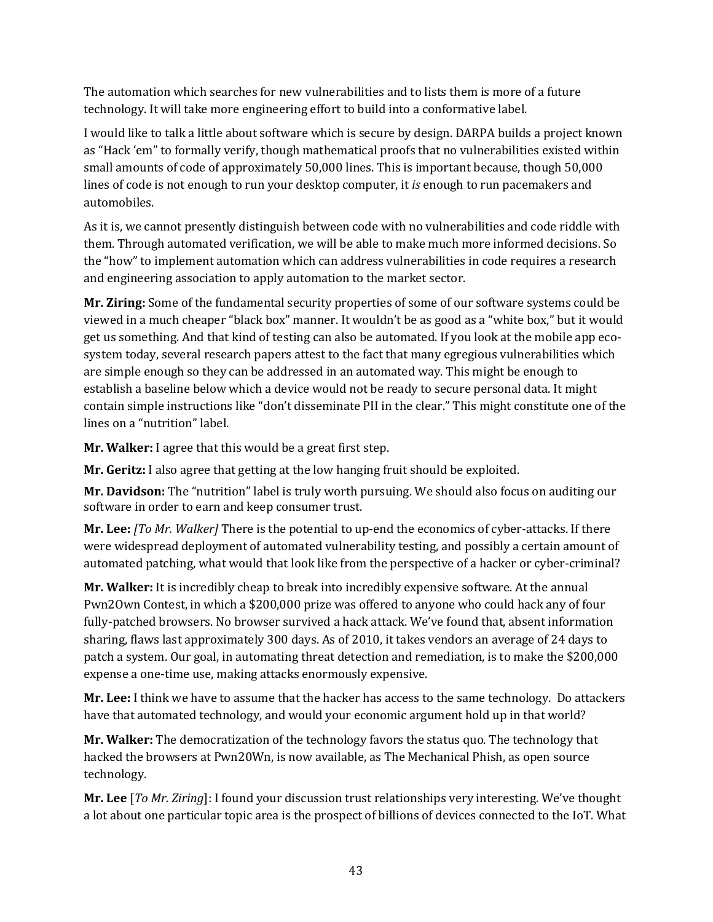The automation which searches for new vulnerabilities and to lists them is more of a future technology. It will take more engineering effort to build into a conformative label.

I would like to talk a little about software which is secure by design. DARPA builds a project known as "Hack 'em" to formally verify, though mathematical proofs that no vulnerabilities existed within small amounts of code of approximately 50,000 lines. This is important because, though 50,000 lines of code is not enough to run your desktop computer, it *is* enough to run pacemakers and automobiles.

As it is, we cannot presently distinguish between code with no vulnerabilities and code riddle with them. Through automated verification, we will be able to make much more informed decisions. So the "how" to implement automation which can address vulnerabilities in code requires a research and engineering association to apply automation to the market sector.

**Mr. Ziring:** Some of the fundamental security properties of some of our software systems could be viewed in a much cheaper "black box" manner. It wouldn't be as good as a "white box," but it would get us something. And that kind of testing can also be automated. If you look at the mobile app eco-system today, several research papers attest to the fact that many egregious vulnerabilities which are simple enough so they can be addressed in an automated way. This might be enough to establish a baseline below which a device would not be ready to secure personal data. It might contain simple instructions like "don't disseminate PII in the clear." This might constitute one of the lines on a "nutrition" label.

**Mr. Walker:** I agree that this would be a great first step.

**Mr. Geritz:** I also agree that getting at the low hanging fruit should be exploited.

**Mr. Davidson:** The "nutrition" label is truly worth pursuing. We should also focus on auditing our software in order to earn and keep consumer trust.

**Mr. Lee:** *[To Mr. Walker]* There is the potential to up-end the economics of cyber-attacks. If there were widespread deployment of automated vulnerability testing, and possibly a certain amount of automated patching, what would that look like from the perspective of a hacker or cyber-criminal?

**Mr. Walker:** It is incredibly cheap to break into incredibly expensive software. At the annual Pwn2Own Contest, in which a $200,000 prize was offered to anyone who could hack any of four fully-patched browsers. No browser survived a hack attack. We've found that, absent information sharing, flaws last approximately 300 days. As of 2010, it takes vendors an average of 24 days to patch a system. Our goal, in automating threat detection and remediation, is to make the $200,000 expense a one-time use, making attacks enormously expensive.

**Mr. Lee:** I think we have to assume that the hacker has access to the same technology. Do attackers have that automated technology, and would your economic argument hold up in that world?

**Mr. Walker:** The democratization of the technology favors the status quo. The technology that hacked the browsers at Pwn20Wn, is now available, as The Mechanical Phish, as open source technology.

**Mr. Lee** [*To Mr. Ziring*]: I found your discussion trust relationships very interesting. We've thought a lot about one particular topic area is the prospect of billions of devices connected to the IoT. What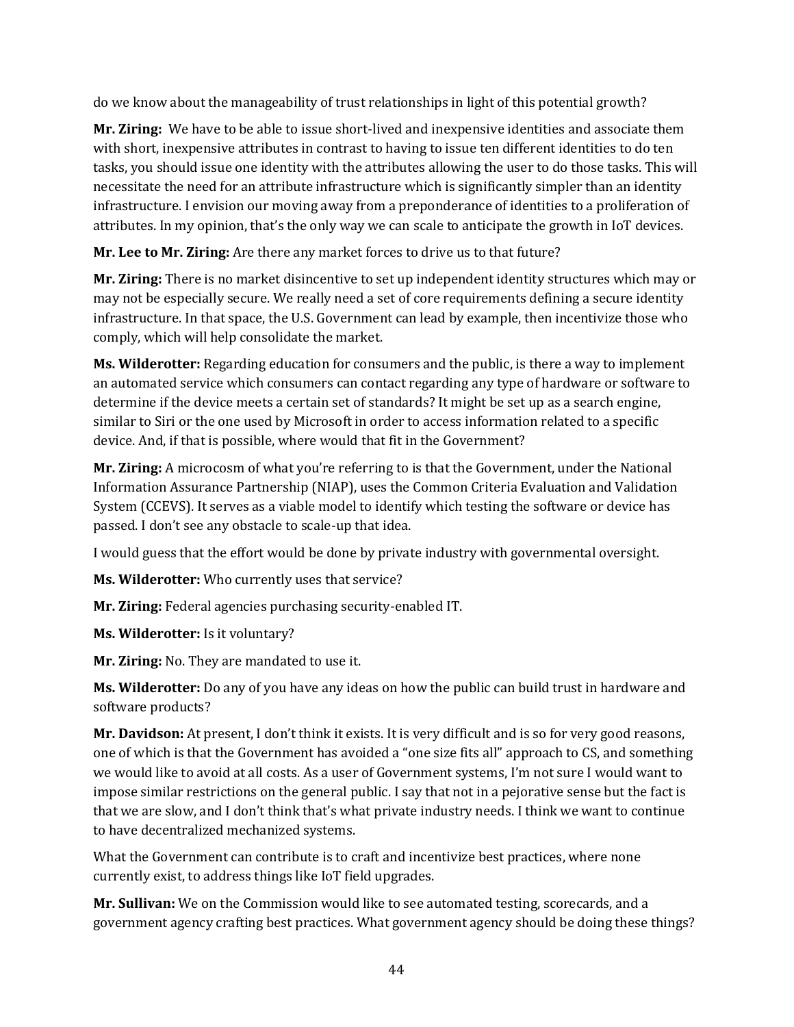do we know about the manageability of trust relationships in light of this potential growth?

**Mr. Ziring:** We have to be able to issue short-lived and inexpensive identities and associate them with short, inexpensive attributes in contrast to having to issue ten different identities to do ten tasks, you should issue one identity with the attributes allowing the user to do those tasks. This will necessitate the need for an attribute infrastructure which is significantly simpler than an identity infrastructure. I envision our moving away from a preponderance of identities to a proliferation of attributes. In my opinion, that's the only way we can scale to anticipate the growth in IoT devices.

**Mr. Lee to Mr. Ziring:** Are there any market forces to drive us to that future?

**Mr. Ziring:** There is no market disincentive to set up independent identity structures which may or may not be especially secure. We really need a set of core requirements defining a secure identity infrastructure. In that space, the U.S. Government can lead by example, then incentivize those who comply, which will help consolidate the market.

**Ms. Wilderotter:** Regarding education for consumers and the public, is there a way to implement an automated service which consumers can contact regarding any type of hardware or software to determine if the device meets a certain set of standards? It might be set up as a search engine, similar to Siri or the one used by Microsoft in order to access information related to a specific device. And, if that is possible, where would that fit in the Government?

**Mr. Ziring:** A microcosm of what you're referring to is that the Government, under the National Information Assurance Partnership (NIAP), uses the Common Criteria Evaluation and Validation System (CCEVS). It serves as a viable model to identify which testing the software or device has passed. I don't see any obstacle to scale-up that idea.

I would guess that the effort would be done by private industry with governmental oversight.

**Ms. Wilderotter:** Who currently uses that service?

**Mr. Ziring:** Federal agencies purchasing security-enabled IT.

**Ms. Wilderotter:** Is it voluntary?

**Mr. Ziring:** No. They are mandated to use it.

**Ms. Wilderotter:** Do any of you have any ideas on how the public can build trust in hardware and software products?

**Mr. Davidson:** At present, I don't think it exists. It is very difficult and is so for very good reasons, one of which is that the Government has avoided a "one size fits all" approach to CS, and something we would like to avoid at all costs. As a user of Government systems, I'm not sure I would want to impose similar restrictions on the general public. I say that not in a pejorative sense but the fact is that we are slow, and I don't think that's what private industry needs. I think we want to continue to have decentralized mechanized systems.

What the Government can contribute is to craft and incentivize best practices, where none currently exist, to address things like IoT field upgrades.

**Mr. Sullivan:** We on the Commission would like to see automated testing, scorecards, and a government agency crafting best practices. What government agency should be doing these things?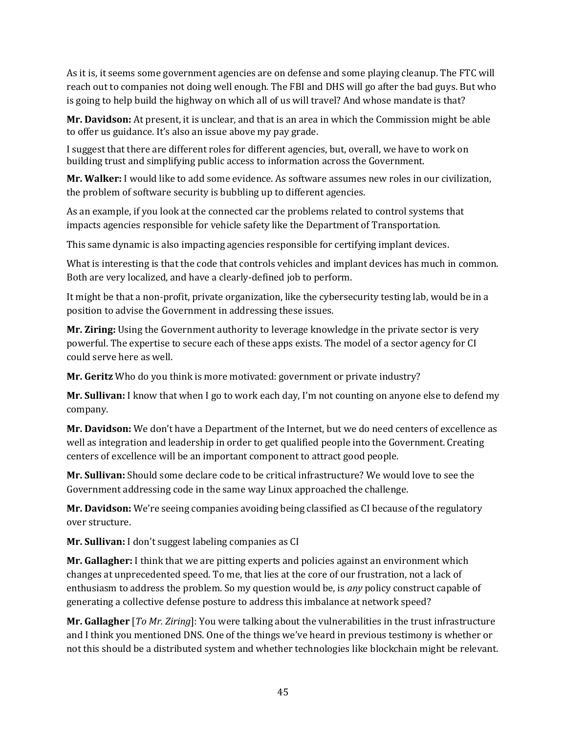As it is, it seems some government agencies are on defense and some playing cleanup. The FTC will reach out to companies not doing well enough. The FBI and DHS will go after the bad guys. But who is going to help build the highway on which all of us will travel? And whose mandate is that?

**Mr. Davidson:** At present, it is unclear, and that is an area in which the Commission might be able to offer us guidance. It's also an issue above my pay grade.

I suggest that there are different roles for different agencies, but, overall, we have to work on building trust and simplifying public access to information across the Government.

**Mr. Walker:** I would like to add some evidence. As software assumes new roles in our civilization, the problem of software security is bubbling up to different agencies.

As an example, if you look at the connected car the problems related to control systems that impacts agencies responsible for vehicle safety like the Department of Transportation.

This same dynamic is also impacting agencies responsible for certifying implant devices.

What is interesting is that the code that controls vehicles and implant devices has much in common. Both are very localized, and have a clearly-defined job to perform.

It might be that a non-profit, private organization, like the cybersecurity testing lab, would be in a position to advise the Government in addressing these issues.

**Mr. Ziring:** Using the Government authority to leverage knowledge in the private sector is very powerful. The expertise to secure each of these apps exists. The model of a sector agency for CI could serve here as well.

**Mr. Geritz** Who do you think is more motivated: government or private industry?

**Mr. Sullivan:** I know that when I go to work each day, I'm not counting on anyone else to defend my company.

**Mr. Davidson:** We don't have a Department of the Internet, but we do need centers of excellence as well as integration and leadership in order to get qualified people into the Government. Creating centers of excellence will be an important component to attract good people.

**Mr. Sullivan:** Should some declare code to be critical infrastructure? We would love to see the Government addressing code in the same way Linux approached the challenge.

**Mr. Davidson:** We're seeing companies avoiding being classified as CI because of the regulatory over structure.

**Mr. Sullivan:** I don't suggest labeling companies as CI

**Mr. Gallagher:** I think that we are pitting experts and policies against an environment which changes at unprecedented speed. To me, that lies at the core of our frustration, not a lack of enthusiasm to address the problem. So my question would be, is *any* policy construct capable of generating a collective defense posture to address this imbalance at network speed?

**Mr. Gallagher** [*To Mr. Ziring*]: You were talking about the vulnerabilities in the trust infrastructure and I think you mentioned DNS. One of the things we've heard in previous testimony is whether or not this should be a distributed system and whether technologies like blockchain might be relevant.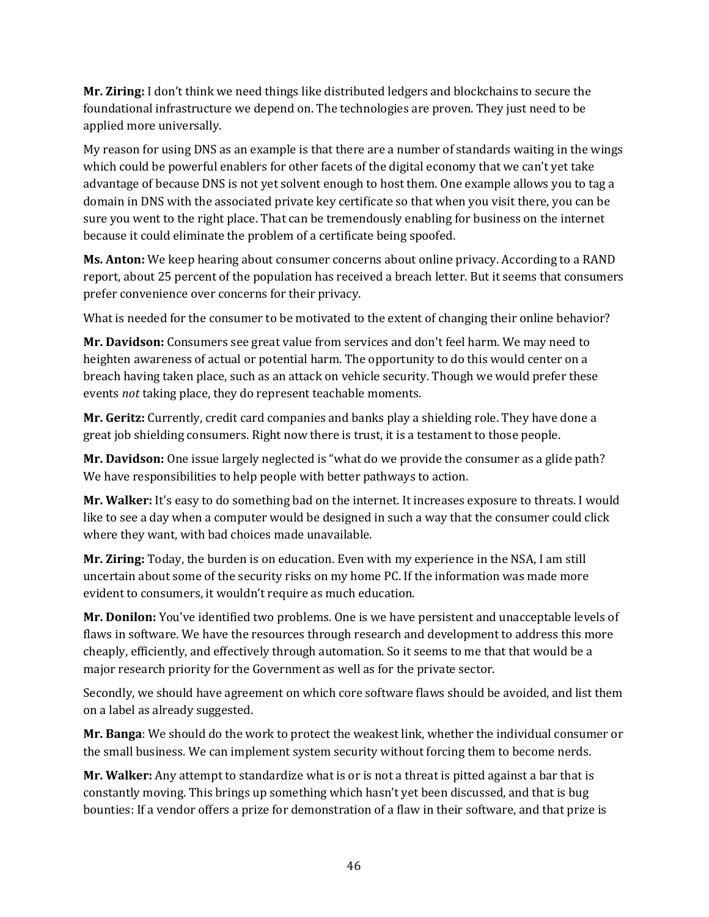**Mr. Ziring:** I don't think we need things like distributed ledgers and blockchains to secure the foundational infrastructure we depend on. The technologies are proven. They just need to be applied more universally.

My reason for using DNS as an example is that there are a number of standards waiting in the wings which could be powerful enablers for other facets of the digital economy that we can't yet take advantage of because DNS is not yet solvent enough to host them. One example allows you to tag a domain in DNS with the associated private key certificate so that when you visit there, you can be sure you went to the right place. That can be tremendously enabling for business on the internet because it could eliminate the problem of a certificate being spoofed.

**Ms. Anton:** We keep hearing about consumer concerns about online privacy. According to a RAND report, about 25 percent of the population has received a breach letter. But it seems that consumers prefer convenience over concerns for their privacy.

What is needed for the consumer to be motivated to the extent of changing their online behavior?

**Mr. Davidson:** Consumers see great value from services and don't feel harm. We may need to heighten awareness of actual or potential harm. The opportunity to do this would center on a breach having taken place, such as an attack on vehicle security. Though we would prefer these events *not* taking place, they do represent teachable moments.

**Mr. Geritz:** Currently, credit card companies and banks play a shielding role. They have done a great job shielding consumers. Right now there is trust, it is a testament to those people.

**Mr. Davidson:** One issue largely neglected is "what do we provide the consumer as a glide path? We have responsibilities to help people with better pathways to action.

**Mr. Walker:** It's easy to do something bad on the internet. It increases exposure to threats. I would like to see a day when a computer would be designed in such a way that the consumer could click where they want, with bad choices made unavailable.

**Mr. Ziring:** Today, the burden is on education. Even with my experience in the NSA, I am still uncertain about some of the security risks on my home PC. If the information was made more evident to consumers, it wouldn't require as much education.

**Mr. Donilon:** You've identified two problems. One is we have persistent and unacceptable levels of flaws in software. We have the resources through research and development to address this more cheaply, efficiently, and effectively through automation. So it seems to me that that would be a major research priority for the Government as well as for the private sector.

Secondly, we should have agreement on which core software flaws should be avoided, and list them on a label as already suggested.

**Mr. Banga**: We should do the work to protect the weakest link, whether the individual consumer or the small business. We can implement system security without forcing them to become nerds.

**Mr. Walker:** Any attempt to standardize what is or is not a threat is pitted against a bar that is constantly moving. This brings up something which hasn't yet been discussed, and that is bug bounties: If a vendor offers a prize for demonstration of a flaw in their software, and that prize is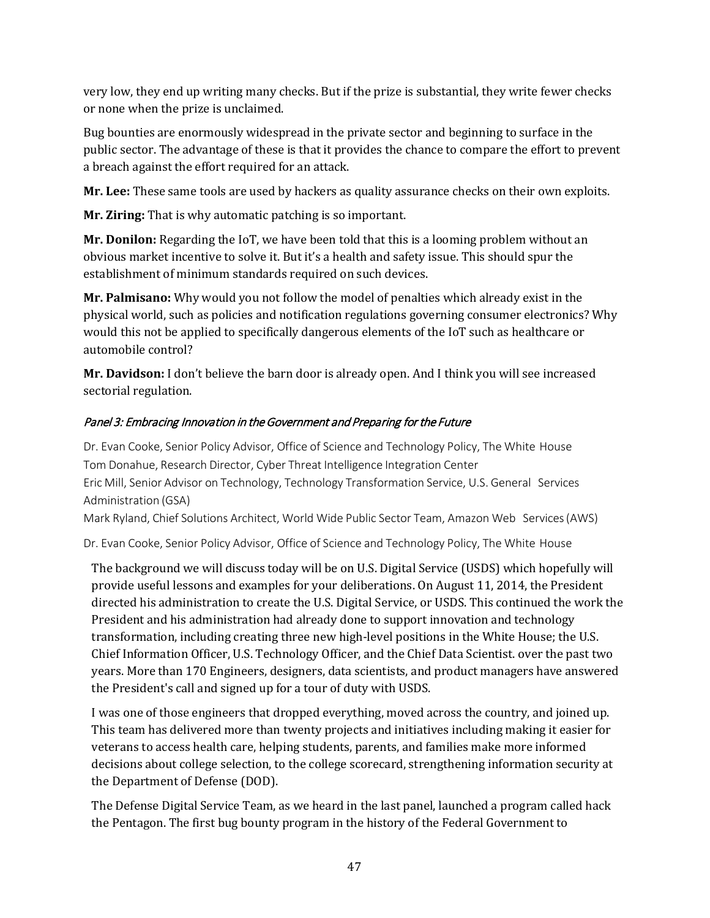very low, they end up writing many checks. But if the prize is substantial, they write fewer checks or none when the prize is unclaimed.

Bug bounties are enormously widespread in the private sector and beginning to surface in the public sector. The advantage of these is that it provides the chance to compare the effort to prevent a breach against the effort required for an attack.

**Mr. Lee:** These same tools are used by hackers as quality assurance checks on their own exploits.

**Mr. Ziring:** That is why automatic patching is so important.

**Mr. Donilon:** Regarding the IoT, we have been told that this is a looming problem without an obvious market incentive to solve it. But it's a health and safety issue. This should spur the establishment of minimum standards required on such devices.

**Mr. Palmisano:** Why would you not follow the model of penalties which already exist in the physical world, such as policies and notification regulations governing consumer electronics? Why would this not be applied to specifically dangerous elements of the IoT such as healthcare or automobile control?

**Mr. Davidson:** I don't believe the barn door is already open. And I think you will see increased sectorial regulation.

### *Panel 3: Embracing Innovation in the Government and Preparing for the Future*

Dr. Evan Cooke, Senior Policy Advisor, Office of Science and Technology Policy, The White House
Tom Donahue, Research Director, Cyber Threat Intelligence Integration Center
Eric Mill, Senior Advisor on Technology, Technology Transformation Service, U.S. General Services Administration (GSA)
Mark Ryland, Chief Solutions Architect, World Wide Public Sector Team, Amazon Web Services (AWS)

Dr. Evan Cooke, Senior Policy Advisor, Office of Science and Technology Policy, The White House

The background we will discuss today will be on U.S. Digital Service (USDS) which hopefully will provide useful lessons and examples for your deliberations. On August 11, 2014, the President directed his administration to create the U.S. Digital Service, or USDS. This continued the work the President and his administration had already done to support innovation and technology transformation, including creating three new high-level positions in the White House; the U.S. Chief Information Officer, U.S. Technology Officer, and the Chief Data Scientist. over the past two years. More than 170 Engineers, designers, data scientists, and product managers have answered the President's call and signed up for a tour of duty with USDS.

I was one of those engineers that dropped everything, moved across the country, and joined up. This team has delivered more than twenty projects and initiatives including making it easier for veterans to access health care, helping students, parents, and families make more informed decisions about college selection, to the college scorecard, strengthening information security at the Department of Defense (DOD).

The Defense Digital Service Team, as we heard in the last panel, launched a program called hack the Pentagon. The first bug bounty program in the history of the Federal Government to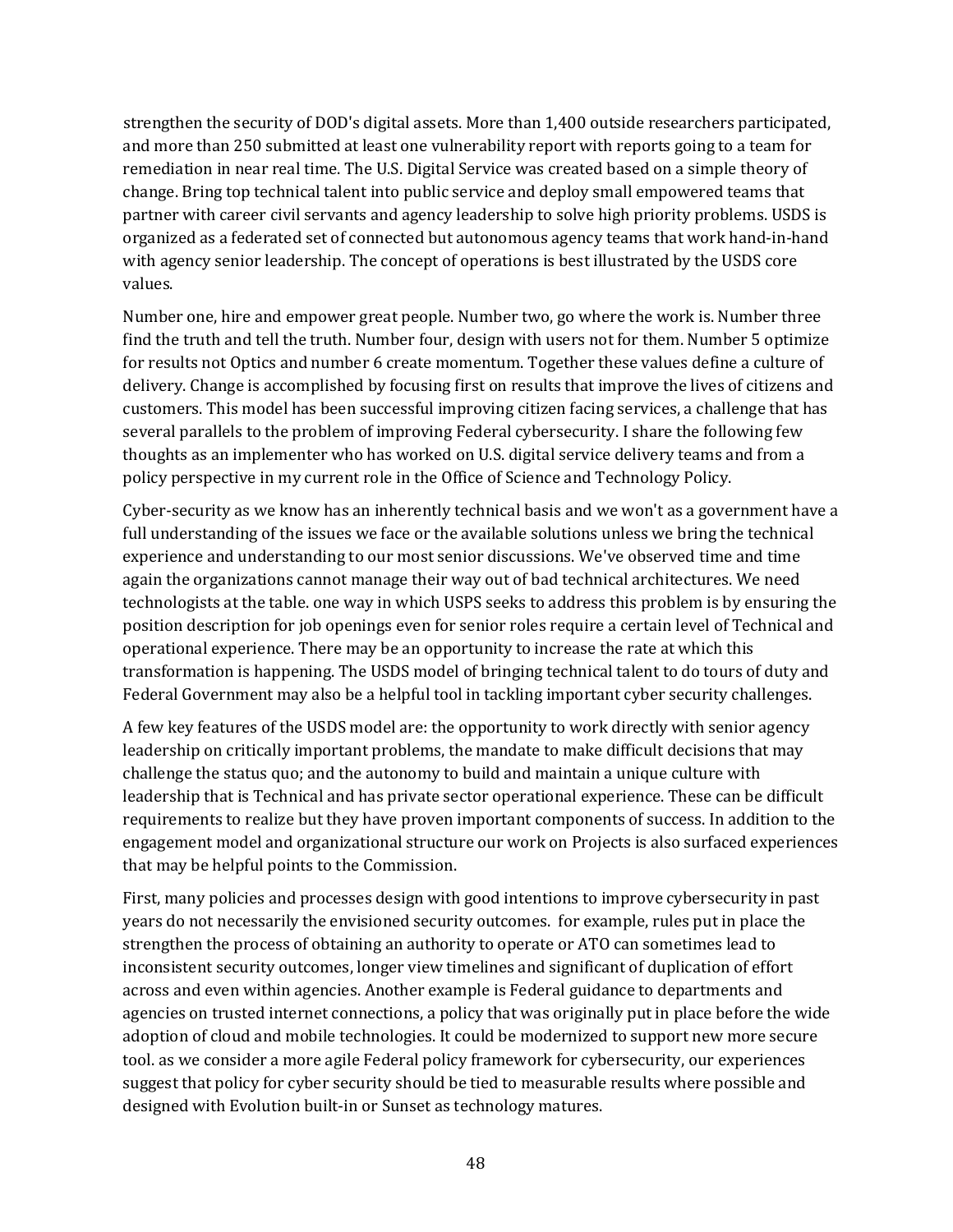strengthen the security of DOD's digital assets. More than 1,400 outside researchers participated, and more than 250 submitted at least one vulnerability report with reports going to a team for remediation in near real time. The U.S. Digital Service was created based on a simple theory of change. Bring top technical talent into public service and deploy small empowered teams that partner with career civil servants and agency leadership to solve high priority problems. USDS is organized as a federated set of connected but autonomous agency teams that work hand-in-hand with agency senior leadership. The concept of operations is best illustrated by the USDS core values.

Number one, hire and empower great people. Number two, go where the work is. Number three find the truth and tell the truth. Number four, design with users not for them. Number 5 optimize for results not Optics and number 6 create momentum. Together these values define a culture of delivery. Change is accomplished by focusing first on results that improve the lives of citizens and customers. This model has been successful improving citizen facing services, a challenge that has several parallels to the problem of improving Federal cybersecurity. I share the following few thoughts as an implementer who has worked on U.S. digital service delivery teams and from a policy perspective in my current role in the Office of Science and Technology Policy.

Cyber-security as we know has an inherently technical basis and we won't as a government have a full understanding of the issues we face or the available solutions unless we bring the technical experience and understanding to our most senior discussions. We've observed time and time again the organizations cannot manage their way out of bad technical architectures. We need technologists at the table. one way in which USPS seeks to address this problem is by ensuring the position description for job openings even for senior roles require a certain level of Technical and operational experience. There may be an opportunity to increase the rate at which this transformation is happening. The USDS model of bringing technical talent to do tours of duty and Federal Government may also be a helpful tool in tackling important cyber security challenges.

A few key features of the USDS model are: the opportunity to work directly with senior agency leadership on critically important problems, the mandate to make difficult decisions that may challenge the status quo; and the autonomy to build and maintain a unique culture with leadership that is Technical and has private sector operational experience. These can be difficult requirements to realize but they have proven important components of success. In addition to the engagement model and organizational structure our work on Projects is also surfaced experiences that may be helpful points to the Commission.

First, many policies and processes design with good intentions to improve cybersecurity in past years do not necessarily the envisioned security outcomes. for example, rules put in place the strengthen the process of obtaining an authority to operate or ATO can sometimes lead to inconsistent security outcomes, longer view timelines and significant of duplication of effort across and even within agencies. Another example is Federal guidance to departments and agencies on trusted internet connections, a policy that was originally put in place before the wide adoption of cloud and mobile technologies. It could be modernized to support new more secure tool. as we consider a more agile Federal policy framework for cybersecurity, our experiences suggest that policy for cyber security should be tied to measurable results where possible and designed with Evolution built-in or Sunset as technology matures.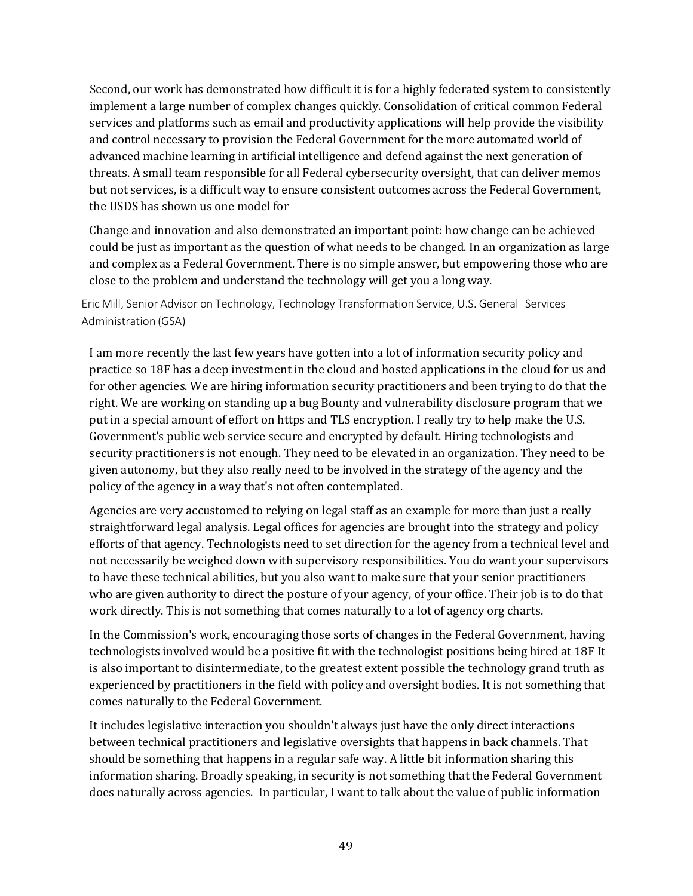Second, our work has demonstrated how difficult it is for a highly federated system to consistently implement a large number of complex changes quickly. Consolidation of critical common Federal services and platforms such as email and productivity applications will help provide the visibility and control necessary to provision the Federal Government for the more automated world of advanced machine learning in artificial intelligence and defend against the next generation of threats. A small team responsible for all Federal cybersecurity oversight, that can deliver memos but not services, is a difficult way to ensure consistent outcomes across the Federal Government, the USDS has shown us one model for

Change and innovation and also demonstrated an important point: how change can be achieved could be just as important as the question of what needs to be changed. In an organization as large and complex as a Federal Government. There is no simple answer, but empowering those who are close to the problem and understand the technology will get you a long way.

Eric Mill, Senior Advisor on Technology, Technology Transformation Service, U.S. General Services Administration (GSA)

I am more recently the last few years have gotten into a lot of information security policy and practice so 18F has a deep investment in the cloud and hosted applications in the cloud for us and for other agencies. We are hiring information security practitioners and been trying to do that the right. We are working on standing up a bug Bounty and vulnerability disclosure program that we put in a special amount of effort on https and TLS encryption. I really try to help make the U.S. Government's public web service secure and encrypted by default. Hiring technologists and security practitioners is not enough. They need to be elevated in an organization. They need to be given autonomy, but they also really need to be involved in the strategy of the agency and the policy of the agency in a way that's not often contemplated.

Agencies are very accustomed to relying on legal staff as an example for more than just a really straightforward legal analysis. Legal offices for agencies are brought into the strategy and policy efforts of that agency. Technologists need to set direction for the agency from a technical level and not necessarily be weighed down with supervisory responsibilities. You do want your supervisors to have these technical abilities, but you also want to make sure that your senior practitioners who are given authority to direct the posture of your agency, of your office. Their job is to do that work directly. This is not something that comes naturally to a lot of agency org charts.

In the Commission's work, encouraging those sorts of changes in the Federal Government, having technologists involved would be a positive fit with the technologist positions being hired at 18F It is also important to disintermediate, to the greatest extent possible the technology grand truth as experienced by practitioners in the field with policy and oversight bodies. It is not something that comes naturally to the Federal Government.

It includes legislative interaction you shouldn't always just have the only direct interactions between technical practitioners and legislative oversights that happens in back channels. That should be something that happens in a regular safe way. A little bit information sharing this information sharing. Broadly speaking, in security is not something that the Federal Government does naturally across agencies. In particular, I want to talk about the value of public information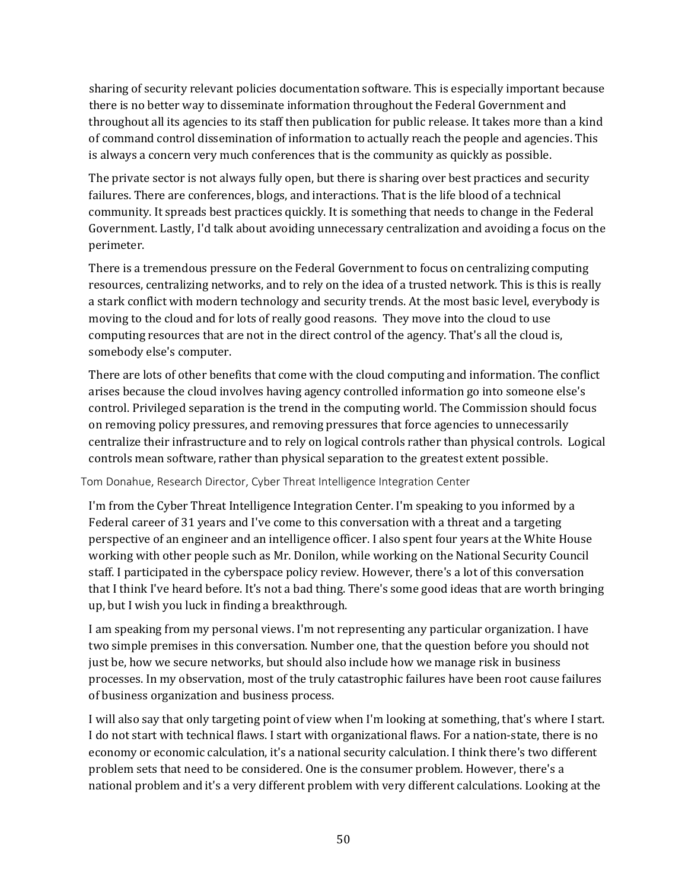sharing of security relevant policies documentation software. This is especially important because there is no better way to disseminate information throughout the Federal Government and throughout all its agencies to its staff then publication for public release. It takes more than a kind of command control dissemination of information to actually reach the people and agencies. This is always a concern very much conferences that is the community as quickly as possible.

The private sector is not always fully open, but there is sharing over best practices and security failures. There are conferences, blogs, and interactions. That is the life blood of a technical community. It spreads best practices quickly. It is something that needs to change in the Federal Government. Lastly, I'd talk about avoiding unnecessary centralization and avoiding a focus on the perimeter.

There is a tremendous pressure on the Federal Government to focus on centralizing computing resources, centralizing networks, and to rely on the idea of a trusted network. This is this is really a stark conflict with modern technology and security trends. At the most basic level, everybody is moving to the cloud and for lots of really good reasons. They move into the cloud to use computing resources that are not in the direct control of the agency. That's all the cloud is, somebody else's computer.

There are lots of other benefits that come with the cloud computing and information. The conflict arises because the cloud involves having agency controlled information go into someone else's control. Privileged separation is the trend in the computing world. The Commission should focus on removing policy pressures, and removing pressures that force agencies to unnecessarily centralize their infrastructure and to rely on logical controls rather than physical controls. Logical controls mean software, rather than physical separation to the greatest extent possible.

Tom Donahue, Research Director, Cyber Threat Intelligence Integration Center

I'm from the Cyber Threat Intelligence Integration Center. I'm speaking to you informed by a Federal career of 31 years and I've come to this conversation with a threat and a targeting perspective of an engineer and an intelligence officer. I also spent four years at the White House working with other people such as Mr. Donilon, while working on the National Security Council staff. I participated in the cyberspace policy review. However, there's a lot of this conversation that I think I've heard before. It's not a bad thing. There's some good ideas that are worth bringing up, but I wish you luck in finding a breakthrough.

I am speaking from my personal views. I'm not representing any particular organization. I have two simple premises in this conversation. Number one, that the question before you should not just be, how we secure networks, but should also include how we manage risk in business processes. In my observation, most of the truly catastrophic failures have been root cause failures of business organization and business process.

I will also say that only targeting point of view when I'm looking at something, that's where I start. I do not start with technical flaws. I start with organizational flaws. For a nation-state, there is no economy or economic calculation, it's a national security calculation. I think there's two different problem sets that need to be considered. One is the consumer problem. However, there's a national problem and it's a very different problem with very different calculations. Looking at the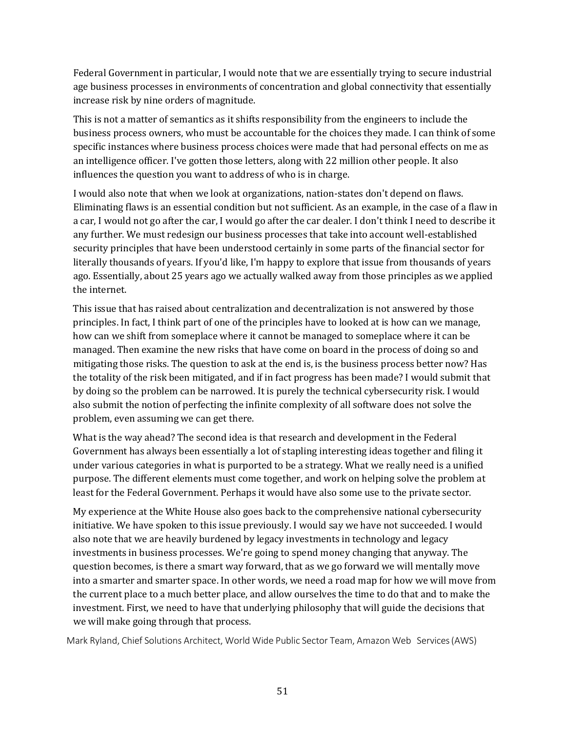Federal Government in particular, I would note that we are essentially trying to secure industrial age business processes in environments of concentration and global connectivity that essentially increase risk by nine orders of magnitude.

This is not a matter of semantics as it shifts responsibility from the engineers to include the business process owners, who must be accountable for the choices they made. I can think of some specific instances where business process choices were made that had personal effects on me as an intelligence officer. I've gotten those letters, along with 22 million other people. It also influences the question you want to address of who is in charge.

I would also note that when we look at organizations, nation-states don't depend on flaws. Eliminating flaws is an essential condition but not sufficient. As an example, in the case of a flaw in a car, I would not go after the car, I would go after the car dealer. I don't think I need to describe it any further. We must redesign our business processes that take into account well-established security principles that have been understood certainly in some parts of the financial sector for literally thousands of years. If you'd like, I'm happy to explore that issue from thousands of years ago. Essentially, about 25 years ago we actually walked away from those principles as we applied the internet.

This issue that has raised about centralization and decentralization is not answered by those principles. In fact, I think part of one of the principles have to looked at is how can we manage, how can we shift from someplace where it cannot be managed to someplace where it can be managed. Then examine the new risks that have come on board in the process of doing so and mitigating those risks. The question to ask at the end is, is the business process better now? Has the totality of the risk been mitigated, and if in fact progress has been made? I would submit that by doing so the problem can be narrowed. It is purely the technical cybersecurity risk. I would also submit the notion of perfecting the infinite complexity of all software does not solve the problem, even assuming we can get there.

What is the way ahead? The second idea is that research and development in the Federal Government has always been essentially a lot of stapling interesting ideas together and filing it under various categories in what is purported to be a strategy. What we really need is a unified purpose. The different elements must come together, and work on helping solve the problem at least for the Federal Government. Perhaps it would have also some use to the private sector.

My experience at the White House also goes back to the comprehensive national cybersecurity initiative. We have spoken to this issue previously. I would say we have not succeeded. I would also note that we are heavily burdened by legacy investments in technology and legacy investments in business processes. We're going to spend money changing that anyway. The question becomes, is there a smart way forward, that as we go forward we will mentally move into a smarter and smarter space. In other words, we need a road map for how we will move from the current place to a much better place, and allow ourselves the time to do that and to make the investment. First, we need to have that underlying philosophy that will guide the decisions that we will make going through that process.

Mark Ryland, Chief Solutions Architect, World Wide Public Sector Team, Amazon Web Services (AWS)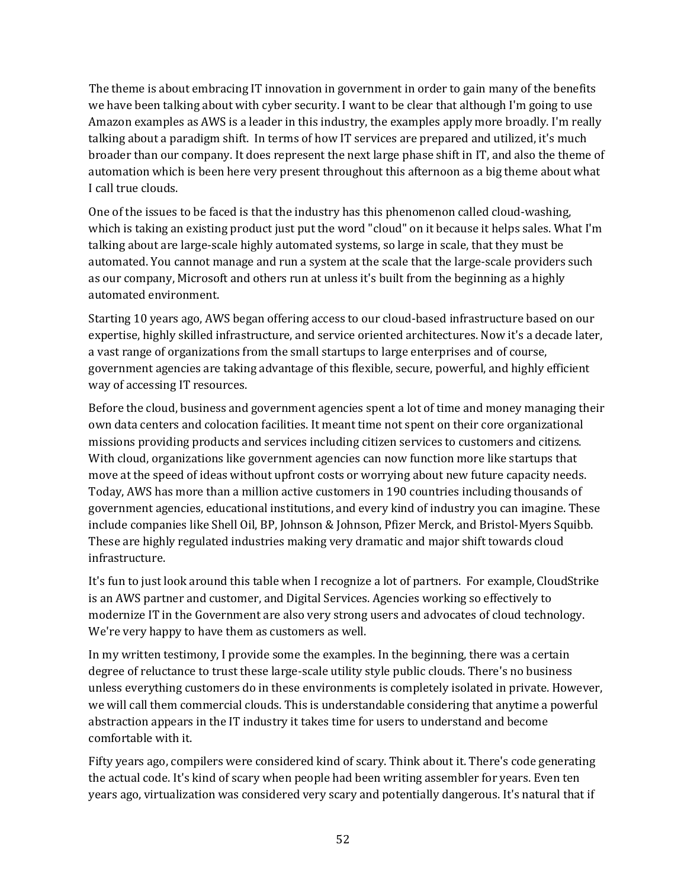The theme is about embracing IT innovation in government in order to gain many of the benefits we have been talking about with cyber security. I want to be clear that although I'm going to use Amazon examples as AWS is a leader in this industry, the examples apply more broadly. I'm really talking about a paradigm shift. In terms of how IT services are prepared and utilized, it's much broader than our company. It does represent the next large phase shift in IT, and also the theme of automation which is been here very present throughout this afternoon as a big theme about what I call true clouds.

One of the issues to be faced is that the industry has this phenomenon called cloud-washing, which is taking an existing product just put the word "cloud" on it because it helps sales. What I'm talking about are large-scale highly automated systems, so large in scale, that they must be automated. You cannot manage and run a system at the scale that the large-scale providers such as our company, Microsoft and others run at unless it's built from the beginning as a highly automated environment.

Starting 10 years ago, AWS began offering access to our cloud-based infrastructure based on our expertise, highly skilled infrastructure, and service oriented architectures. Now it's a decade later, a vast range of organizations from the small startups to large enterprises and of course, government agencies are taking advantage of this flexible, secure, powerful, and highly efficient way of accessing IT resources.

Before the cloud, business and government agencies spent a lot of time and money managing their own data centers and colocation facilities. It meant time not spent on their core organizational missions providing products and services including citizen services to customers and citizens. With cloud, organizations like government agencies can now function more like startups that move at the speed of ideas without upfront costs or worrying about new future capacity needs. Today, AWS has more than a million active customers in 190 countries including thousands of government agencies, educational institutions, and every kind of industry you can imagine. These include companies like Shell Oil, BP, Johnson & Johnson, Pfizer Merck, and Bristol-Myers Squibb. These are highly regulated industries making very dramatic and major shift towards cloud infrastructure.

It's fun to just look around this table when I recognize a lot of partners. For example, CloudStrike is an AWS partner and customer, and Digital Services. Agencies working so effectively to modernize IT in the Government are also very strong users and advocates of cloud technology. We're very happy to have them as customers as well.

In my written testimony, I provide some the examples. In the beginning, there was a certain degree of reluctance to trust these large-scale utility style public clouds. There's no business unless everything customers do in these environments is completely isolated in private. However, we will call them commercial clouds. This is understandable considering that anytime a powerful abstraction appears in the IT industry it takes time for users to understand and become comfortable with it.

Fifty years ago, compilers were considered kind of scary. Think about it. There's code generating the actual code. It's kind of scary when people had been writing assembler for years. Even ten years ago, virtualization was considered very scary and potentially dangerous. It's natural that if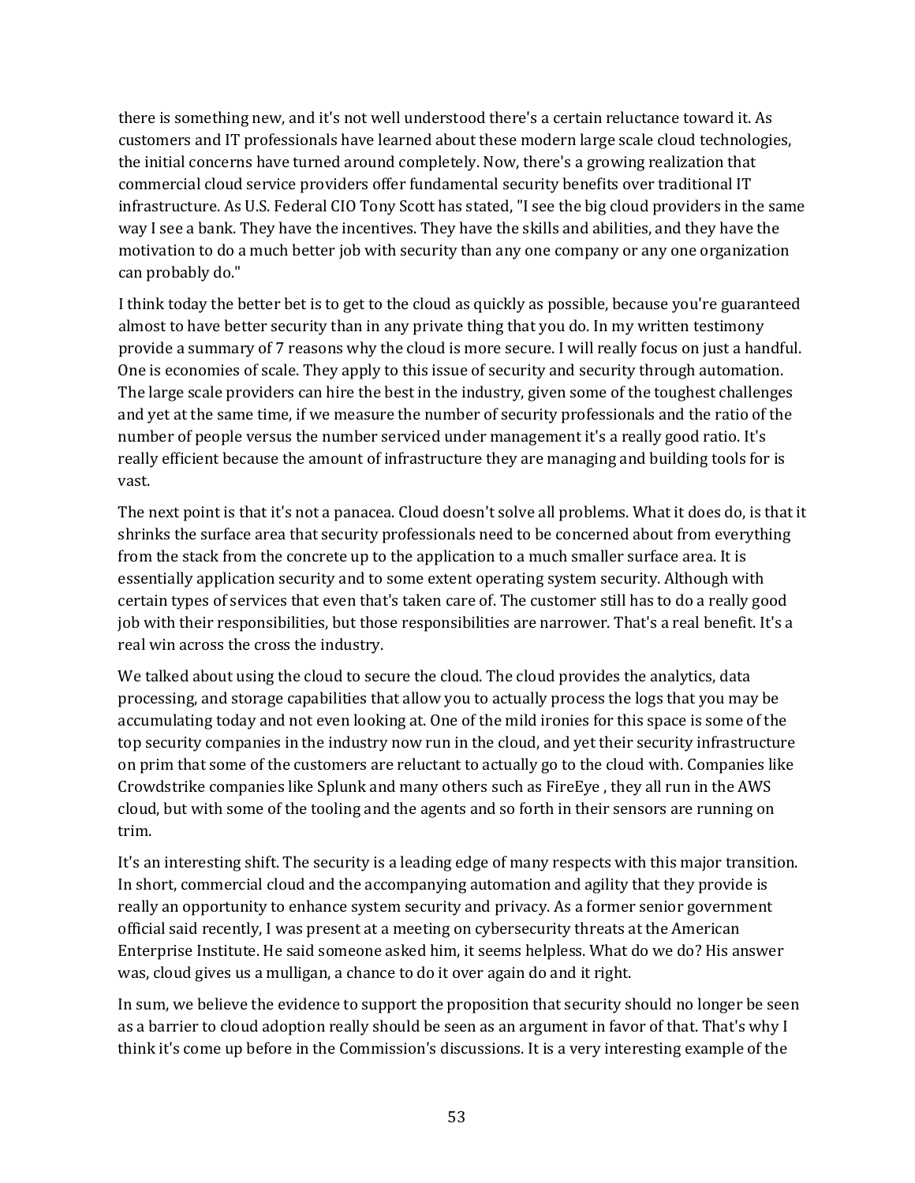there is something new, and it's not well understood there's a certain reluctance toward it. As customers and IT professionals have learned about these modern large scale cloud technologies, the initial concerns have turned around completely. Now, there's a growing realization that commercial cloud service providers offer fundamental security benefits over traditional IT infrastructure. As U.S. Federal CIO Tony Scott has stated, "I see the big cloud providers in the same way I see a bank. They have the incentives. They have the skills and abilities, and they have the motivation to do a much better job with security than any one company or any one organization can probably do."

I think today the better bet is to get to the cloud as quickly as possible, because you're guaranteed almost to have better security than in any private thing that you do. In my written testimony provide a summary of 7 reasons why the cloud is more secure. I will really focus on just a handful. One is economies of scale. They apply to this issue of security and security through automation. The large scale providers can hire the best in the industry, given some of the toughest challenges and yet at the same time, if we measure the number of security professionals and the ratio of the number of people versus the number serviced under management it's a really good ratio. It's really efficient because the amount of infrastructure they are managing and building tools for is vast.

The next point is that it's not a panacea. Cloud doesn't solve all problems. What it does do, is that it shrinks the surface area that security professionals need to be concerned about from everything from the stack from the concrete up to the application to a much smaller surface area. It is essentially application security and to some extent operating system security. Although with certain types of services that even that's taken care of. The customer still has to do a really good job with their responsibilities, but those responsibilities are narrower. That's a real benefit. It's a real win across the cross the industry.

We talked about using the cloud to secure the cloud. The cloud provides the analytics, data processing, and storage capabilities that allow you to actually process the logs that you may be accumulating today and not even looking at. One of the mild ironies for this space is some of the top security companies in the industry now run in the cloud, and yet their security infrastructure on prim that some of the customers are reluctant to actually go to the cloud with. Companies like Crowdstrike companies like Splunk and many others such as FireEye , they all run in the AWS cloud, but with some of the tooling and the agents and so forth in their sensors are running on trim.

It's an interesting shift. The security is a leading edge of many respects with this major transition. In short, commercial cloud and the accompanying automation and agility that they provide is really an opportunity to enhance system security and privacy. As a former senior government official said recently, I was present at a meeting on cybersecurity threats at the American Enterprise Institute. He said someone asked him, it seems helpless. What do we do? His answer was, cloud gives us a mulligan, a chance to do it over again do and it right.

In sum, we believe the evidence to support the proposition that security should no longer be seen as a barrier to cloud adoption really should be seen as an argument in favor of that. That's why I think it's come up before in the Commission's discussions. It is a very interesting example of the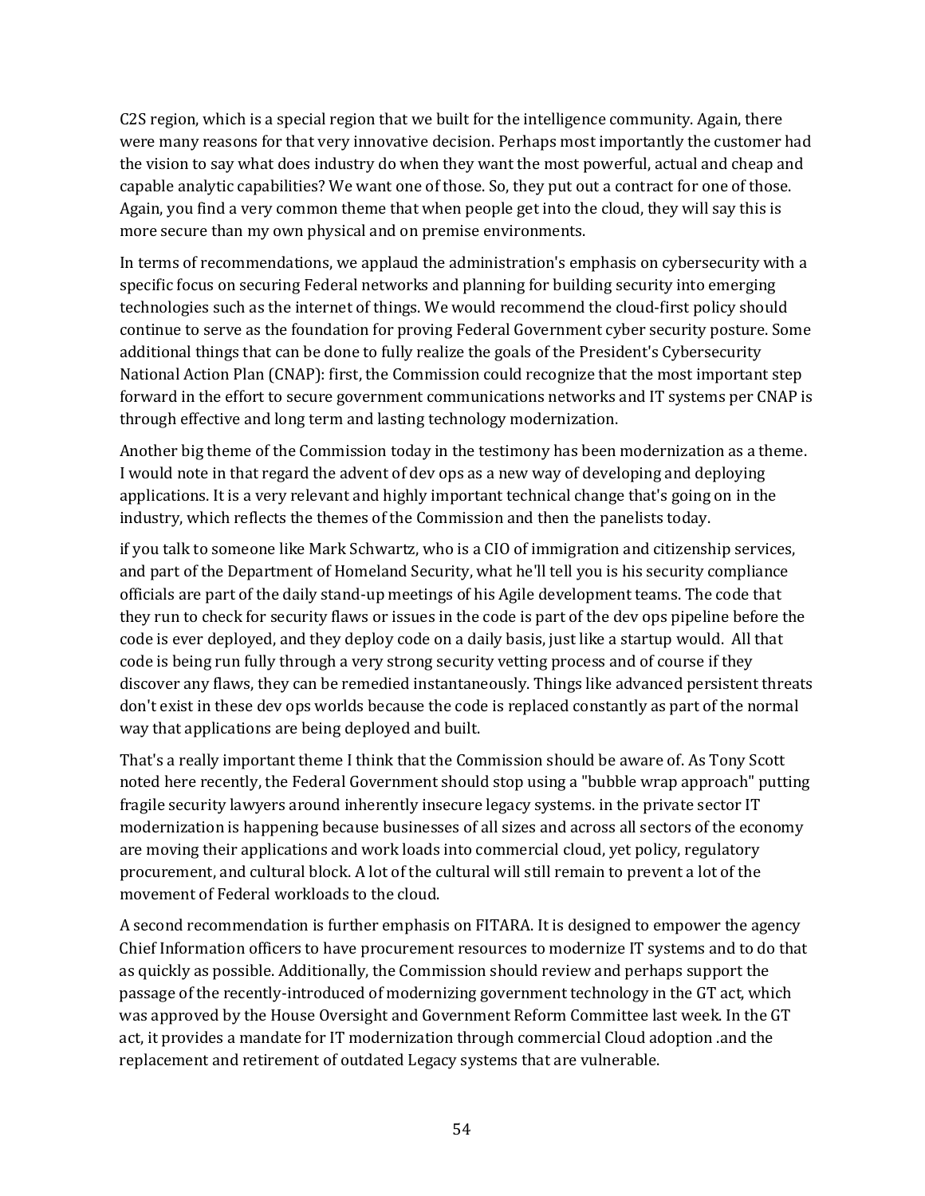C2S region, which is a special region that we built for the intelligence community. Again, there were many reasons for that very innovative decision. Perhaps most importantly the customer had the vision to say what does industry do when they want the most powerful, actual and cheap and capable analytic capabilities? We want one of those. So, they put out a contract for one of those. Again, you find a very common theme that when people get into the cloud, they will say this is more secure than my own physical and on premise environments.

In terms of recommendations, we applaud the administration's emphasis on cybersecurity with a specific focus on securing Federal networks and planning for building security into emerging technologies such as the internet of things. We would recommend the cloud-first policy should continue to serve as the foundation for proving Federal Government cyber security posture. Some additional things that can be done to fully realize the goals of the President's Cybersecurity National Action Plan (CNAP): first, the Commission could recognize that the most important step forward in the effort to secure government communications networks and IT systems per CNAP is through effective and long term and lasting technology modernization.

Another big theme of the Commission today in the testimony has been modernization as a theme. I would note in that regard the advent of dev ops as a new way of developing and deploying applications. It is a very relevant and highly important technical change that's going on in the industry, which reflects the themes of the Commission and then the panelists today.

if you talk to someone like Mark Schwartz, who is a CIO of immigration and citizenship services, and part of the Department of Homeland Security, what he'll tell you is his security compliance officials are part of the daily stand-up meetings of his Agile development teams. The code that they run to check for security flaws or issues in the code is part of the dev ops pipeline before the code is ever deployed, and they deploy code on a daily basis, just like a startup would. All that code is being run fully through a very strong security vetting process and of course if they discover any flaws, they can be remedied instantaneously. Things like advanced persistent threats don't exist in these dev ops worlds because the code is replaced constantly as part of the normal way that applications are being deployed and built.

That's a really important theme I think that the Commission should be aware of. As Tony Scott noted here recently, the Federal Government should stop using a "bubble wrap approach" putting fragile security lawyers around inherently insecure legacy systems. in the private sector IT modernization is happening because businesses of all sizes and across all sectors of the economy are moving their applications and work loads into commercial cloud, yet policy, regulatory procurement, and cultural block. A lot of the cultural will still remain to prevent a lot of the movement of Federal workloads to the cloud.

A second recommendation is further emphasis on FITARA. It is designed to empower the agency Chief Information officers to have procurement resources to modernize IT systems and to do that as quickly as possible. Additionally, the Commission should review and perhaps support the passage of the recently-introduced of modernizing government technology in the GT act, which was approved by the House Oversight and Government Reform Committee last week. In the GT act, it provides a mandate for IT modernization through commercial Cloud adoption .and the replacement and retirement of outdated Legacy systems that are vulnerable.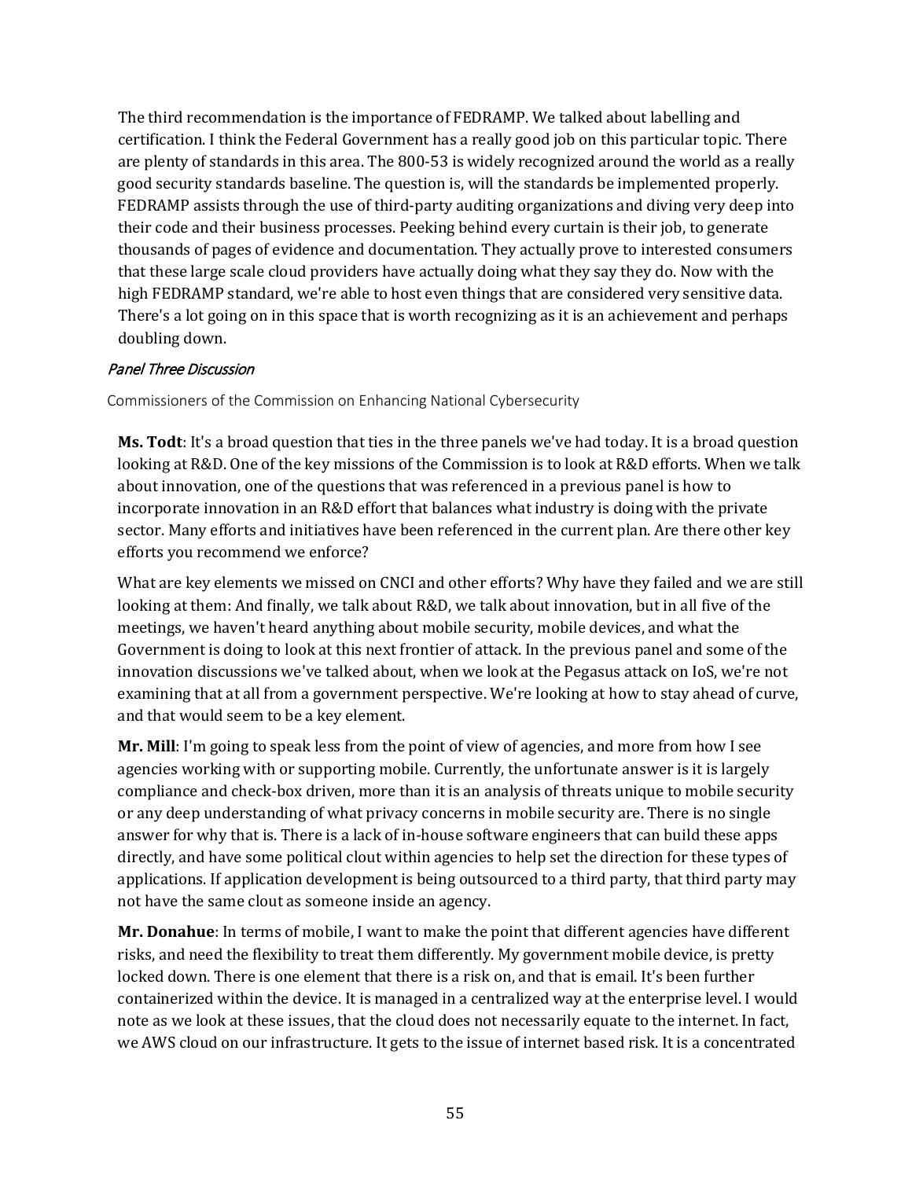The third recommendation is the importance of FEDRAMP. We talked about labelling and certification. I think the Federal Government has a really good job on this particular topic. There are plenty of standards in this area. The 800-53 is widely recognized around the world as a really good security standards baseline. The question is, will the standards be implemented properly. FEDRAMP assists through the use of third-party auditing organizations and diving very deep into their code and their business processes. Peeking behind every curtain is their job, to generate thousands of pages of evidence and documentation. They actually prove to interested consumers that these large scale cloud providers have actually doing what they say they do. Now with the high FEDRAMP standard, we're able to host even things that are considered very sensitive data. There's a lot going on in this space that is worth recognizing as it is an achievement and perhaps doubling down.

### *Panel Three Discussion*

Commissioners of the Commission on Enhancing National Cybersecurity

**Ms. Todt**: It's a broad question that ties in the three panels we've had today. It is a broad question looking at R&D. One of the key missions of the Commission is to look at R&D efforts. When we talk about innovation, one of the questions that was referenced in a previous panel is how to incorporate innovation in an R&D effort that balances what industry is doing with the private sector. Many efforts and initiatives have been referenced in the current plan. Are there other key efforts you recommend we enforce?

What are key elements we missed on CNCI and other efforts? Why have they failed and we are still looking at them: And finally, we talk about R&D, we talk about innovation, but in all five of the meetings, we haven't heard anything about mobile security, mobile devices, and what the Government is doing to look at this next frontier of attack. In the previous panel and some of the innovation discussions we've talked about, when we look at the Pegasus attack on IoS, we're not examining that at all from a government perspective. We're looking at how to stay ahead of curve, and that would seem to be a key element.

**Mr. Mill**: I'm going to speak less from the point of view of agencies, and more from how I see agencies working with or supporting mobile. Currently, the unfortunate answer is it is largely compliance and check-box driven, more than it is an analysis of threats unique to mobile security or any deep understanding of what privacy concerns in mobile security are. There is no single answer for why that is. There is a lack of in-house software engineers that can build these apps directly, and have some political clout within agencies to help set the direction for these types of applications. If application development is being outsourced to a third party, that third party may not have the same clout as someone inside an agency.

**Mr. Donahue**: In terms of mobile, I want to make the point that different agencies have different risks, and need the flexibility to treat them differently. My government mobile device, is pretty locked down. There is one element that there is a risk on, and that is email. It's been further containerized within the device. It is managed in a centralized way at the enterprise level. I would note as we look at these issues, that the cloud does not necessarily equate to the internet. In fact, we AWS cloud on our infrastructure. It gets to the issue of internet based risk. It is a concentrated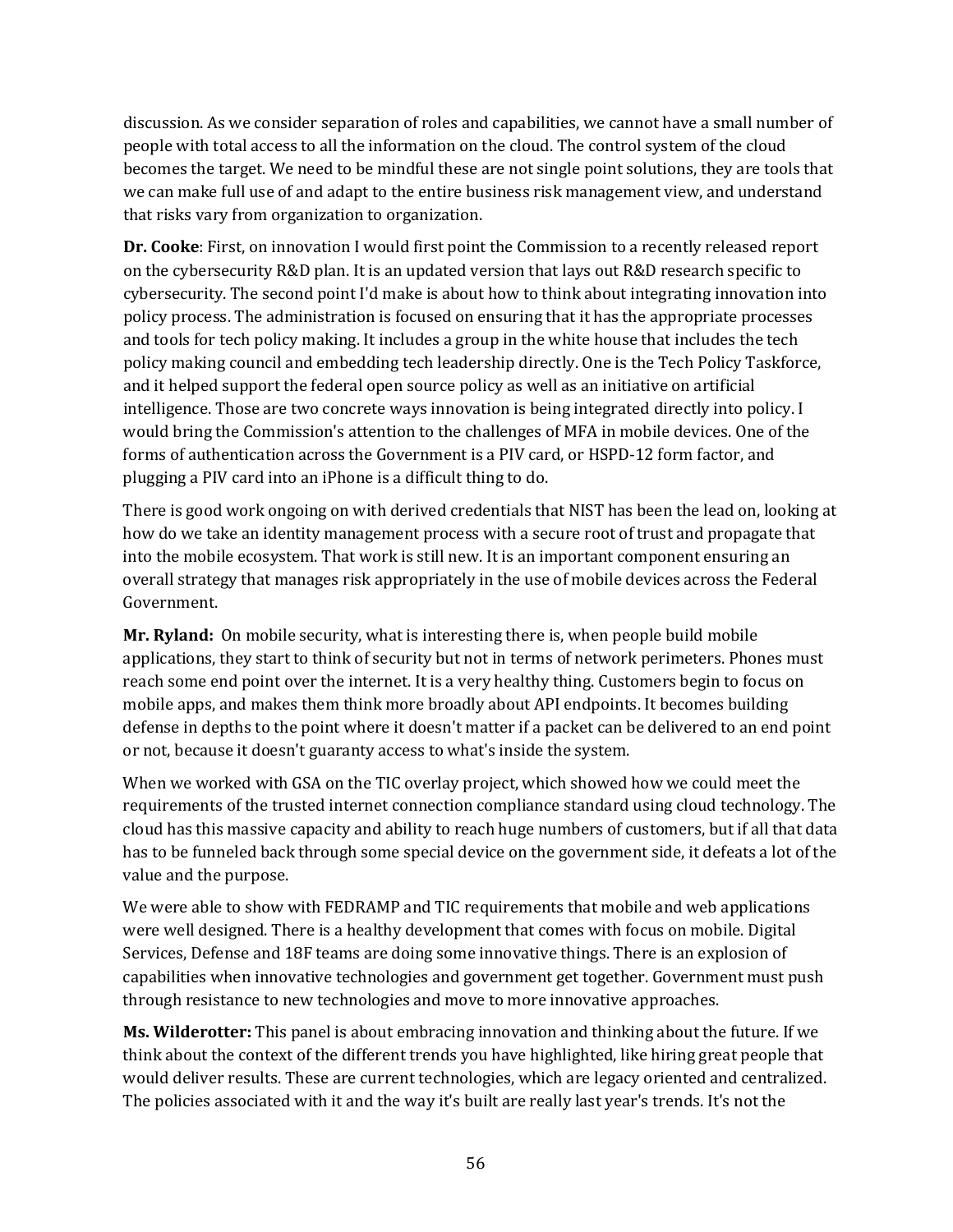discussion. As we consider separation of roles and capabilities, we cannot have a small number of people with total access to all the information on the cloud. The control system of the cloud becomes the target. We need to be mindful these are not single point solutions, they are tools that we can make full use of and adapt to the entire business risk management view, and understand that risks vary from organization to organization.

**Dr. Cooke**: First, on innovation I would first point the Commission to a recently released report on the cybersecurity R&D plan. It is an updated version that lays out R&D research specific to cybersecurity. The second point I'd make is about how to think about integrating innovation into policy process. The administration is focused on ensuring that it has the appropriate processes and tools for tech policy making. It includes a group in the white house that includes the tech policy making council and embedding tech leadership directly. One is the Tech Policy Taskforce, and it helped support the federal open source policy as well as an initiative on artificial intelligence. Those are two concrete ways innovation is being integrated directly into policy. I would bring the Commission's attention to the challenges of MFA in mobile devices. One of the forms of authentication across the Government is a PIV card, or HSPD-12 form factor, and plugging a PIV card into an iPhone is a difficult thing to do.

There is good work ongoing on with derived credentials that NIST has been the lead on, looking at how do we take an identity management process with a secure root of trust and propagate that into the mobile ecosystem. That work is still new. It is an important component ensuring an overall strategy that manages risk appropriately in the use of mobile devices across the Federal Government.

**Mr. Ryland:** On mobile security, what is interesting there is, when people build mobile applications, they start to think of security but not in terms of network perimeters. Phones must reach some end point over the internet. It is a very healthy thing. Customers begin to focus on mobile apps, and makes them think more broadly about API endpoints. It becomes building defense in depths to the point where it doesn't matter if a packet can be delivered to an end point or not, because it doesn't guaranty access to what's inside the system.

When we worked with GSA on the TIC overlay project, which showed how we could meet the requirements of the trusted internet connection compliance standard using cloud technology. The cloud has this massive capacity and ability to reach huge numbers of customers, but if all that data has to be funneled back through some special device on the government side, it defeats a lot of the value and the purpose.

We were able to show with FEDRAMP and TIC requirements that mobile and web applications were well designed. There is a healthy development that comes with focus on mobile. Digital Services, Defense and 18F teams are doing some innovative things. There is an explosion of capabilities when innovative technologies and government get together. Government must push through resistance to new technologies and move to more innovative approaches.

**Ms. Wilderotter:** This panel is about embracing innovation and thinking about the future. If we think about the context of the different trends you have highlighted, like hiring great people that would deliver results. These are current technologies, which are legacy oriented and centralized. The policies associated with it and the way it's built are really last year's trends. It's not the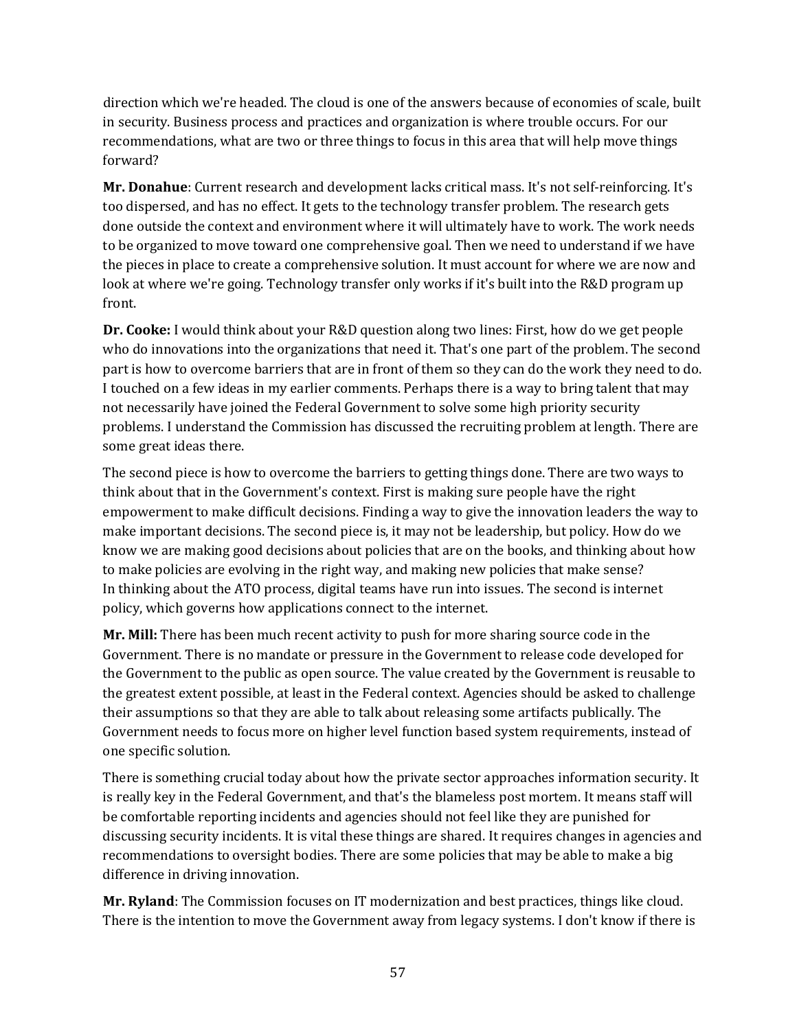direction which we're headed. The cloud is one of the answers because of economies of scale, built in security. Business process and practices and organization is where trouble occurs. For our recommendations, what are two or three things to focus in this area that will help move things forward?

**Mr. Donahue**: Current research and development lacks critical mass. It's not self-reinforcing. It's too dispersed, and has no effect. It gets to the technology transfer problem. The research gets done outside the context and environment where it will ultimately have to work. The work needs to be organized to move toward one comprehensive goal. Then we need to understand if we have the pieces in place to create a comprehensive solution. It must account for where we are now and look at where we're going. Technology transfer only works if it's built into the R&D program up front.

**Dr. Cooke:** I would think about your R&D question along two lines: First, how do we get people who do innovations into the organizations that need it. That's one part of the problem. The second part is how to overcome barriers that are in front of them so they can do the work they need to do. I touched on a few ideas in my earlier comments. Perhaps there is a way to bring talent that may not necessarily have joined the Federal Government to solve some high priority security problems. I understand the Commission has discussed the recruiting problem at length. There are some great ideas there.

The second piece is how to overcome the barriers to getting things done. There are two ways to think about that in the Government's context. First is making sure people have the right empowerment to make difficult decisions. Finding a way to give the innovation leaders the way to make important decisions. The second piece is, it may not be leadership, but policy. How do we know we are making good decisions about policies that are on the books, and thinking about how to make policies are evolving in the right way, and making new policies that make sense? In thinking about the ATO process, digital teams have run into issues. The second is internet policy, which governs how applications connect to the internet.

**Mr. Mill:** There has been much recent activity to push for more sharing source code in the Government. There is no mandate or pressure in the Government to release code developed for the Government to the public as open source. The value created by the Government is reusable to the greatest extent possible, at least in the Federal context. Agencies should be asked to challenge their assumptions so that they are able to talk about releasing some artifacts publically. The Government needs to focus more on higher level function based system requirements, instead of one specific solution.

There is something crucial today about how the private sector approaches information security. It is really key in the Federal Government, and that's the blameless post mortem. It means staff will be comfortable reporting incidents and agencies should not feel like they are punished for discussing security incidents. It is vital these things are shared. It requires changes in agencies and recommendations to oversight bodies. There are some policies that may be able to make a big difference in driving innovation.

**Mr. Ryland**: The Commission focuses on IT modernization and best practices, things like cloud. There is the intention to move the Government away from legacy systems. I don't know if there is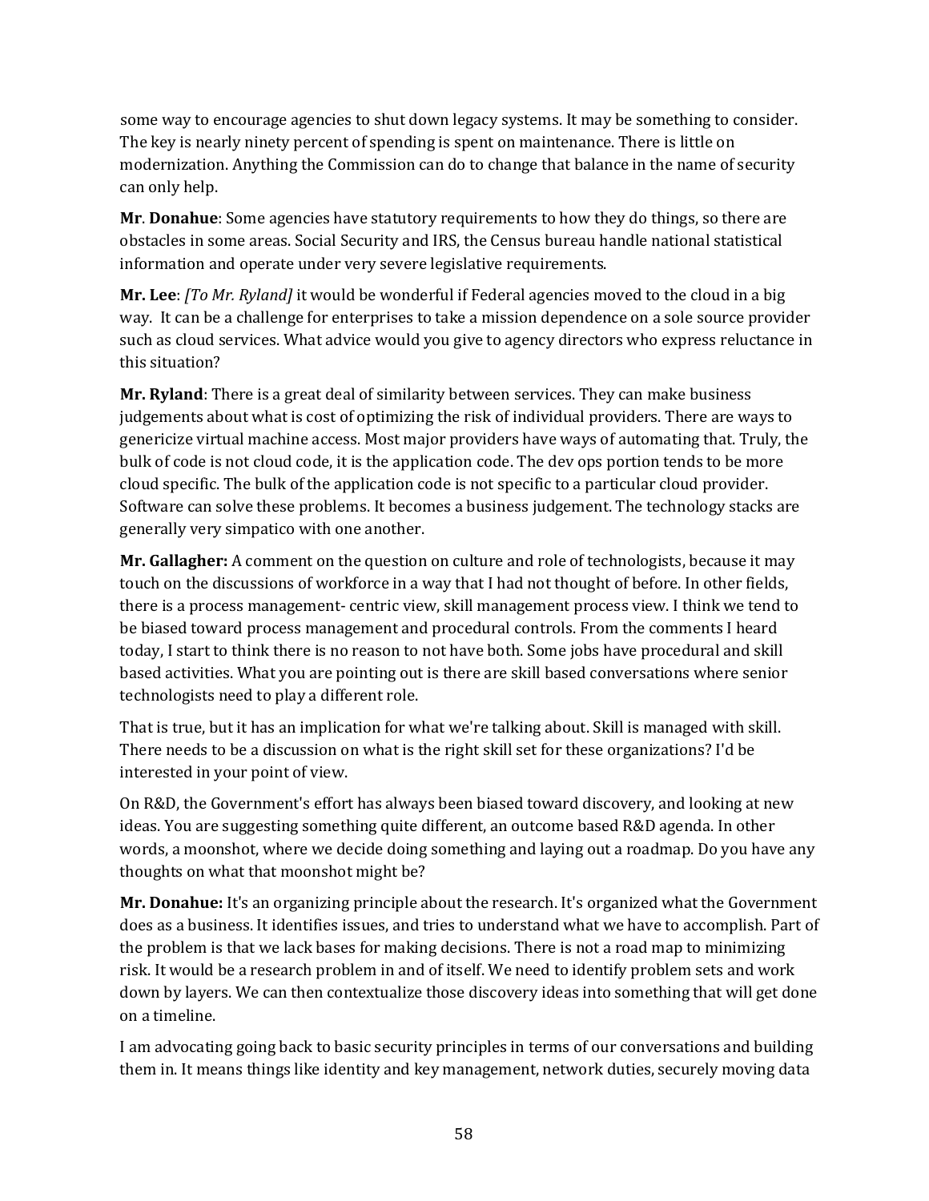some way to encourage agencies to shut down legacy systems. It may be something to consider. The key is nearly ninety percent of spending is spent on maintenance. There is little on modernization. Anything the Commission can do to change that balance in the name of security can only help.

**Mr**. **Donahue**: Some agencies have statutory requirements to how they do things, so there are obstacles in some areas. Social Security and IRS, the Census bureau handle national statistical information and operate under very severe legislative requirements.

**Mr. Lee**: *[To Mr. Ryland]* it would be wonderful if Federal agencies moved to the cloud in a big way. It can be a challenge for enterprises to take a mission dependence on a sole source provider such as cloud services. What advice would you give to agency directors who express reluctance in this situation?

**Mr. Ryland**: There is a great deal of similarity between services. They can make business judgements about what is cost of optimizing the risk of individual providers. There are ways to genericize virtual machine access. Most major providers have ways of automating that. Truly, the bulk of code is not cloud code, it is the application code. The dev ops portion tends to be more cloud specific. The bulk of the application code is not specific to a particular cloud provider. Software can solve these problems. It becomes a business judgement. The technology stacks are generally very simpatico with one another.

**Mr. Gallagher:** A comment on the question on culture and role of technologists, because it may touch on the discussions of workforce in a way that I had not thought of before. In other fields, there is a process management- centric view, skill management process view. I think we tend to be biased toward process management and procedural controls. From the comments I heard today, I start to think there is no reason to not have both. Some jobs have procedural and skill based activities. What you are pointing out is there are skill based conversations where senior technologists need to play a different role.

That is true, but it has an implication for what we're talking about. Skill is managed with skill. There needs to be a discussion on what is the right skill set for these organizations? I'd be interested in your point of view.

On R&D, the Government's effort has always been biased toward discovery, and looking at new ideas. You are suggesting something quite different, an outcome based R&D agenda. In other words, a moonshot, where we decide doing something and laying out a roadmap. Do you have any thoughts on what that moonshot might be?

**Mr. Donahue:** It's an organizing principle about the research. It's organized what the Government does as a business. It identifies issues, and tries to understand what we have to accomplish. Part of the problem is that we lack bases for making decisions. There is not a road map to minimizing risk. It would be a research problem in and of itself. We need to identify problem sets and work down by layers. We can then contextualize those discovery ideas into something that will get done on a timeline.

I am advocating going back to basic security principles in terms of our conversations and building them in. It means things like identity and key management, network duties, securely moving data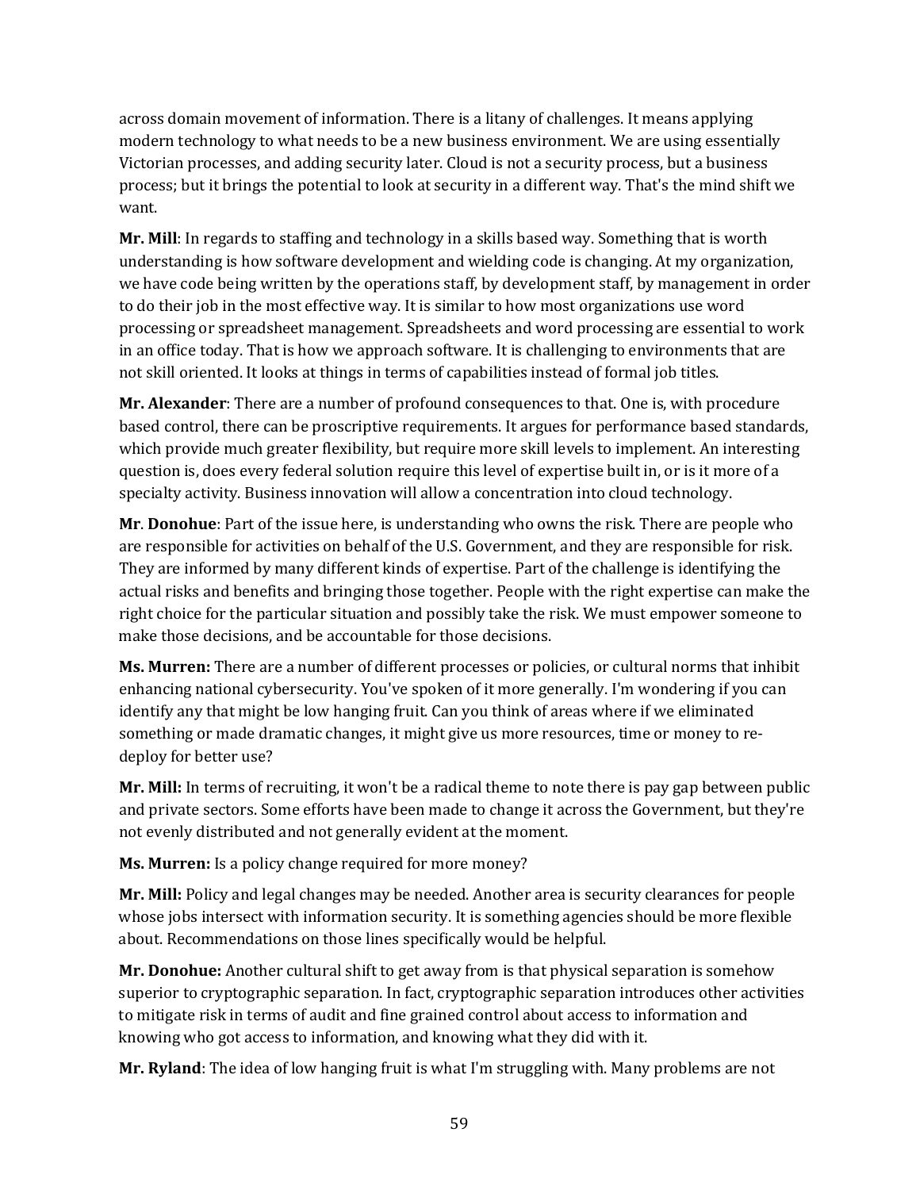across domain movement of information. There is a litany of challenges. It means applying modern technology to what needs to be a new business environment. We are using essentially Victorian processes, and adding security later. Cloud is not a security process, but a business process; but it brings the potential to look at security in a different way. That's the mind shift we want.

**Mr. Mill**: In regards to staffing and technology in a skills based way. Something that is worth understanding is how software development and wielding code is changing. At my organization, we have code being written by the operations staff, by development staff, by management in order to do their job in the most effective way. It is similar to how most organizations use word processing or spreadsheet management. Spreadsheets and word processing are essential to work in an office today. That is how we approach software. It is challenging to environments that are not skill oriented. It looks at things in terms of capabilities instead of formal job titles.

**Mr. Alexander**: There are a number of profound consequences to that. One is, with procedure based control, there can be proscriptive requirements. It argues for performance based standards, which provide much greater flexibility, but require more skill levels to implement. An interesting question is, does every federal solution require this level of expertise built in, or is it more of a specialty activity. Business innovation will allow a concentration into cloud technology.

**Mr**. **Donohue**: Part of the issue here, is understanding who owns the risk. There are people who are responsible for activities on behalf of the U.S. Government, and they are responsible for risk. They are informed by many different kinds of expertise. Part of the challenge is identifying the actual risks and benefits and bringing those together. People with the right expertise can make the right choice for the particular situation and possibly take the risk. We must empower someone to make those decisions, and be accountable for those decisions.

**Ms. Murren:** There are a number of different processes or policies, or cultural norms that inhibit enhancing national cybersecurity. You've spoken of it more generally. I'm wondering if you can identify any that might be low hanging fruit. Can you think of areas where if we eliminated something or made dramatic changes, it might give us more resources, time or money to re-deploy for better use?

**Mr. Mill:** In terms of recruiting, it won't be a radical theme to note there is pay gap between public and private sectors. Some efforts have been made to change it across the Government, but they're not evenly distributed and not generally evident at the moment.

**Ms. Murren:** Is a policy change required for more money?

**Mr. Mill:** Policy and legal changes may be needed. Another area is security clearances for people whose jobs intersect with information security. It is something agencies should be more flexible about. Recommendations on those lines specifically would be helpful.

**Mr. Donohue:** Another cultural shift to get away from is that physical separation is somehow superior to cryptographic separation. In fact, cryptographic separation introduces other activities to mitigate risk in terms of audit and fine grained control about access to information and knowing who got access to information, and knowing what they did with it.

**Mr. Ryland**: The idea of low hanging fruit is what I'm struggling with. Many problems are not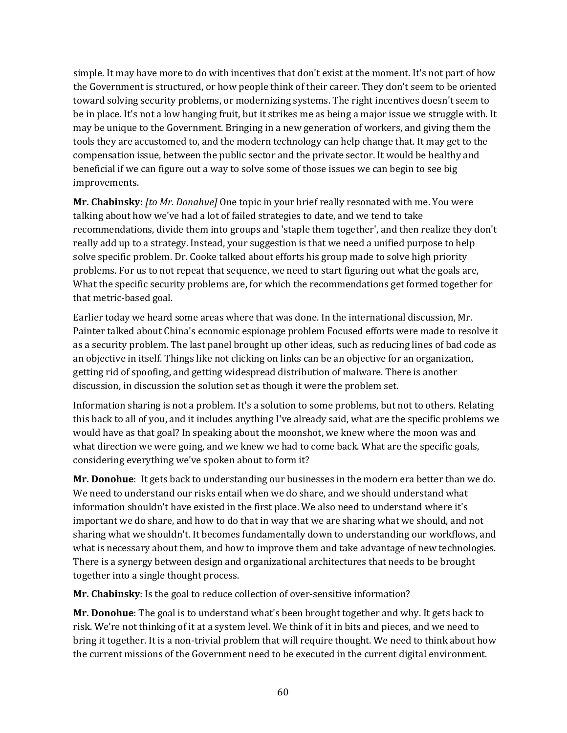simple. It may have more to do with incentives that don't exist at the moment. It's not part of how the Government is structured, or how people think of their career. They don't seem to be oriented toward solving security problems, or modernizing systems. The right incentives doesn't seem to be in place. It's not a low hanging fruit, but it strikes me as being a major issue we struggle with. It may be unique to the Government. Bringing in a new generation of workers, and giving them the tools they are accustomed to, and the modern technology can help change that. It may get to the compensation issue, between the public sector and the private sector. It would be healthy and beneficial if we can figure out a way to solve some of those issues we can begin to see big improvements.

**Mr. Chabinsky:** *[to Mr. Donahue]* One topic in your brief really resonated with me. You were talking about how we've had a lot of failed strategies to date, and we tend to take recommendations, divide them into groups and 'staple them together', and then realize they don't really add up to a strategy. Instead, your suggestion is that we need a unified purpose to help solve specific problem. Dr. Cooke talked about efforts his group made to solve high priority problems. For us to not repeat that sequence, we need to start figuring out what the goals are, What the specific security problems are, for which the recommendations get formed together for that metric-based goal.

Earlier today we heard some areas where that was done. In the international discussion, Mr. Painter talked about China's economic espionage problem Focused efforts were made to resolve it as a security problem. The last panel brought up other ideas, such as reducing lines of bad code as an objective in itself. Things like not clicking on links can be an objective for an organization, getting rid of spoofing, and getting widespread distribution of malware. There is another discussion, in discussion the solution set as though it were the problem set.

Information sharing is not a problem. It's a solution to some problems, but not to others. Relating this back to all of you, and it includes anything I've already said, what are the specific problems we would have as that goal? In speaking about the moonshot, we knew where the moon was and what direction we were going, and we knew we had to come back. What are the specific goals, considering everything we've spoken about to form it?

**Mr. Donohue**: It gets back to understanding our businesses in the modern era better than we do. We need to understand our risks entail when we do share, and we should understand what information shouldn't have existed in the first place. We also need to understand where it's important we do share, and how to do that in way that we are sharing what we should, and not sharing what we shouldn't. It becomes fundamentally down to understanding our workflows, and what is necessary about them, and how to improve them and take advantage of new technologies. There is a synergy between design and organizational architectures that needs to be brought together into a single thought process.

**Mr. Chabinsky**: Is the goal to reduce collection of over-sensitive information?

**Mr. Donohue**: The goal is to understand what's been brought together and why. It gets back to risk. We're not thinking of it at a system level. We think of it in bits and pieces, and we need to bring it together. It is a non-trivial problem that will require thought. We need to think about how the current missions of the Government need to be executed in the current digital environment.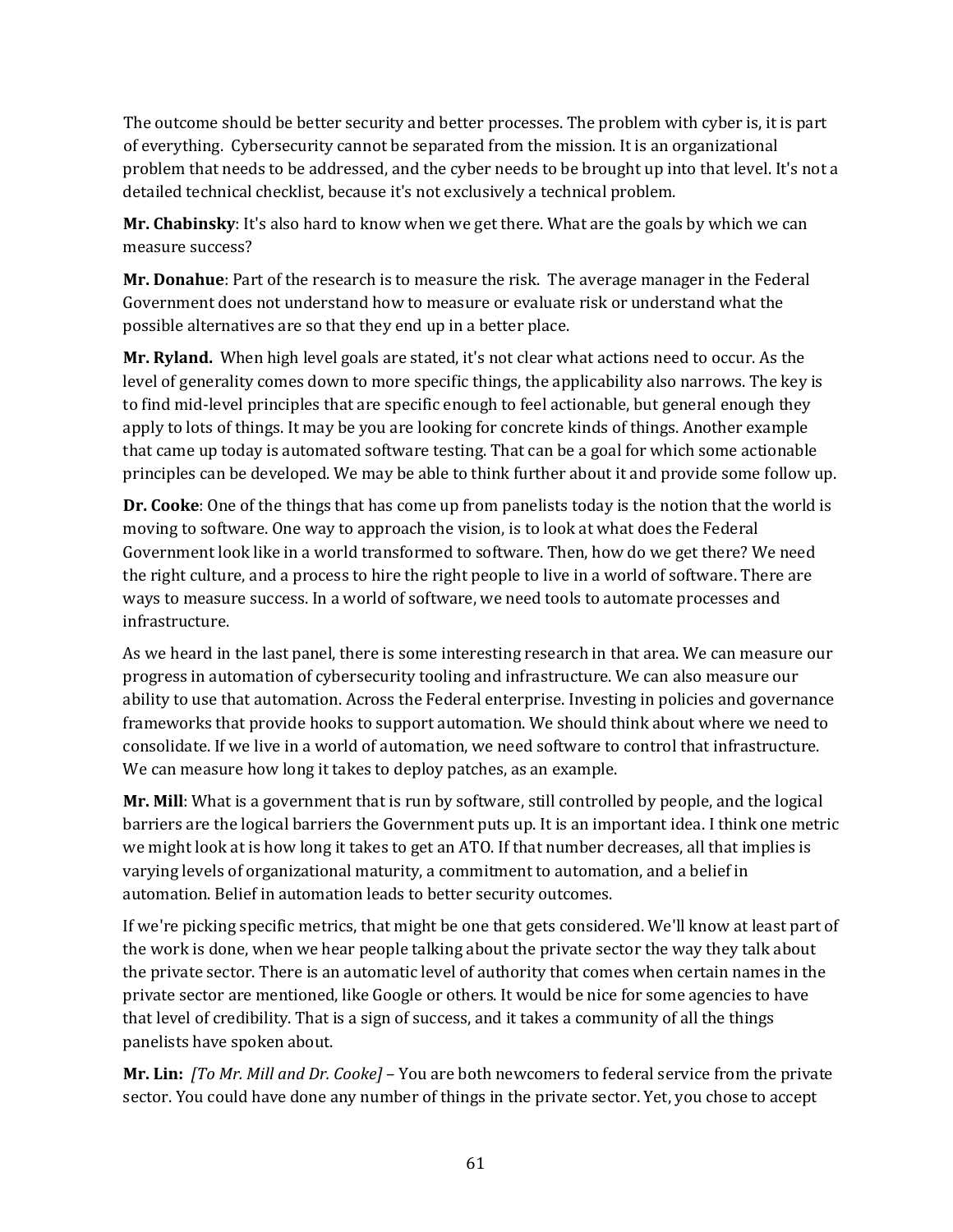The outcome should be better security and better processes. The problem with cyber is, it is part of everything. Cybersecurity cannot be separated from the mission. It is an organizational problem that needs to be addressed, and the cyber needs to be brought up into that level. It's not a detailed technical checklist, because it's not exclusively a technical problem.

**Mr. Chabinsky**: It's also hard to know when we get there. What are the goals by which we can measure success?

**Mr. Donahue**: Part of the research is to measure the risk. The average manager in the Federal Government does not understand how to measure or evaluate risk or understand what the possible alternatives are so that they end up in a better place.

**Mr. Ryland.** When high level goals are stated, it's not clear what actions need to occur. As the level of generality comes down to more specific things, the applicability also narrows. The key is to find mid-level principles that are specific enough to feel actionable, but general enough they apply to lots of things. It may be you are looking for concrete kinds of things. Another example that came up today is automated software testing. That can be a goal for which some actionable principles can be developed. We may be able to think further about it and provide some follow up.

**Dr. Cooke**: One of the things that has come up from panelists today is the notion that the world is moving to software. One way to approach the vision, is to look at what does the Federal Government look like in a world transformed to software. Then, how do we get there? We need the right culture, and a process to hire the right people to live in a world of software. There are ways to measure success. In a world of software, we need tools to automate processes and infrastructure.

As we heard in the last panel, there is some interesting research in that area. We can measure our progress in automation of cybersecurity tooling and infrastructure. We can also measure our ability to use that automation. Across the Federal enterprise. Investing in policies and governance frameworks that provide hooks to support automation. We should think about where we need to consolidate. If we live in a world of automation, we need software to control that infrastructure. We can measure how long it takes to deploy patches, as an example.

**Mr. Mill**: What is a government that is run by software, still controlled by people, and the logical barriers are the logical barriers the Government puts up. It is an important idea. I think one metric we might look at is how long it takes to get an ATO. If that number decreases, all that implies is varying levels of organizational maturity, a commitment to automation, and a belief in automation. Belief in automation leads to better security outcomes.

If we're picking specific metrics, that might be one that gets considered. We'll know at least part of the work is done, when we hear people talking about the private sector the way they talk about the private sector. There is an automatic level of authority that comes when certain names in the private sector are mentioned, like Google or others. It would be nice for some agencies to have that level of credibility. That is a sign of success, and it takes a community of all the things panelists have spoken about.

**Mr. Lin:** *[To Mr. Mill and Dr. Cooke]* – You are both newcomers to federal service from the private sector. You could have done any number of things in the private sector. Yet, you chose to accept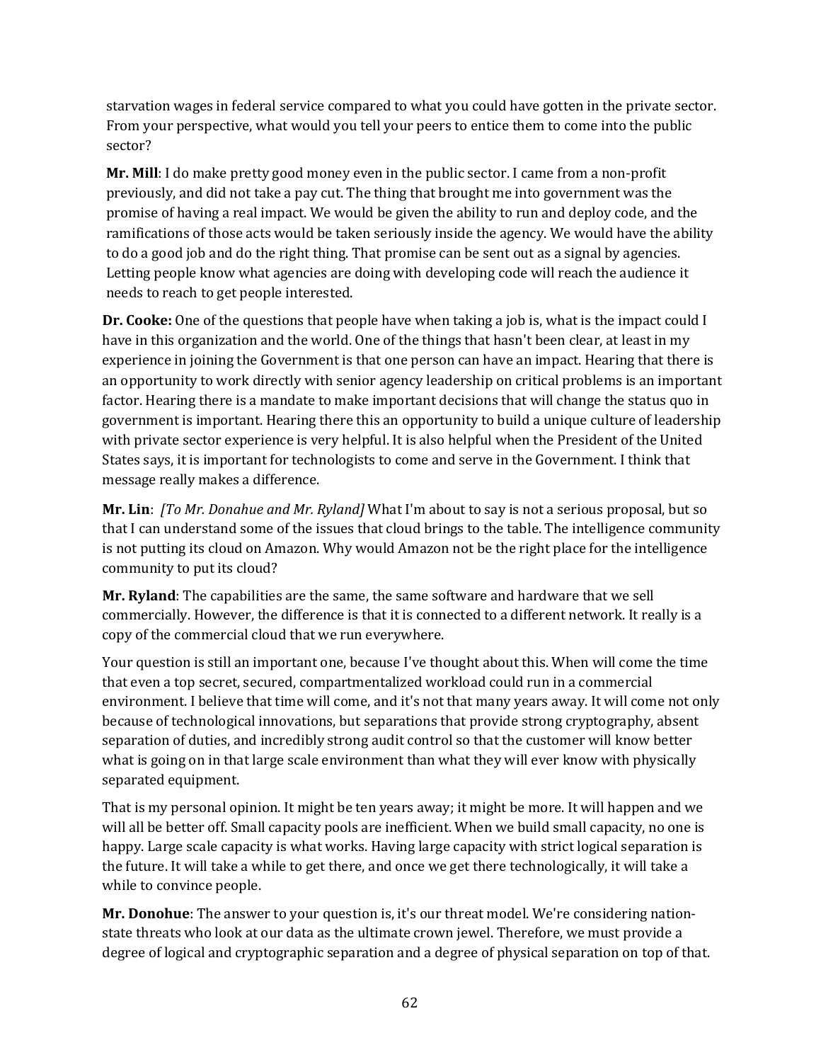starvation wages in federal service compared to what you could have gotten in the private sector. From your perspective, what would you tell your peers to entice them to come into the public sector?

**Mr. Mill**: I do make pretty good money even in the public sector. I came from a non-profit previously, and did not take a pay cut. The thing that brought me into government was the promise of having a real impact. We would be given the ability to run and deploy code, and the ramifications of those acts would be taken seriously inside the agency. We would have the ability to do a good job and do the right thing. That promise can be sent out as a signal by agencies. Letting people know what agencies are doing with developing code will reach the audience it needs to reach to get people interested.

**Dr. Cooke:** One of the questions that people have when taking a job is, what is the impact could I have in this organization and the world. One of the things that hasn't been clear, at least in my experience in joining the Government is that one person can have an impact. Hearing that there is an opportunity to work directly with senior agency leadership on critical problems is an important factor. Hearing there is a mandate to make important decisions that will change the status quo in government is important. Hearing there this an opportunity to build a unique culture of leadership with private sector experience is very helpful. It is also helpful when the President of the United States says, it is important for technologists to come and serve in the Government. I think that message really makes a difference.

**Mr. Lin**: *[To Mr. Donahue and Mr. Ryland]* What I'm about to say is not a serious proposal, but so that I can understand some of the issues that cloud brings to the table. The intelligence community is not putting its cloud on Amazon. Why would Amazon not be the right place for the intelligence community to put its cloud?

**Mr. Ryland**: The capabilities are the same, the same software and hardware that we sell commercially. However, the difference is that it is connected to a different network. It really is a copy of the commercial cloud that we run everywhere.

Your question is still an important one, because I've thought about this. When will come the time that even a top secret, secured, compartmentalized workload could run in a commercial environment. I believe that time will come, and it's not that many years away. It will come not only because of technological innovations, but separations that provide strong cryptography, absent separation of duties, and incredibly strong audit control so that the customer will know better what is going on in that large scale environment than what they will ever know with physically separated equipment.

That is my personal opinion. It might be ten years away; it might be more. It will happen and we will all be better off. Small capacity pools are inefficient. When we build small capacity, no one is happy. Large scale capacity is what works. Having large capacity with strict logical separation is the future. It will take a while to get there, and once we get there technologically, it will take a while to convince people.

**Mr. Donohue**: The answer to your question is, it's our threat model. We're considering nation-state threats who look at our data as the ultimate crown jewel. Therefore, we must provide a degree of logical and cryptographic separation and a degree of physical separation on top of that.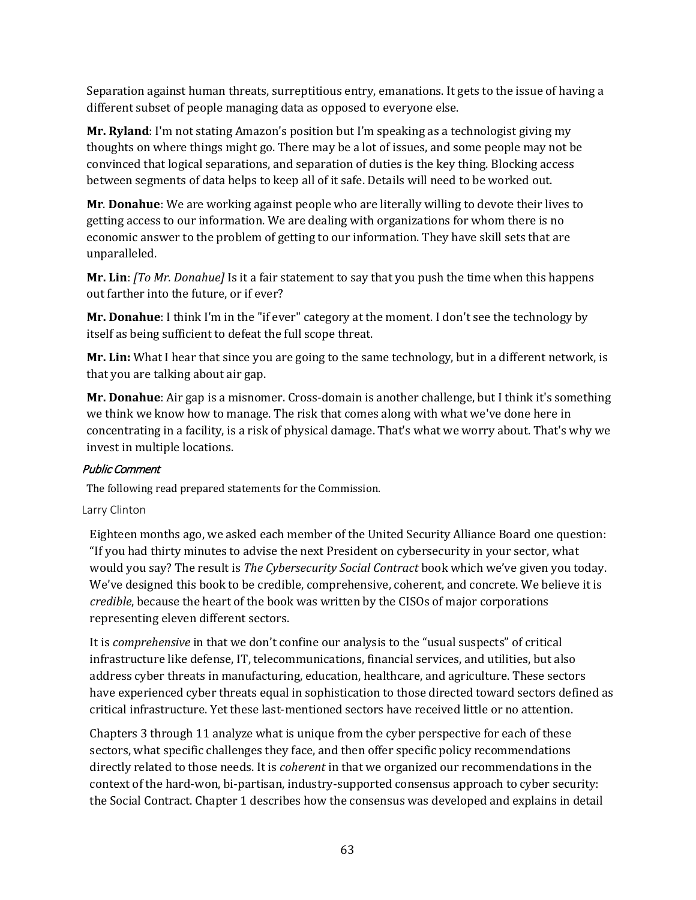Separation against human threats, surreptitious entry, emanations. It gets to the issue of having a different subset of people managing data as opposed to everyone else.

**Mr. Ryland**: I'm not stating Amazon's position but I'm speaking as a technologist giving my thoughts on where things might go. There may be a lot of issues, and some people may not be convinced that logical separations, and separation of duties is the key thing. Blocking access between segments of data helps to keep all of it safe. Details will need to be worked out.

**Mr**. **Donahue**: We are working against people who are literally willing to devote their lives to getting access to our information. We are dealing with organizations for whom there is no economic answer to the problem of getting to our information. They have skill sets that are unparalleled.

**Mr. Lin**: *[To Mr. Donahue]* Is it a fair statement to say that you push the time when this happens out farther into the future, or if ever?

**Mr. Donahue**: I think I'm in the "if ever" category at the moment. I don't see the technology by itself as being sufficient to defeat the full scope threat.

**Mr. Lin:** What I hear that since you are going to the same technology, but in a different network, is that you are talking about air gap.

**Mr. Donahue**: Air gap is a misnomer. Cross-domain is another challenge, but I think it's something we think we know how to manage. The risk that comes along with what we've done here in concentrating in a facility, is a risk of physical damage. That's what we worry about. That's why we invest in multiple locations.

### *Public Comment*

The following read prepared statements for the Commission.

#### Larry Clinton

Eighteen months ago, we asked each member of the United Security Alliance Board one question: "If you had thirty minutes to advise the next President on cybersecurity in your sector, what would you say? The result is *The Cybersecurity Social Contract* book which we've given you today. We've designed this book to be credible, comprehensive, coherent, and concrete. We believe it is *credible*, because the heart of the book was written by the CISOs of major corporations representing eleven different sectors.

It is *comprehensive* in that we don't confine our analysis to the "usual suspects" of critical infrastructure like defense, IT, telecommunications, financial services, and utilities, but also address cyber threats in manufacturing, education, healthcare, and agriculture. These sectors have experienced cyber threats equal in sophistication to those directed toward sectors defined as critical infrastructure. Yet these last-mentioned sectors have received little or no attention.

Chapters 3 through 11 analyze what is unique from the cyber perspective for each of these sectors, what specific challenges they face, and then offer specific policy recommendations directly related to those needs. It is *coherent* in that we organized our recommendations in the context of the hard-won, bi-partisan, industry-supported consensus approach to cyber security: the Social Contract. Chapter 1 describes how the consensus was developed and explains in detail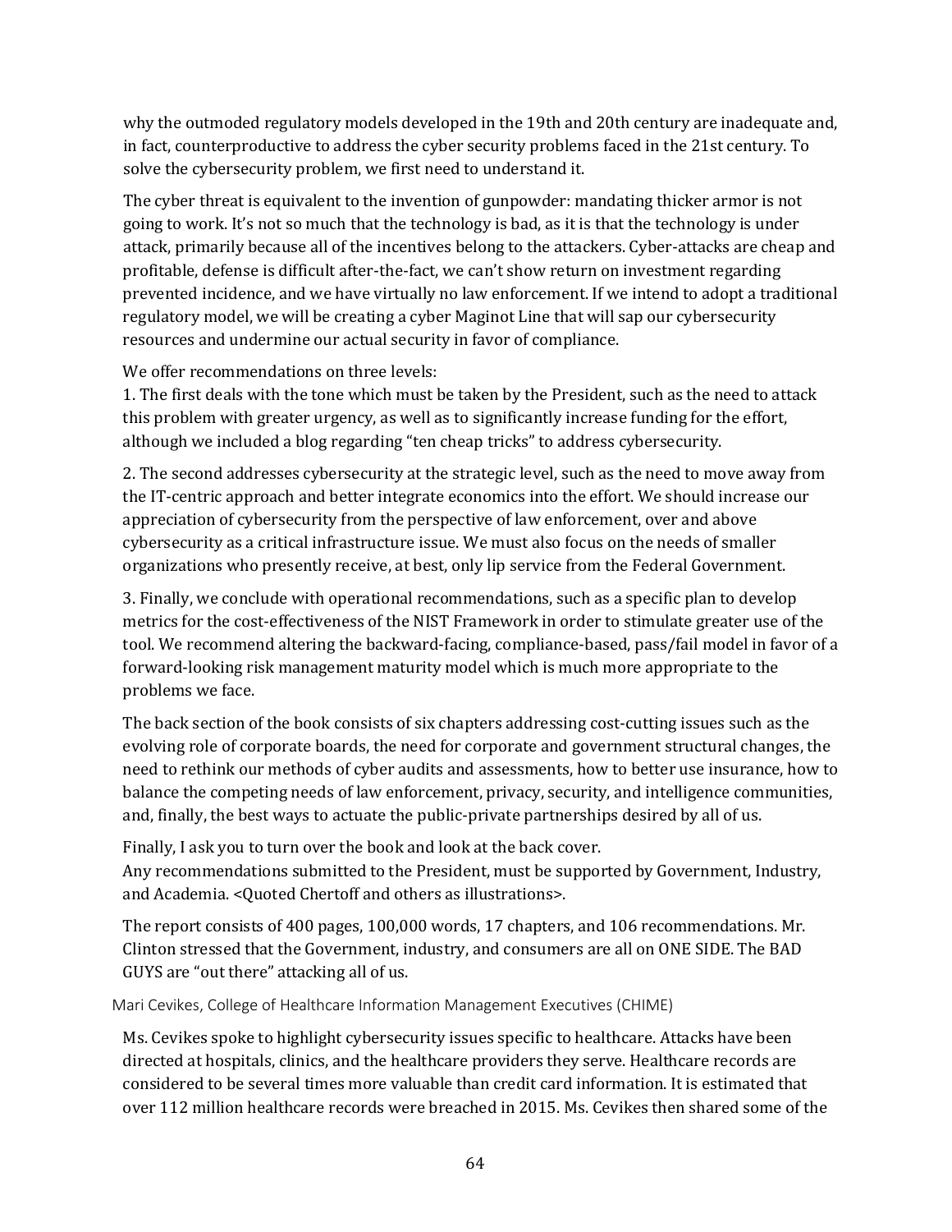why the outmoded regulatory models developed in the 19th and 20th century are inadequate and, in fact, counterproductive to address the cyber security problems faced in the 21st century. To solve the cybersecurity problem, we first need to understand it.

The cyber threat is equivalent to the invention of gunpowder: mandating thicker armor is not going to work. It's not so much that the technology is bad, as it is that the technology is under attack, primarily because all of the incentives belong to the attackers. Cyber-attacks are cheap and profitable, defense is difficult after-the-fact, we can't show return on investment regarding prevented incidence, and we have virtually no law enforcement. If we intend to adopt a traditional regulatory model, we will be creating a cyber Maginot Line that will sap our cybersecurity resources and undermine our actual security in favor of compliance.

We offer recommendations on three levels:

1. The first deals with the tone which must be taken by the President, such as the need to attack this problem with greater urgency, as well as to significantly increase funding for the effort, although we included a blog regarding "ten cheap tricks" to address cybersecurity.

2. The second addresses cybersecurity at the strategic level, such as the need to move away from the IT-centric approach and better integrate economics into the effort. We should increase our appreciation of cybersecurity from the perspective of law enforcement, over and above cybersecurity as a critical infrastructure issue. We must also focus on the needs of smaller organizations who presently receive, at best, only lip service from the Federal Government.

3. Finally, we conclude with operational recommendations, such as a specific plan to develop metrics for the cost-effectiveness of the NIST Framework in order to stimulate greater use of the tool. We recommend altering the backward-facing, compliance-based, pass/fail model in favor of a forward-looking risk management maturity model which is much more appropriate to the problems we face.

The back section of the book consists of six chapters addressing cost-cutting issues such as the evolving role of corporate boards, the need for corporate and government structural changes, the need to rethink our methods of cyber audits and assessments, how to better use insurance, how to balance the competing needs of law enforcement, privacy, security, and intelligence communities, and, finally, the best ways to actuate the public-private partnerships desired by all of us.

Finally, I ask you to turn over the book and look at the back cover.
Any recommendations submitted to the President, must be supported by Government, Industry, and Academia. <Quoted Chertoff and others as illustrations>.

The report consists of 400 pages, 100,000 words, 17 chapters, and 106 recommendations. Mr. Clinton stressed that the Government, industry, and consumers are all on ONE SIDE. The BAD GUYS are "out there" attacking all of us.

#### Mari Cevikes, College of Healthcare Information Management Executives (CHIME)

Ms. Cevikes spoke to highlight cybersecurity issues specific to healthcare. Attacks have been directed at hospitals, clinics, and the healthcare providers they serve. Healthcare records are considered to be several times more valuable than credit card information. It is estimated that over 112 million healthcare records were breached in 2015. Ms. Cevikes then shared some of the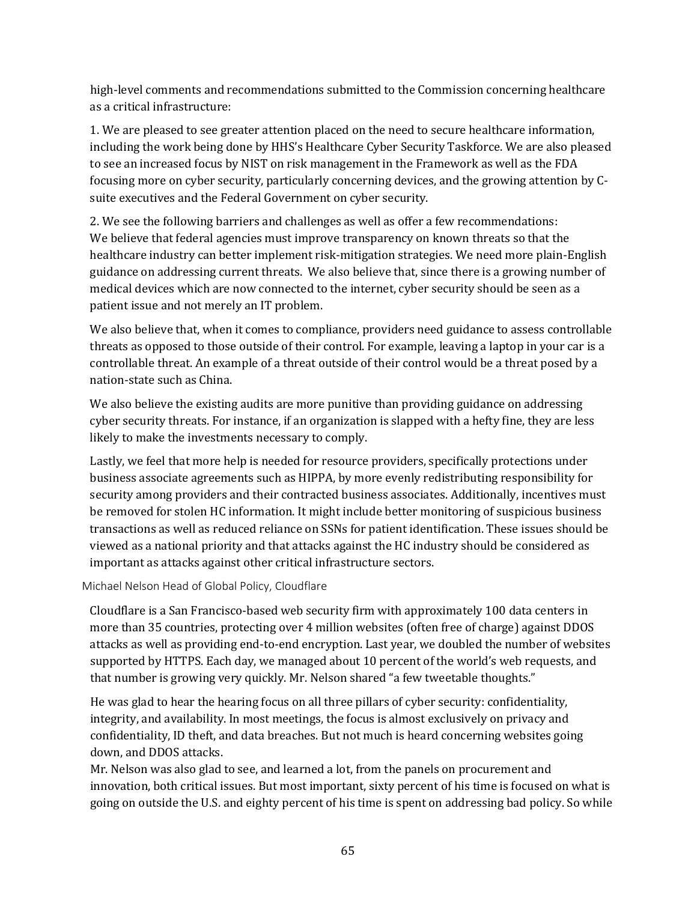high-level comments and recommendations submitted to the Commission concerning healthcare as a critical infrastructure:

1. We are pleased to see greater attention placed on the need to secure healthcare information, including the work being done by HHS's Healthcare Cyber Security Taskforce. We are also pleased to see an increased focus by NIST on risk management in the Framework as well as the FDA focusing more on cyber security, particularly concerning devices, and the growing attention by C-suite executives and the Federal Government on cyber security.

2. We see the following barriers and challenges as well as offer a few recommendations: We believe that federal agencies must improve transparency on known threats so that the healthcare industry can better implement risk-mitigation strategies. We need more plain-English guidance on addressing current threats. We also believe that, since there is a growing number of medical devices which are now connected to the internet, cyber security should be seen as a patient issue and not merely an IT problem.

We also believe that, when it comes to compliance, providers need guidance to assess controllable threats as opposed to those outside of their control. For example, leaving a laptop in your car is a controllable threat. An example of a threat outside of their control would be a threat posed by a nation-state such as China.

We also believe the existing audits are more punitive than providing guidance on addressing cyber security threats. For instance, if an organization is slapped with a hefty fine, they are less likely to make the investments necessary to comply.

Lastly, we feel that more help is needed for resource providers, specifically protections under business associate agreements such as HIPPA, by more evenly redistributing responsibility for security among providers and their contracted business associates. Additionally, incentives must be removed for stolen HC information. It might include better monitoring of suspicious business transactions as well as reduced reliance on SSNs for patient identification. These issues should be viewed as a national priority and that attacks against the HC industry should be considered as important as attacks against other critical infrastructure sectors.

Michael Nelson Head of Global Policy, Cloudflare

Cloudflare is a San Francisco-based web security firm with approximately 100 data centers in more than 35 countries, protecting over 4 million websites (often free of charge) against DDOS attacks as well as providing end-to-end encryption. Last year, we doubled the number of websites supported by HTTPS. Each day, we managed about 10 percent of the world's web requests, and that number is growing very quickly. Mr. Nelson shared "a few tweetable thoughts."

He was glad to hear the hearing focus on all three pillars of cyber security: confidentiality, integrity, and availability. In most meetings, the focus is almost exclusively on privacy and confidentiality, ID theft, and data breaches. But not much is heard concerning websites going down, and DDOS attacks.

Mr. Nelson was also glad to see, and learned a lot, from the panels on procurement and innovation, both critical issues. But most important, sixty percent of his time is focused on what is going on outside the U.S. and eighty percent of his time is spent on addressing bad policy. So while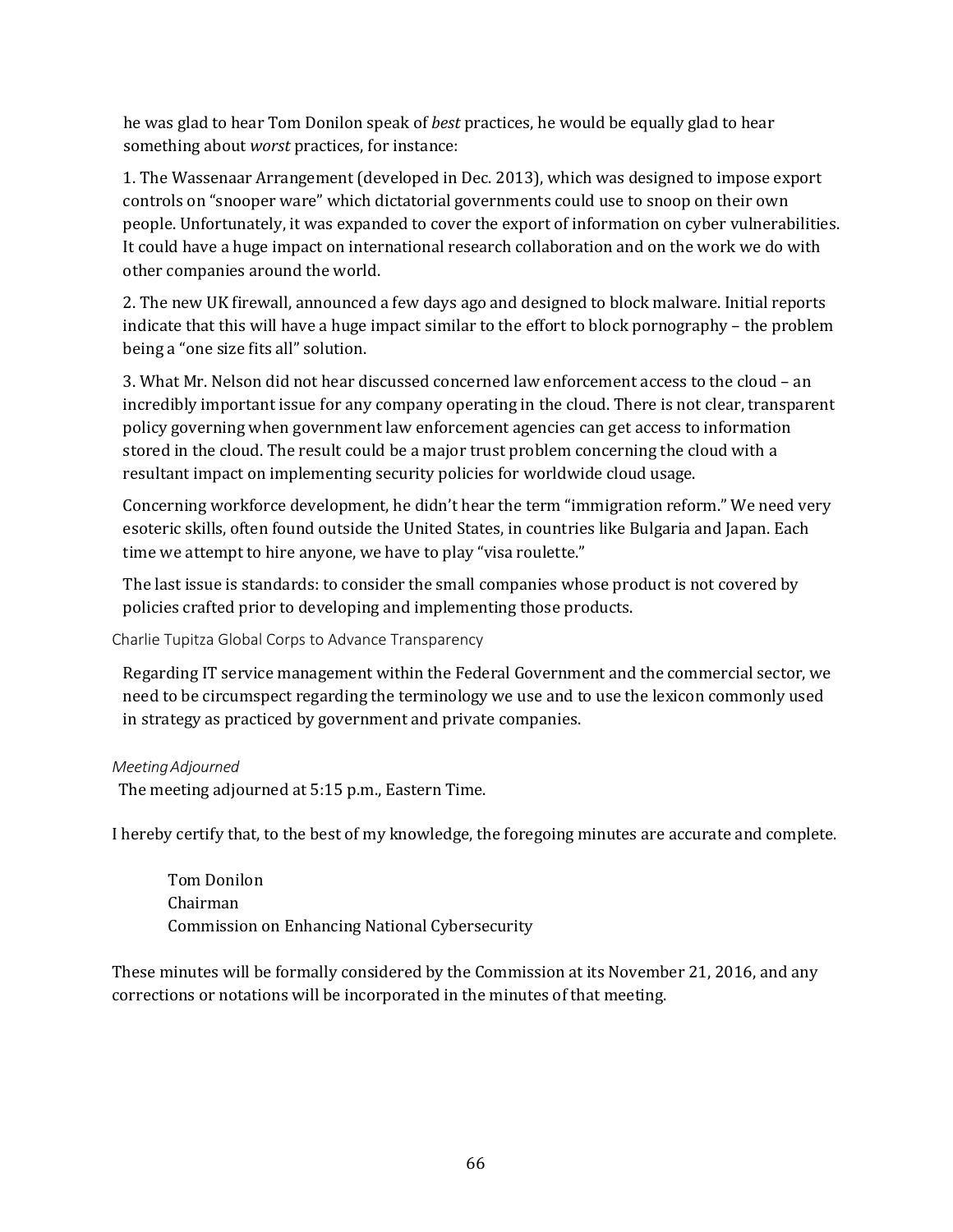he was glad to hear Tom Donilon speak of *best* practices, he would be equally glad to hear something about *worst* practices, for instance:

1. The Wassenaar Arrangement (developed in Dec. 2013), which was designed to impose export controls on "snooper ware" which dictatorial governments could use to snoop on their own people. Unfortunately, it was expanded to cover the export of information on cyber vulnerabilities. It could have a huge impact on international research collaboration and on the work we do with other companies around the world.

2. The new UK firewall, announced a few days ago and designed to block malware. Initial reports indicate that this will have a huge impact similar to the effort to block pornography – the problem being a "one size fits all" solution.

3. What Mr. Nelson did not hear discussed concerned law enforcement access to the cloud – an incredibly important issue for any company operating in the cloud. There is not clear, transparent policy governing when government law enforcement agencies can get access to information stored in the cloud. The result could be a major trust problem concerning the cloud with a resultant impact on implementing security policies for worldwide cloud usage.

Concerning workforce development, he didn't hear the term "immigration reform." We need very esoteric skills, often found outside the United States, in countries like Bulgaria and Japan. Each time we attempt to hire anyone, we have to play "visa roulette."

The last issue is standards: to consider the small companies whose product is not covered by policies crafted prior to developing and implementing those products.

Charlie Tupitza Global Corps to Advance Transparency

Regarding IT service management within the Federal Government and the commercial sector, we need to be circumspect regarding the terminology we use and to use the lexicon commonly used in strategy as practiced by government and private companies.

*Meeting Adjourned*

The meeting adjourned at 5:15 p.m., Eastern Time.

I hereby certify that, to the best of my knowledge, the foregoing minutes are accurate and complete.

Tom Donilon
Chairman
Commission on Enhancing National Cybersecurity

These minutes will be formally considered by the Commission at its November 21, 2016, and any corrections or notations will be incorporated in the minutes of that meeting.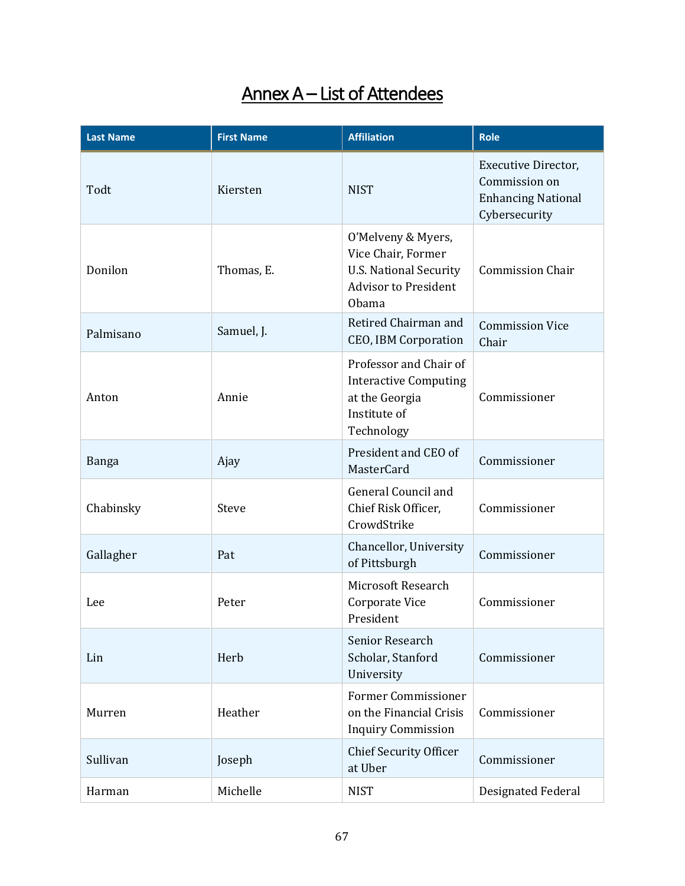# Annex A – List of Attendees

| Last Name | First Name | Affiliation | Role |
|---|---|---|---|
| Todt | Kiersten | NIST | Executive Director, Commission on Enhancing National Cybersecurity |
| Donilon | Thomas, E. | O'Melveny & Myers, Vice Chair, Former U.S. National Security Advisor to President Obama | Commission Chair |
| Palmisano | Samuel, J. | Retired Chairman and CEO, IBM Corporation | Commission Vice Chair |
| Anton | Annie | Professor and Chair of Interactive Computing at the Georgia Institute of Technology | Commissioner |
| Banga | Ajay | President and CEO of MasterCard | Commissioner |
| Chabinsky | Steve | General Council and Chief Risk Officer, CrowdStrike | Commissioner |
| Gallagher | Pat | Chancellor, University of Pittsburgh | Commissioner |
| Lee | Peter | Microsoft Research Corporate Vice President | Commissioner |
| Lin | Herb | Senior Research Scholar, Stanford University | Commissioner |
| Murren | Heather | Former Commissioner on the Financial Crisis Inquiry Commission | Commissioner |
| Sullivan | Joseph | Chief Security Officer at Uber | Commissioner |
| Harman | Michelle | NIST | Designated Federal |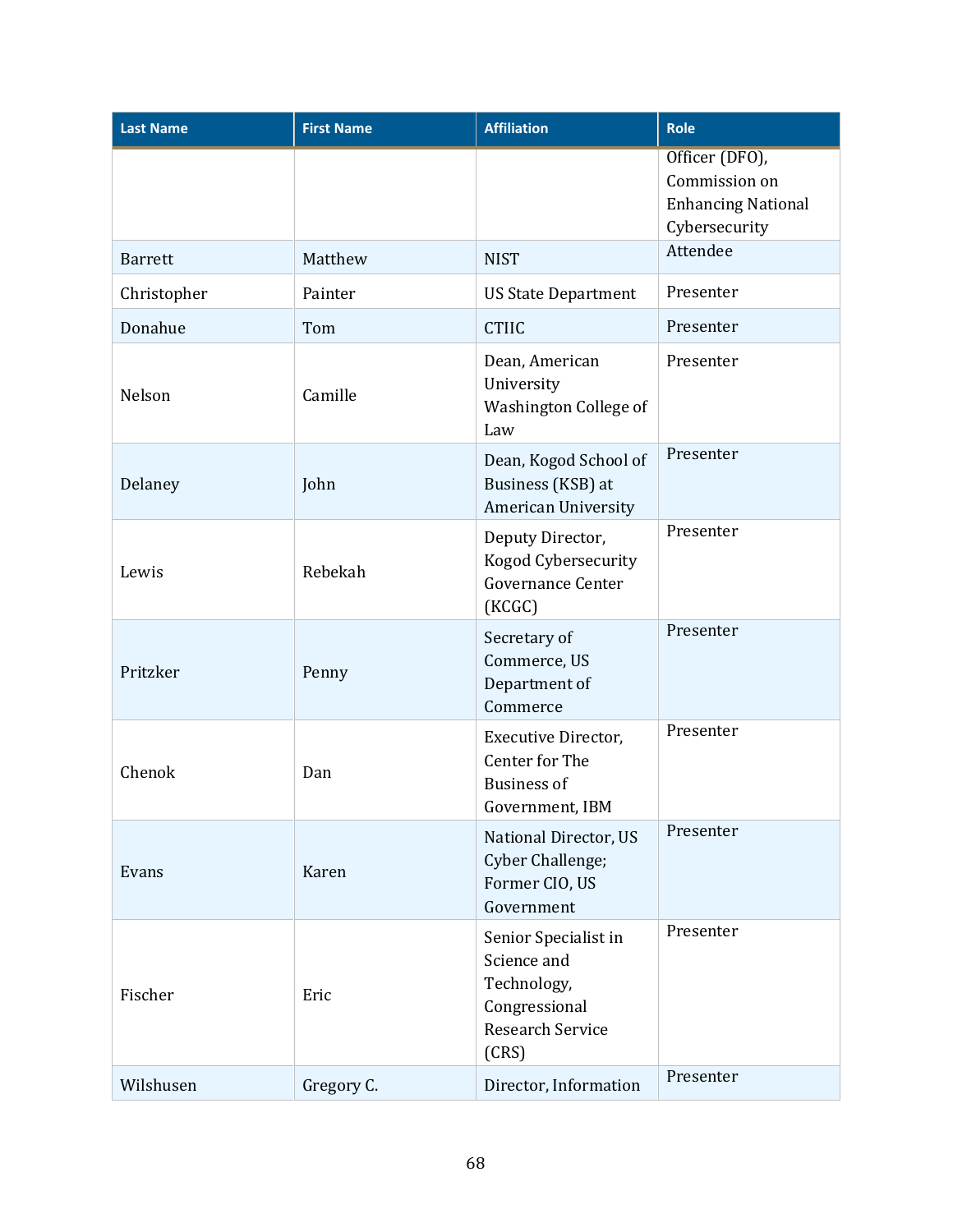| Last Name | First Name | Affiliation | Role |
|---|---|---|---|
| | | | Officer (DFO), Commission on Enhancing National Cybersecurity |
| Barrett | Matthew | NIST | Attendee |
| Christopher | Painter | US State Department | Presenter |
| Donahue | Tom | CTIIC | Presenter |
| Nelson | Camille | Dean, American University Washington College of Law | Presenter |
| Delaney | John | Dean, Kogod School of Business (KSB) at American University | Presenter |
| Lewis | Rebekah | Deputy Director, Kogod Cybersecurity Governance Center (KCGC) | Presenter |
| Pritzker | Penny | Secretary of Commerce, US Department of Commerce | Presenter |
| Chenok | Dan | Executive Director, Center for The Business of Government, IBM | Presenter |
| Evans | Karen | National Director, US Cyber Challenge; Former CIO, US Government | Presenter |
| Fischer | Eric | Senior Specialist in Science and Technology, Congressional Research Service (CRS) | Presenter |
| Wilshusen | Gregory C. | Director, Information | Presenter |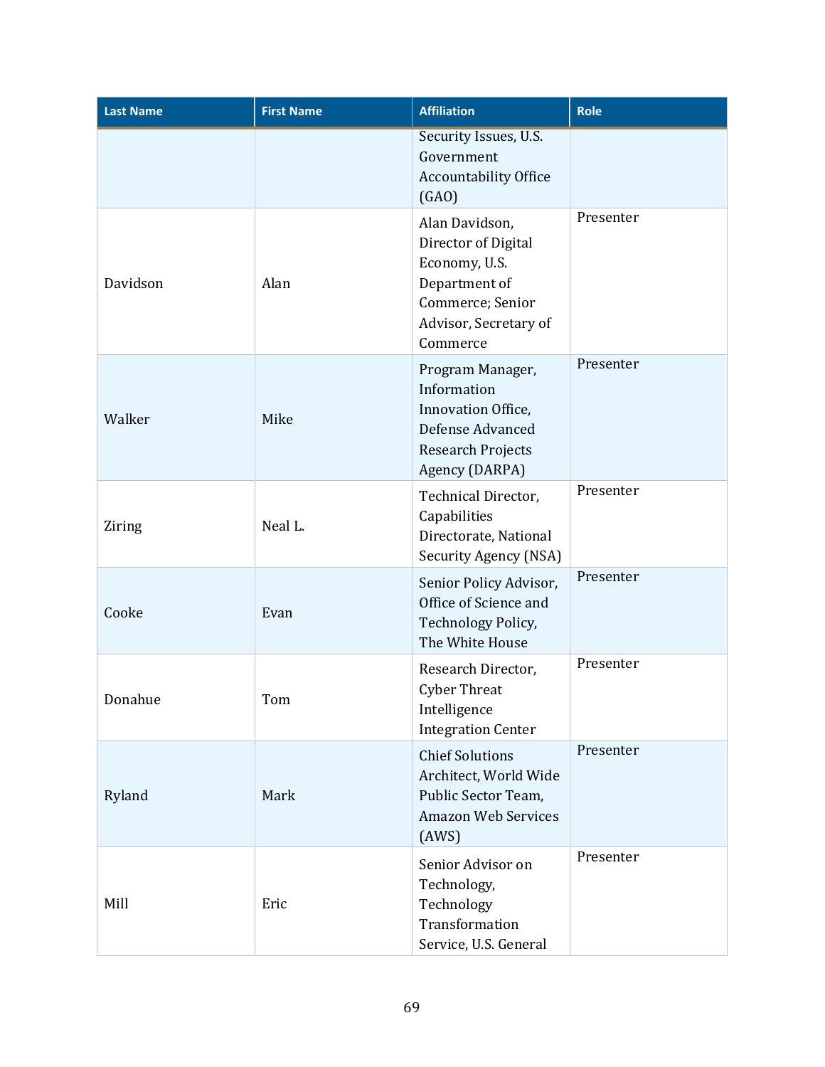| Last Name | First Name | Affiliation | Role |
| --- | --- | --- | --- |
| | | Security Issues, U.S. Government Accountability Office (GAO) | |
| Davidson | Alan | Alan Davidson, Director of Digital Economy, U.S. Department of Commerce; Senior Advisor, Secretary of Commerce | Presenter |
| Walker | Mike | Program Manager, Information Innovation Office, Defense Advanced Research Projects Agency (DARPA) | Presenter |
| Ziring | Neal L. | Technical Director, Capabilities Directorate, National Security Agency (NSA) | Presenter |
| Cooke | Evan | Senior Policy Advisor, Office of Science and Technology Policy, The White House | Presenter |
| Donahue | Tom | Research Director, Cyber Threat Intelligence Integration Center | Presenter |
| Ryland | Mark | Chief Solutions Architect, World Wide Public Sector Team, Amazon Web Services (AWS) | Presenter |
| Mill | Eric | Senior Advisor on Technology, Technology Transformation Service, U.S. General | Presenter |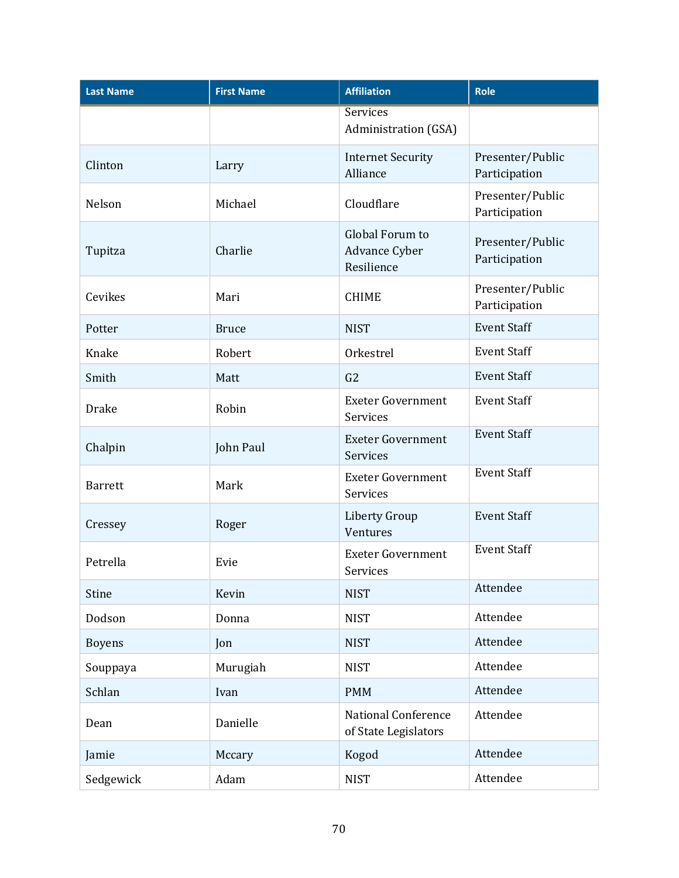| Last Name | First Name | Affiliation | Role |
|---|---|---|---|
| | | Services Administration (GSA) | |
| Clinton | Larry | Internet Security Alliance | Presenter/Public Participation |
| Nelson | Michael | Cloudflare | Presenter/Public Participation |
| Tupitza | Charlie | Global Forum to Advance Cyber Resilience | Presenter/Public Participation |
| Cevikes | Mari | CHIME | Presenter/Public Participation |
| Potter | Bruce | NIST | Event Staff |
| Knake | Robert | Orkestrel | Event Staff |
| Smith | Matt | G2 | Event Staff |
| Drake | Robin | Exeter Government Services | Event Staff |
| Chalpin | John Paul | Exeter Government Services | Event Staff |
| Barrett | Mark | Exeter Government Services | Event Staff |
| Cressey | Roger | Liberty Group Ventures | Event Staff |
| Petrella | Evie | Exeter Government Services | Event Staff |
| Stine | Kevin | NIST | Attendee |
| Dodson | Donna | NIST | Attendee |
| Boyens | Jon | NIST | Attendee |
| Souppaya | Murugiah | NIST | Attendee |
| Schlan | Ivan | PMM | Attendee |
| Dean | Danielle | National Conference of State Legislators | Attendee |
| Jamie | Mccary | Kogod | Attendee |
| Sedgewick | Adam | NIST | Attendee |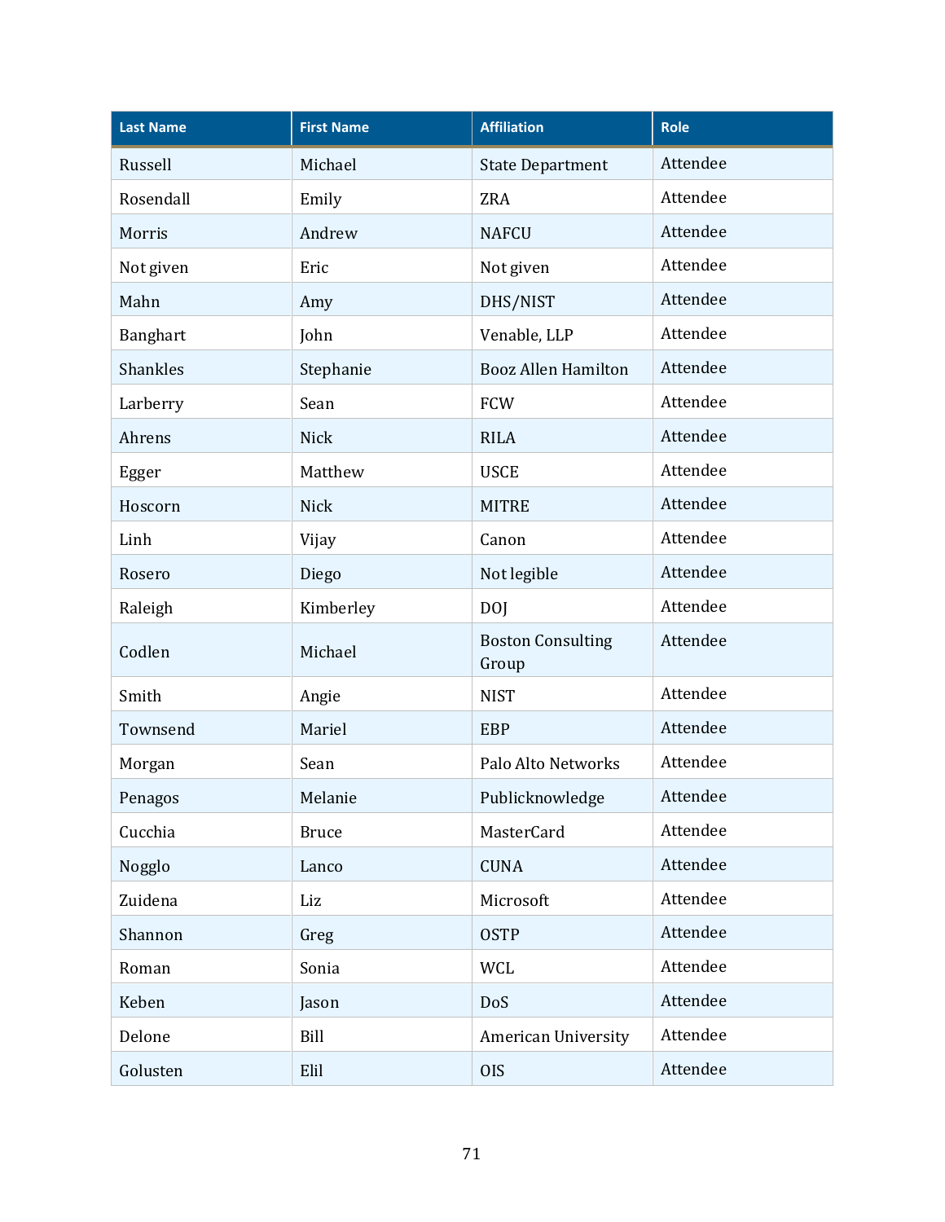| Last Name | First Name | Affiliation | Role |
| --- | --- | --- | --- |
| Russell | Michael | State Department | Attendee |
| Rosendall | Emily | ZRA | Attendee |
| Morris | Andrew | NAFCU | Attendee |
| Not given | Eric | Not given | Attendee |
| Mahn | Amy | DHS/NIST | Attendee |
| Banghart | John | Venable, LLP | Attendee |
| Shankles | Stephanie | Booz Allen Hamilton | Attendee |
| Larberry | Sean | FCW | Attendee |
| Ahrens | Nick | RILA | Attendee |
| Egger | Matthew | USCE | Attendee |
| Hoscorn | Nick | MITRE | Attendee |
| Linh | Vijay | Canon | Attendee |
| Rosero | Diego | Not legible | Attendee |
| Raleigh | Kimberley | DOJ | Attendee |
| Codlen | Michael | Boston Consulting Group | Attendee |
| Smith | Angie | NIST | Attendee |
| Townsend | Mariel | EBP | Attendee |
| Morgan | Sean | Palo Alto Networks | Attendee |
| Penagos | Melanie | Publicknowledge | Attendee |
| Cucchia | Bruce | MasterCard | Attendee |
| Nogglo | Lanco | CUNA | Attendee |
| Zuidena | Liz | Microsoft | Attendee |
| Shannon | Greg | OSTP | Attendee |
| Roman | Sonia | WCL | Attendee |
| Keben | Jason | DoS | Attendee |
| Delone | Bill | American University | Attendee |
| Golusten | Elil | OIS | Attendee |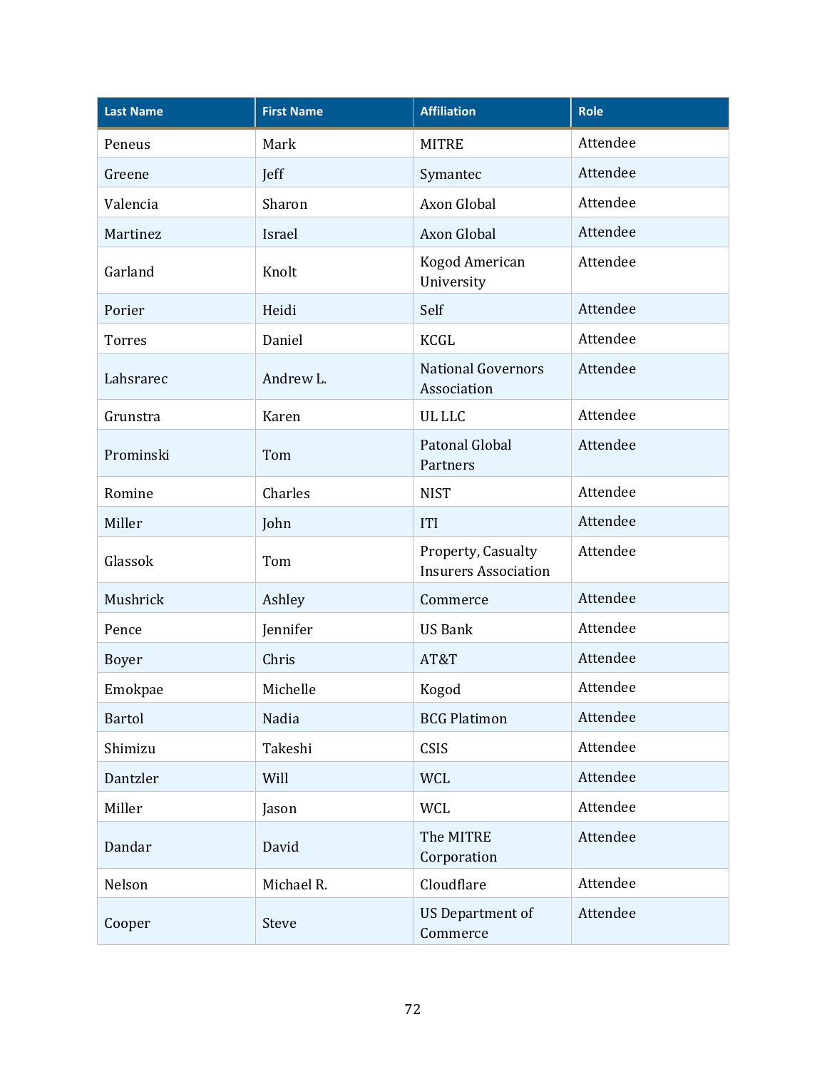| Last Name | First Name | Affiliation | Role |
|---|---|---|---|
| Peneus | Mark | MITRE | Attendee |
| Greene | Jeff | Symantec | Attendee |
| Valencia | Sharon | Axon Global | Attendee |
| Martinez | Israel | Axon Global | Attendee |
| Garland | Knolt | Kogod American University | Attendee |
| Porier | Heidi | Self | Attendee |
| Torres | Daniel | KCGL | Attendee |
| Lahsrarec | Andrew L. | National Governors Association | Attendee |
| Grunstra | Karen | UL LLC | Attendee |
| Prominski | Tom | Patonal Global Partners | Attendee |
| Romine | Charles | NIST | Attendee |
| Miller | John | ITI | Attendee |
| Glassok | Tom | Property, Casualty Insurers Association | Attendee |
| Mushrick | Ashley | Commerce | Attendee |
| Pence | Jennifer | US Bank | Attendee |
| Boyer | Chris | AT&T | Attendee |
| Emokpae | Michelle | Kogod | Attendee |
| Bartol | Nadia | BCG Platimon | Attendee |
| Shimizu | Takeshi | CSIS | Attendee |
| Dantzler | Will | WCL | Attendee |
| Miller | Jason | WCL | Attendee |
| Dandar | David | The MITRE Corporation | Attendee |
| Nelson | Michael R. | Cloudflare | Attendee |
| Cooper | Steve | US Department of Commerce | Attendee |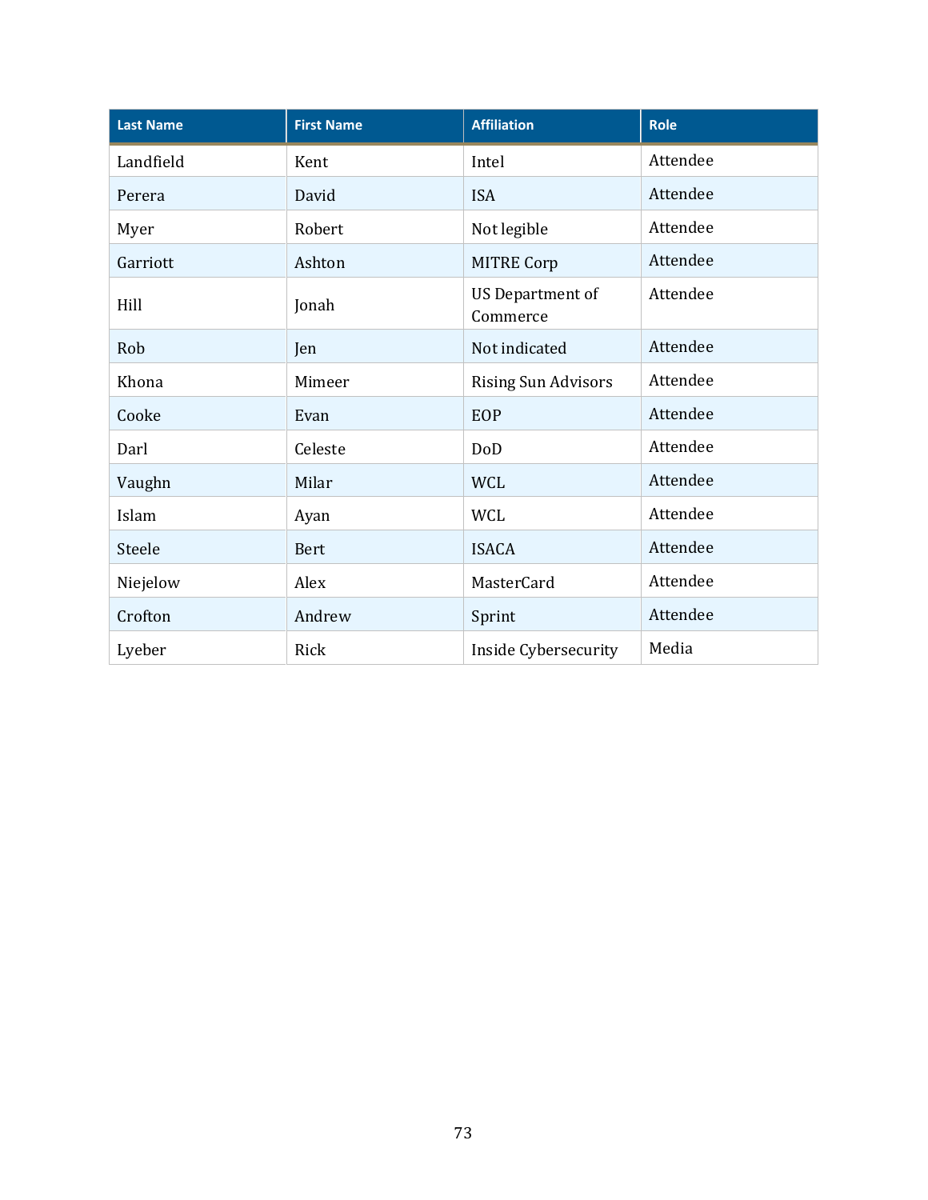| Last Name | First Name | Affiliation | Role |
|---|---|---|---|
| Landfield | Kent | Intel | Attendee |
| Perera | David | ISA | Attendee |
| Myer | Robert | Not legible | Attendee |
| Garriott | Ashton | MITRE Corp | Attendee |
| Hill | Jonah | US Department of Commerce | Attendee |
| Rob | Jen | Not indicated | Attendee |
| Khona | Mimeer | Rising Sun Advisors | Attendee |
| Cooke | Evan | EOP | Attendee |
| Darl | Celeste | DoD | Attendee |
| Vaughn | Milar | WCL | Attendee |
| Islam | Ayan | WCL | Attendee |
| Steele | Bert | ISACA | Attendee |
| Niejelow | Alex | MasterCard | Attendee |
| Crofton | Andrew | Sprint | Attendee |
| Lyeber | Rick | Inside Cybersecurity | Media |